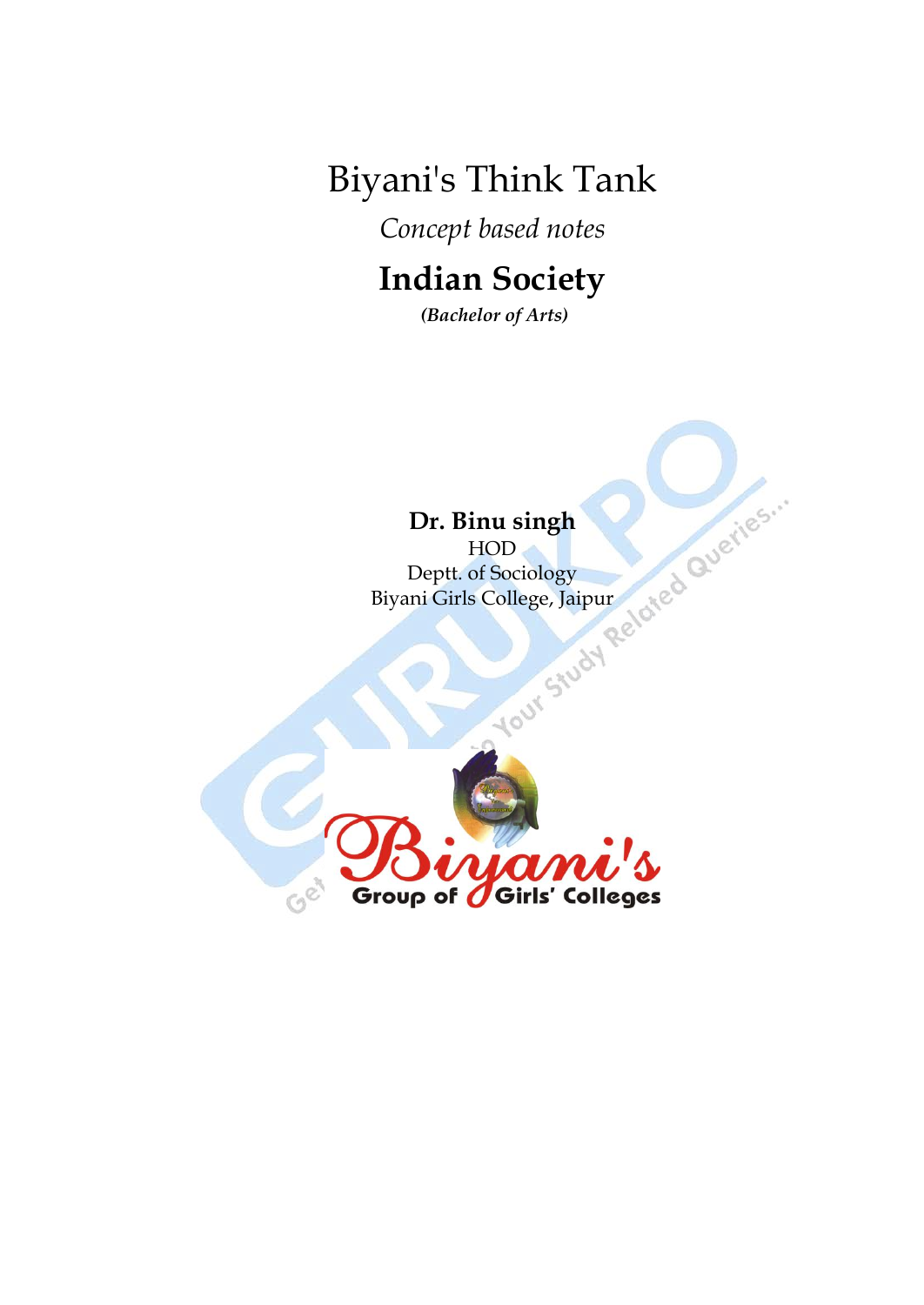# Biyani's Think Tank

*Concept based notes*

## Indian Society

***(Bachelor of Arts)***

**Dr. Binu singh**
HOD
Deptt. of Sociology
Biyani Girls College, Jaipur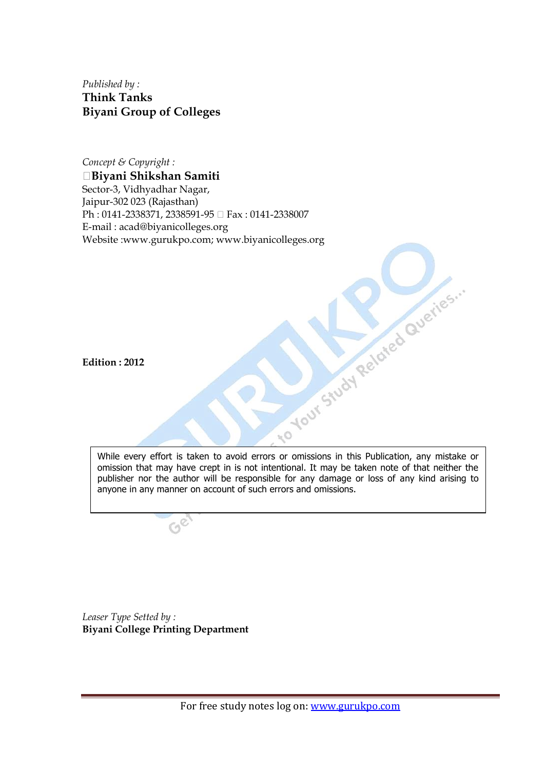*Published by :*
**Think Tanks**
**Biyani Group of Colleges**

*Concept & Copyright :*
**Biyani Shikshan Samiti**
Sector-3, Vidhyadhar Nagar,
Jaipur-302 023 (Rajasthan)
Ph : 0141-2338371, 2338591-95 Fax : 0141-2338007
E-mail : acad@biyanicolleges.org
Website :www.gurukpo.com; www.biyanicolleges.org

**Edition : 2012**

While every effort is taken to avoid errors or omissions in this Publication, any mistake or omission that may have crept in is not intentional. It may be taken note of that neither the publisher nor the author will be responsible for any damage or loss of any kind arising to anyone in any manner on account of such errors and omissions.

*Leaser Type Setted by :*
**Biyani College Printing Department**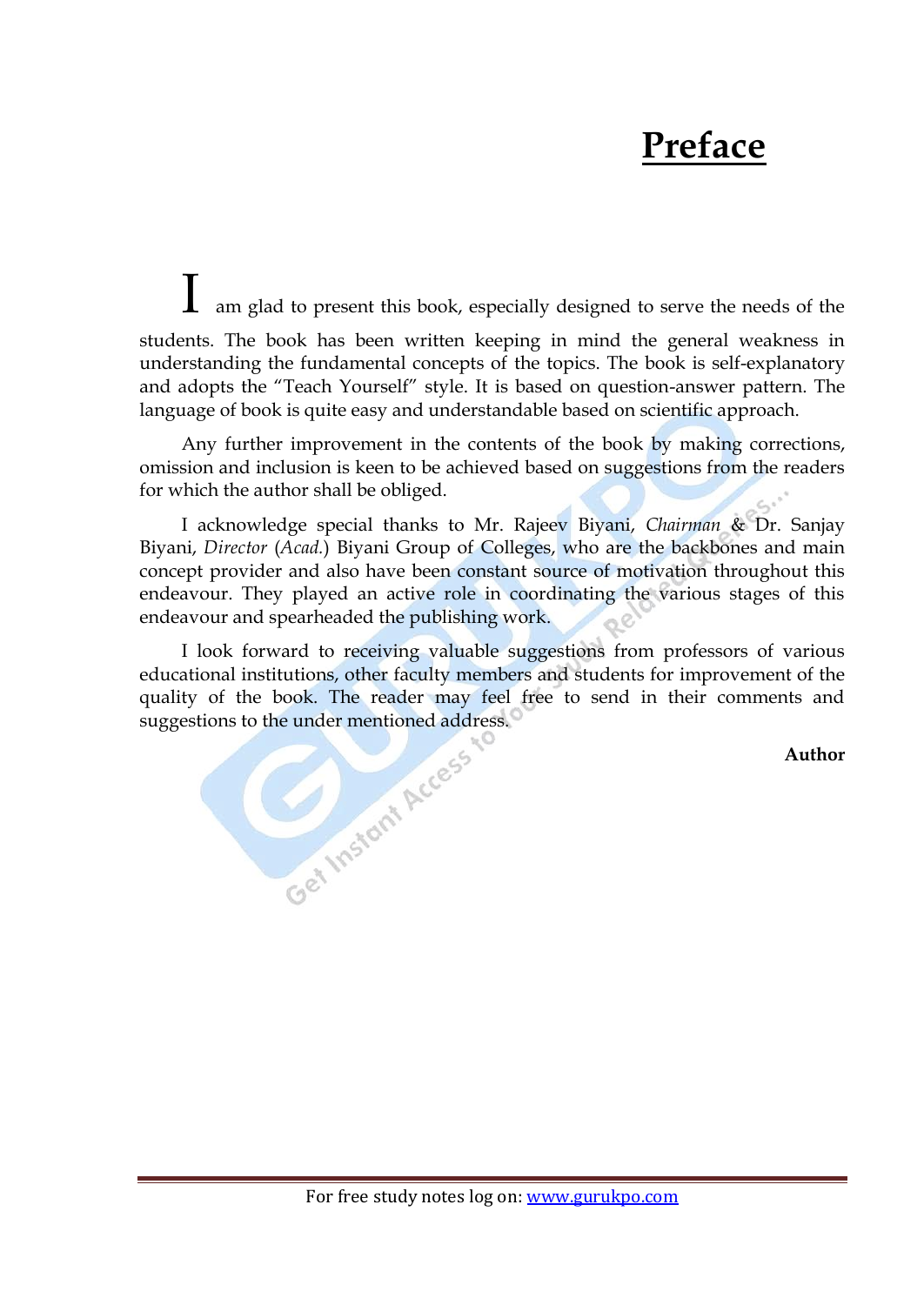# Preface

I am glad to present this book, especially designed to serve the needs of the students. The book has been written keeping in mind the general weakness in understanding the fundamental concepts of the topics. The book is self-explanatory and adopts the "Teach Yourself" style. It is based on question-answer pattern. The language of book is quite easy and understandable based on scientific approach.

Any further improvement in the contents of the book by making corrections, omission and inclusion is keen to be achieved based on suggestions from the readers for which the author shall be obliged.

I acknowledge special thanks to Mr. Rajeev Biyani, *Chairman* & Dr. Sanjay Biyani, *Director* (*Acad.*) Biyani Group of Colleges, who are the backbones and main concept provider and also have been constant source of motivation throughout this endeavour. They played an active role in coordinating the various stages of this endeavour and spearheaded the publishing work.

I look forward to receiving valuable suggestions from professors of various educational institutions, other faculty members and students for improvement of the quality of the book. The reader may feel free to send in their comments and suggestions to the under mentioned address.

**Author**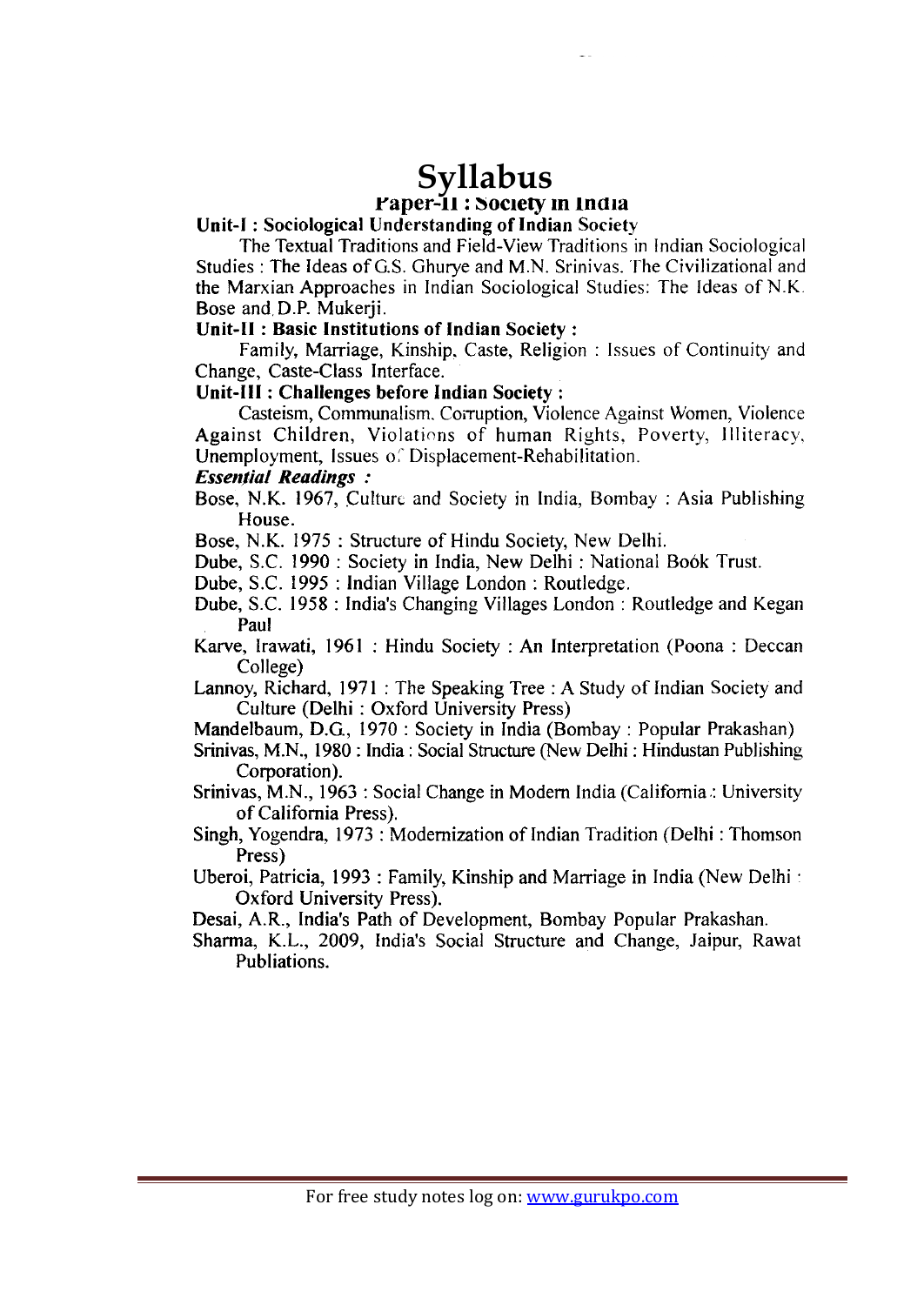# Syllabus

## Paper-II : Society in India

**Unit-I : Sociological Understanding of Indian Society**

The Textual Traditions and Field-View Traditions in Indian Sociological Studies : The Ideas of G.S. Ghurye and M.N. Srinivas. The Civilizational and the Marxian Approaches in Indian Sociological Studies: The Ideas of N.K. Bose and D.P. Mukerji.

**Unit-II : Basic Institutions of Indian Society :**

Family, Marriage, Kinship, Caste, Religion : Issues of Continuity and Change, Caste-Class Interface.

**Unit-III : Challenges before Indian Society :**

Casteism, Communalism, Corruption, Violence Against Women, Violence Against Children, Violations of human Rights, Poverty, Illiteracy, Unemployment, Issues of Displacement-Rehabilitation.

***Essential Readings :***

Bose, N.K. 1967, Culture and Society in India, Bombay : Asia Publishing House.

Bose, N.K. 1975 : Structure of Hindu Society, New Delhi.

Dube, S.C. 1990 : Society in India, New Delhi : National Boók Trust.

Dube, S.C. 1995 : Indian Village London : Routledge.

Dube, S.C. 1958 : India's Changing Villages London : Routledge and Kegan Paul

Karve, Irawati, 1961 : Hindu Society : An Interpretation (Poona : Deccan College)

Lannoy, Richard, 1971 : The Speaking Tree : A Study of Indian Society and Culture (Delhi : Oxford University Press)

Mandelbaum, D.G., 1970 : Society in India (Bombay : Popular Prakashan)

Srinivas, M.N., 1980 : India : Social Structure (New Delhi : Hindustan Publishing Corporation).

Srinivas, M.N., 1963 : Social Change in Modern India (California : University of California Press).

Singh, Yogendra, 1973 : Modernization of Indian Tradition (Delhi : Thomson Press)

Uberoi, Patricia, 1993 : Family, Kinship and Marriage in India (New Delhi : Oxford University Press).

Desai, A.R., India's Path of Development, Bombay Popular Prakashan.

Sharma, K.L., 2009, India's Social Structure and Change, Jaipur, Rawat Publiations.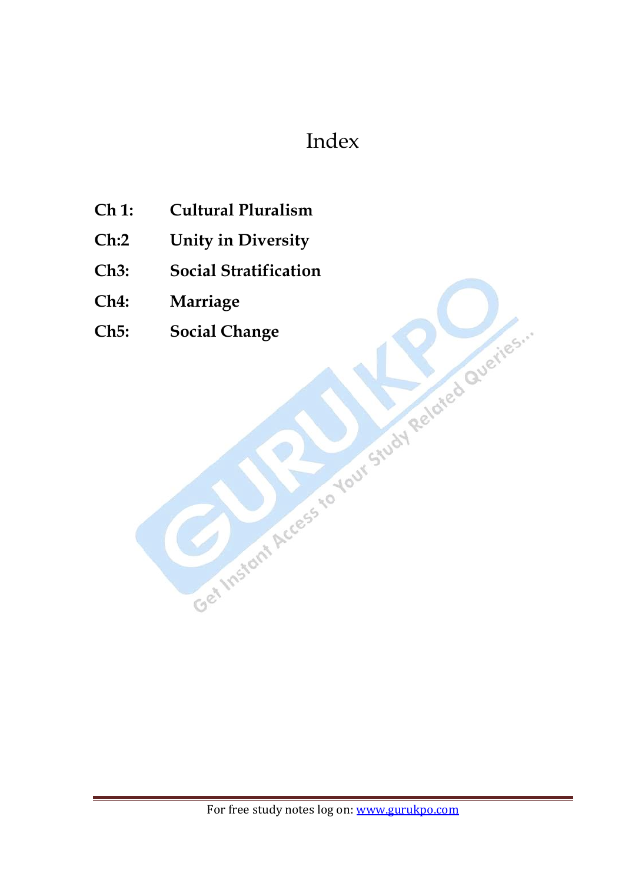# Index

| | |
|---|---|
| **Ch 1:** | **Cultural Pluralism** |
| **Ch:2** | **Unity in Diversity** |
| **Ch3:** | **Social Stratification** |
| **Ch4:** | **Marriage** |
| **Ch5:** | **Social Change** |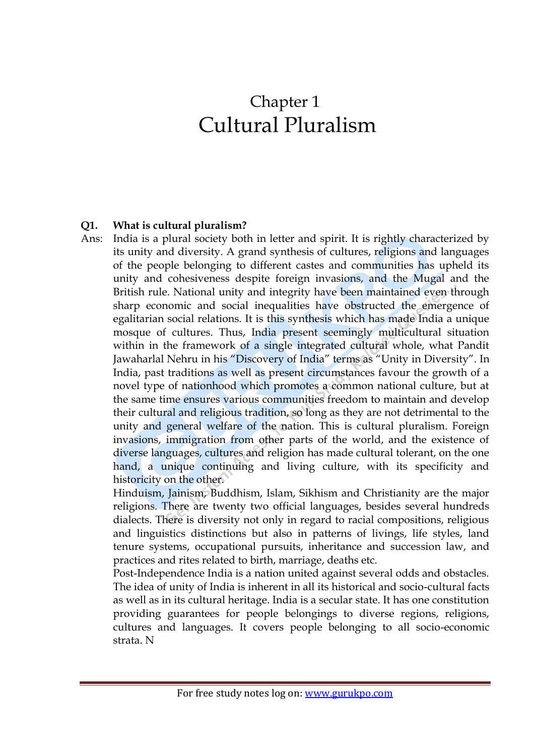Chapter 1

# Cultural Pluralism

**Q1. What is cultural pluralism?**

Ans: India is a plural society both in letter and spirit. It is rightly characterized by its unity and diversity. A grand synthesis of cultures, religions and languages of the people belonging to different castes and communities has upheld its unity and cohesiveness despite foreign invasions, and the Mugal and the British rule. National unity and integrity have been maintained even through sharp economic and social inequalities have obstructed the emergence of egalitarian social relations. It is this synthesis which has made India a unique mosque of cultures. Thus, India present seemingly multicultural situation within in the framework of a single integrated cultural whole, what Pandit Jawaharlal Nehru in his "Discovery of India" terms as "Unity in Diversity". In India, past traditions as well as present circumstances favour the growth of a novel type of nationhood which promotes a common national culture, but at the same time ensures various communities freedom to maintain and develop their cultural and religious tradition, so long as they are not detrimental to the unity and general welfare of the nation. This is cultural pluralism. Foreign invasions, immigration from other parts of the world, and the existence of diverse languages, cultures and religion has made cultural tolerant, on the one hand, a unique continuing and living culture, with its specificity and historicity on the other.

Hinduism, Jainism, Buddhism, Islam, Sikhism and Christianity are the major religions. There are twenty two official languages, besides several hundreds dialects. There is diversity not only in regard to racial compositions, religious and linguistics distinctions but also in patterns of livings, life styles, land tenure systems, occupational pursuits, inheritance and succession law, and practices and rites related to birth, marriage, deaths etc.

Post-Independence India is a nation united against several odds and obstacles. The idea of unity of India is inherent in all its historical and socio-cultural facts as well as in its cultural heritage. India is a secular state. It has one constitution providing guarantees for people belongings to diverse regions, religions, cultures and languages. It covers people belonging to all socio-economic strata. N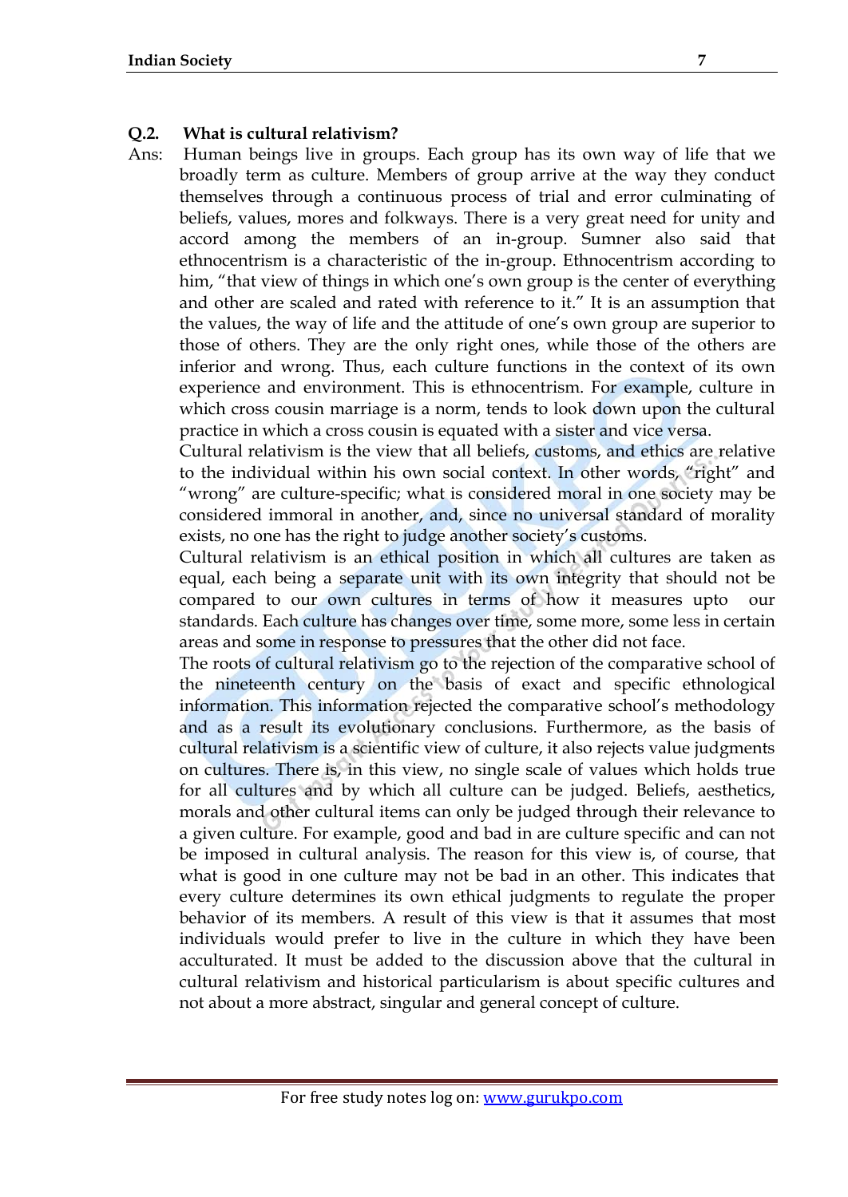**Q.2. What is cultural relativism?**

Ans: Human beings live in groups. Each group has its own way of life that we broadly term as culture. Members of group arrive at the way they conduct themselves through a continuous process of trial and error culminating of beliefs, values, mores and folkways. There is a very great need for unity and accord among the members of an in-group. Sumner also said that ethnocentrism is a characteristic of the in-group. Ethnocentrism according to him, "that view of things in which one's own group is the center of everything and other are scaled and rated with reference to it." It is an assumption that the values, the way of life and the attitude of one's own group are superior to those of others. They are the only right ones, while those of the others are inferior and wrong. Thus, each culture functions in the context of its own experience and environment. This is ethnocentrism. For example, culture in which cross cousin marriage is a norm, tends to look down upon the cultural practice in which a cross cousin is equated with a sister and vice versa.

Cultural relativism is the view that all beliefs, customs, and ethics are relative to the individual within his own social context. In other words, "right" and "wrong" are culture-specific; what is considered moral in one society may be considered immoral in another, and, since no universal standard of morality exists, no one has the right to judge another society's customs.

Cultural relativism is an ethical position in which all cultures are taken as equal, each being a separate unit with its own integrity that should not be compared to our own cultures in terms of how it measures upto our standards. Each culture has changes over time, some more, some less in certain areas and some in response to pressures that the other did not face.

The roots of cultural relativism go to the rejection of the comparative school of the nineteenth century on the basis of exact and specific ethnological information. This information rejected the comparative school's methodology and as a result its evolutionary conclusions. Furthermore, as the basis of cultural relativism is a scientific view of culture, it also rejects value judgments on cultures. There is, in this view, no single scale of values which holds true for all cultures and by which all culture can be judged. Beliefs, aesthetics, morals and other cultural items can only be judged through their relevance to a given culture. For example, good and bad in are culture specific and can not be imposed in cultural analysis. The reason for this view is, of course, that what is good in one culture may not be bad in an other. This indicates that every culture determines its own ethical judgments to regulate the proper behavior of its members. A result of this view is that it assumes that most individuals would prefer to live in the culture in which they have been acculturated. It must be added to the discussion above that the cultural in cultural relativism and historical particularism is about specific cultures and not about a more abstract, singular and general concept of culture.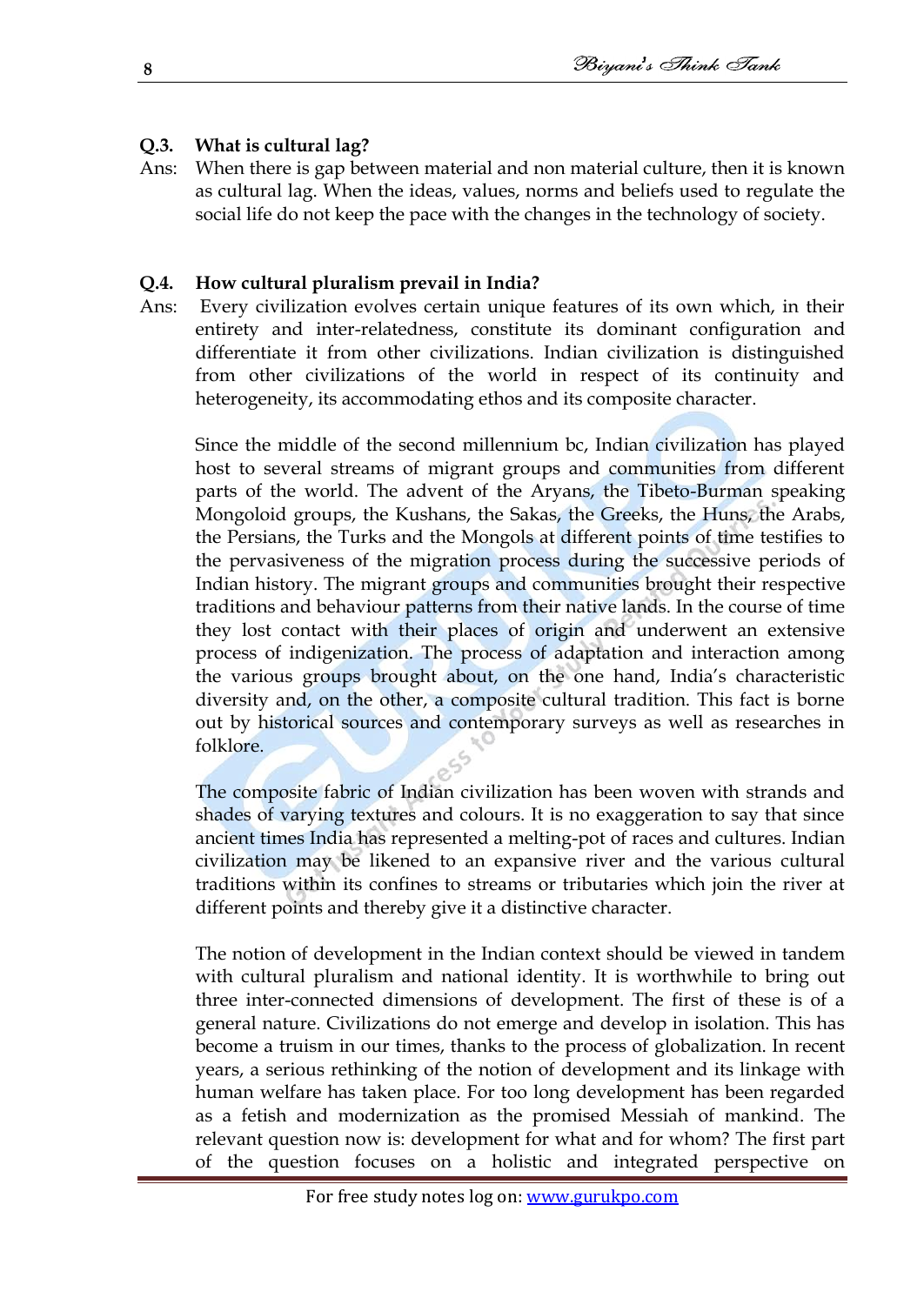**Q.3. What is cultural lag?**

Ans: When there is gap between material and non material culture, then it is known as cultural lag. When the ideas, values, norms and beliefs used to regulate the social life do not keep the pace with the changes in the technology of society.

**Q.4. How cultural pluralism prevail in India?**

Ans: Every civilization evolves certain unique features of its own which, in their entirety and inter-relatedness, constitute its dominant configuration and differentiate it from other civilizations. Indian civilization is distinguished from other civilizations of the world in respect of its continuity and heterogeneity, its accommodating ethos and its composite character.

Since the middle of the second millennium bc, Indian civilization has played host to several streams of migrant groups and communities from different parts of the world. The advent of the Aryans, the Tibeto-Burman speaking Mongoloid groups, the Kushans, the Sakas, the Greeks, the Huns, the Arabs, the Persians, the Turks and the Mongols at different points of time testifies to the pervasiveness of the migration process during the successive periods of Indian history. The migrant groups and communities brought their respective traditions and behaviour patterns from their native lands. In the course of time they lost contact with their places of origin and underwent an extensive process of indigenization. The process of adaptation and interaction among the various groups brought about, on the one hand, India's characteristic diversity and, on the other, a composite cultural tradition. This fact is borne out by historical sources and contemporary surveys as well as researches in folklore.

The composite fabric of Indian civilization has been woven with strands and shades of varying textures and colours. It is no exaggeration to say that since ancient times India has represented a melting-pot of races and cultures. Indian civilization may be likened to an expansive river and the various cultural traditions within its confines to streams or tributaries which join the river at different points and thereby give it a distinctive character.

The notion of development in the Indian context should be viewed in tandem with cultural pluralism and national identity. It is worthwhile to bring out three inter-connected dimensions of development. The first of these is of a general nature. Civilizations do not emerge and develop in isolation. This has become a truism in our times, thanks to the process of globalization. In recent years, a serious rethinking of the notion of development and its linkage with human welfare has taken place. For too long development has been regarded as a fetish and modernization as the promised Messiah of mankind. The relevant question now is: development for what and for whom? The first part of the question focuses on a holistic and integrated perspective on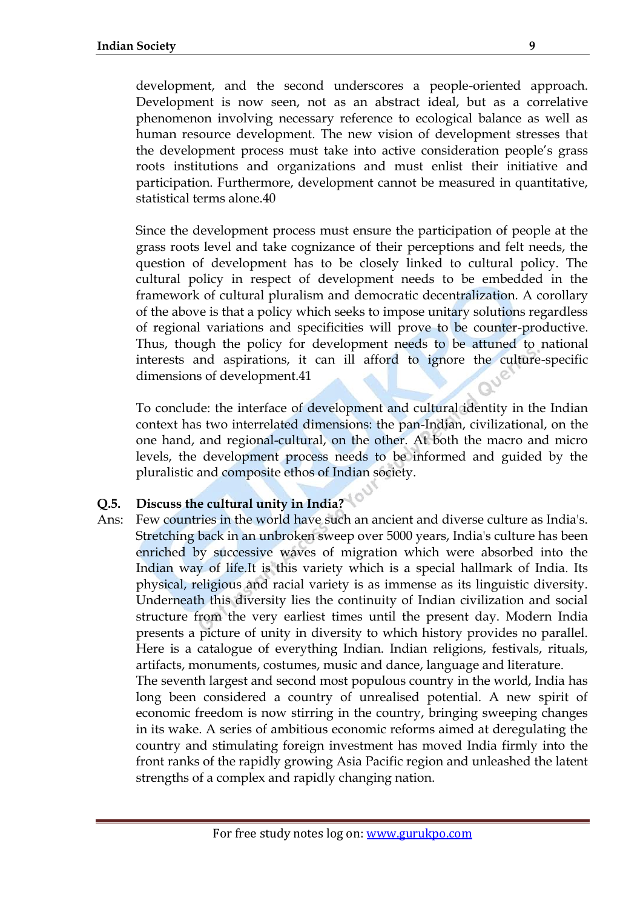development, and the second underscores a people-oriented approach. Development is now seen, not as an abstract ideal, but as a correlative phenomenon involving necessary reference to ecological balance as well as human resource development. The new vision of development stresses that the development process must take into active consideration people's grass roots institutions and organizations and must enlist their initiative and participation. Furthermore, development cannot be measured in quantitative, statistical terms alone.40

Since the development process must ensure the participation of people at the grass roots level and take cognizance of their perceptions and felt needs, the question of development has to be closely linked to cultural policy. The cultural policy in respect of development needs to be embedded in the framework of cultural pluralism and democratic decentralization. A corollary of the above is that a policy which seeks to impose unitary solutions regardless of regional variations and specificities will prove to be counter-productive. Thus, though the policy for development needs to be attuned to national interests and aspirations, it can ill afford to ignore the culture-specific dimensions of development.41

To conclude: the interface of development and cultural identity in the Indian context has two interrelated dimensions: the pan-Indian, civilizational, on the one hand, and regional-cultural, on the other. At both the macro and micro levels, the development process needs to be informed and guided by the pluralistic and composite ethos of Indian society.

**Q.5. Discuss the cultural unity in India?**

Ans: Few countries in the world have such an ancient and diverse culture as India's. Stretching back in an unbroken sweep over 5000 years, India's culture has been enriched by successive waves of migration which were absorbed into the Indian way of life.It is this variety which is a special hallmark of India. Its physical, religious and racial variety is as immense as its linguistic diversity. Underneath this diversity lies the continuity of Indian civilization and social structure from the very earliest times until the present day. Modern India presents a picture of unity in diversity to which history provides no parallel. Here is a catalogue of everything Indian. Indian religions, festivals, rituals, artifacts, monuments, costumes, music and dance, language and literature.

The seventh largest and second most populous country in the world, India has long been considered a country of unrealised potential. A new spirit of economic freedom is now stirring in the country, bringing sweeping changes in its wake. A series of ambitious economic reforms aimed at deregulating the country and stimulating foreign investment has moved India firmly into the front ranks of the rapidly growing Asia Pacific region and unleashed the latent strengths of a complex and rapidly changing nation.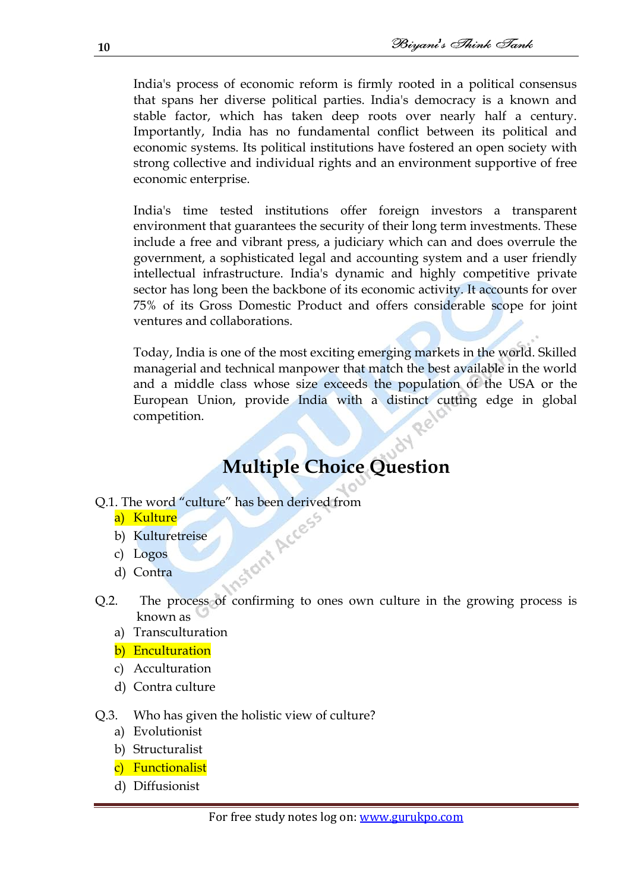India's process of economic reform is firmly rooted in a political consensus that spans her diverse political parties. India's democracy is a known and stable factor, which has taken deep roots over nearly half a century. Importantly, India has no fundamental conflict between its political and economic systems. Its political institutions have fostered an open society with strong collective and individual rights and an environment supportive of free economic enterprise.

India's time tested institutions offer foreign investors a transparent environment that guarantees the security of their long term investments. These include a free and vibrant press, a judiciary which can and does overrule the government, a sophisticated legal and accounting system and a user friendly intellectual infrastructure. India's dynamic and highly competitive private sector has long been the backbone of its economic activity. It accounts for over 75% of its Gross Domestic Product and offers considerable scope for joint ventures and collaborations.

Today, India is one of the most exciting emerging markets in the world. Skilled managerial and technical manpower that match the best available in the world and a middle class whose size exceeds the population of the USA or the European Union, provide India with a distinct cutting edge in global competition.

## Multiple Choice Question

Q.1. The word "culture" has been derived from

a) Kulture
b) Kulturetreise
c) Logos
d) Contra

Q.2. The process of confirming to ones own culture in the growing process is known as

a) Transculturation
b) Enculturation
c) Acculturation
d) Contra culture

Q.3. Who has given the holistic view of culture?

a) Evolutionist
b) Structuralist
c) Functionalist
d) Diffusionist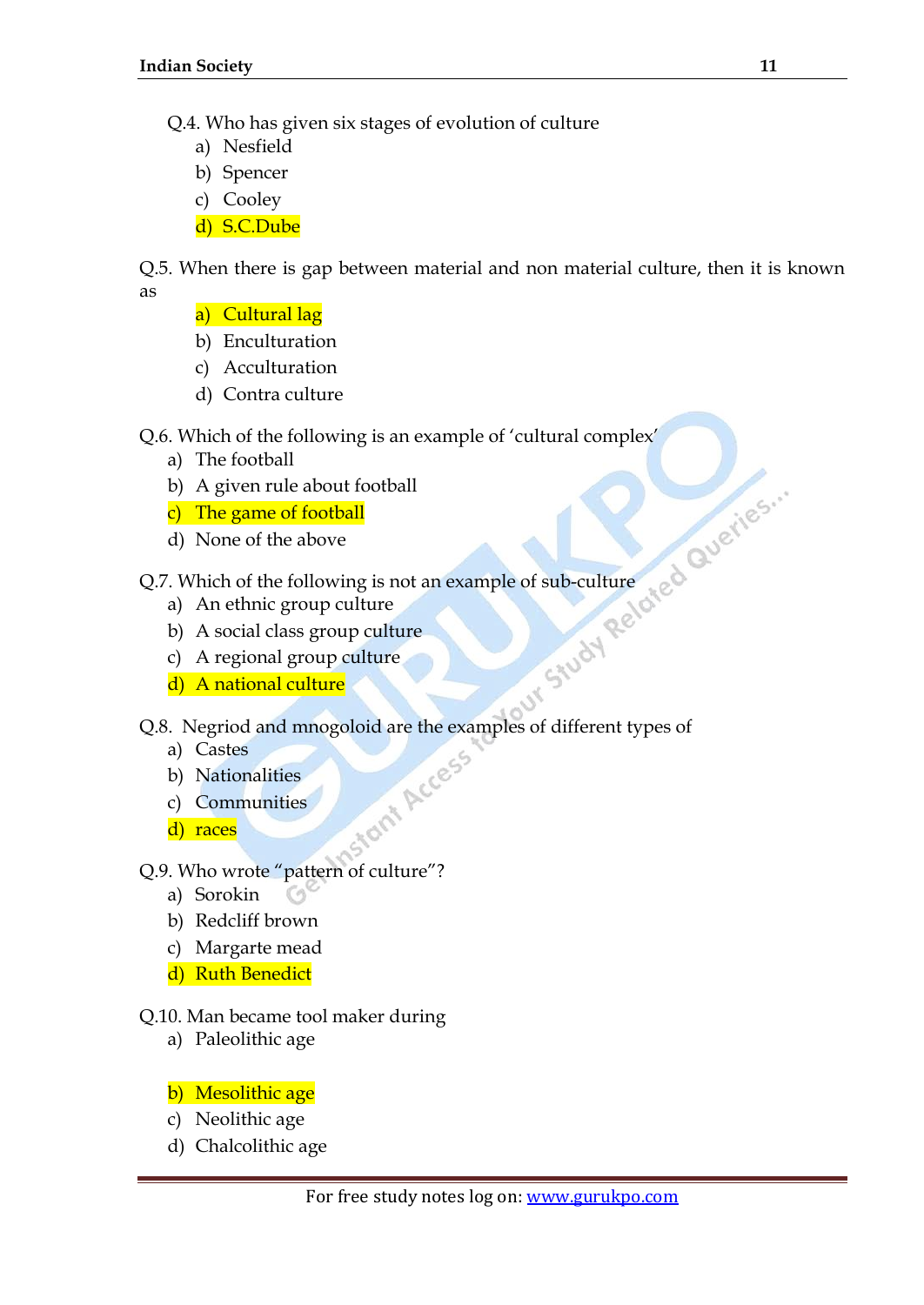Q.4. Who has given six stages of evolution of culture

a) Nesfield
b) Spencer
c) Cooley
d) S.C.Dube

Q.5. When there is gap between material and non material culture, then it is known as

a) Cultural lag
b) Enculturation
c) Acculturation
d) Contra culture

Q.6. Which of the following is an example of 'cultural complex'

a) The football
b) A given rule about football
c) The game of football
d) None of the above

Q.7. Which of the following is not an example of sub-culture

a) An ethnic group culture
b) A social class group culture
c) A regional group culture
d) A national culture

Q.8. Negriod and mnogoloid are the examples of different types of

a) Castes
b) Nationalities
c) Communities
d) races

Q.9. Who wrote "pattern of culture"?

a) Sorokin
b) Redcliff brown
c) Margarte mead
d) Ruth Benedict

Q.10. Man became tool maker during

a) Paleolithic age
b) Mesolithic age
c) Neolithic age
d) Chalcolithic age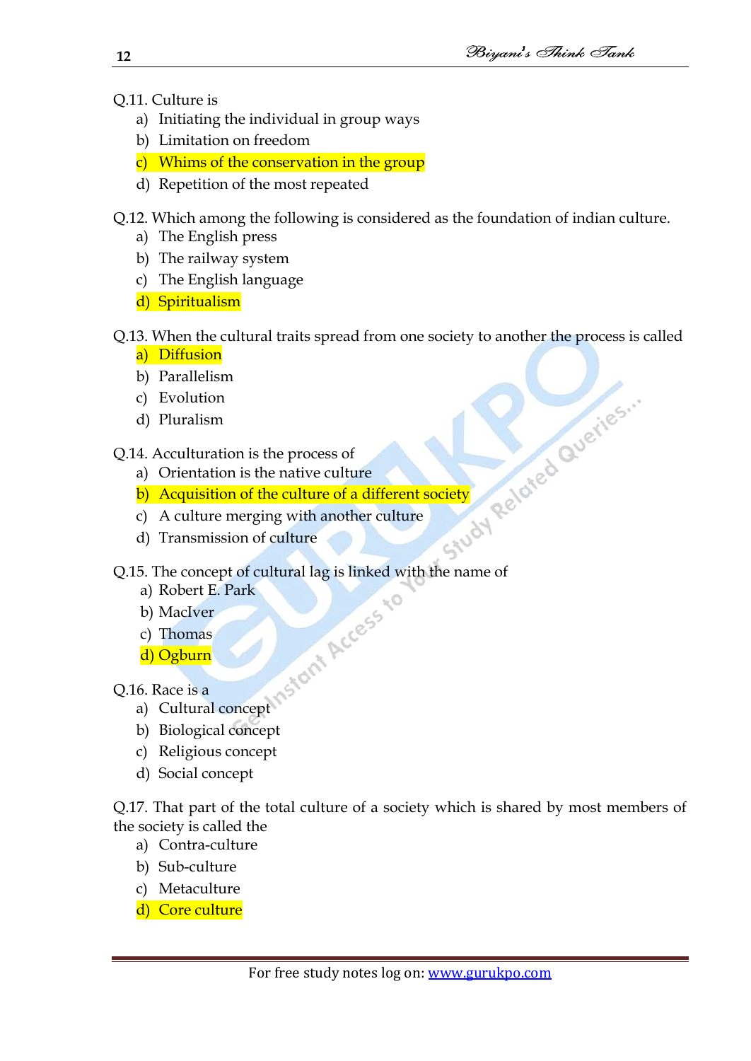Q.11. Culture is

a) Initiating the individual in group ways
b) Limitation on freedom
c) Whims of the conservation in the group
d) Repetition of the most repeated

Q.12. Which among the following is considered as the foundation of indian culture.

a) The English press
b) The railway system
c) The English language
d) Spiritualism

Q.13. When the cultural traits spread from one society to another the process is called

a) Diffusion
b) Parallelism
c) Evolution
d) Pluralism

Q.14. Acculturation is the process of

a) Orientation is the native culture
b) Acquisition of the culture of a different society
c) A culture merging with another culture
d) Transmission of culture

Q.15. The concept of cultural lag is linked with the name of

a) Robert E. Park
b) MacIver
c) Thomas
d) Ogburn

Q.16. Race is a

a) Cultural concept
b) Biological concept
c) Religious concept
d) Social concept

Q.17. That part of the total culture of a society which is shared by most members of the society is called the

a) Contra-culture
b) Sub-culture
c) Metaculture
d) Core culture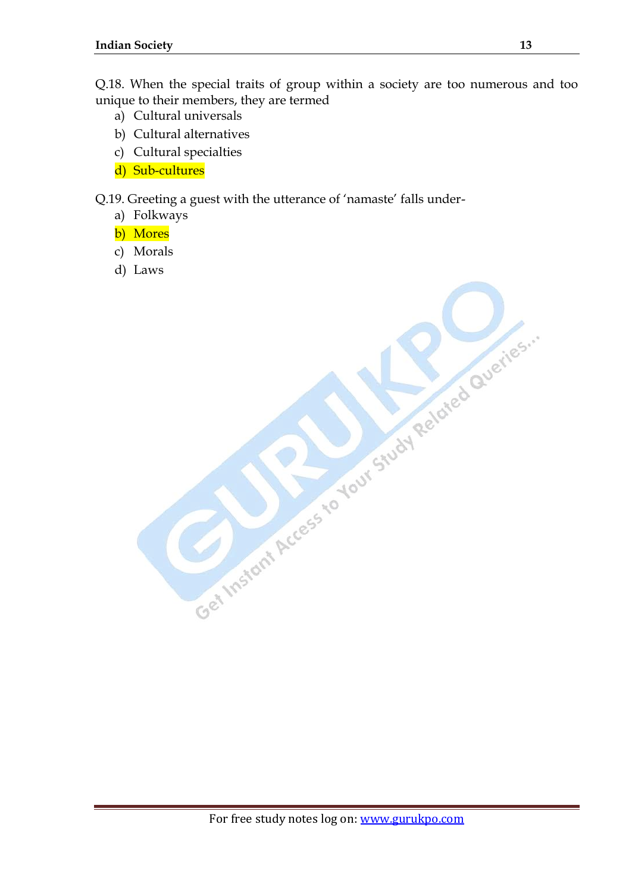Q.18. When the special traits of group within a society are too numerous and too unique to their members, they are termed

a) Cultural universals
b) Cultural alternatives
c) Cultural specialties
d) Sub-cultures

Q.19. Greeting a guest with the utterance of 'namaste' falls under-

a) Folkways
b) Mores
c) Morals
d) Laws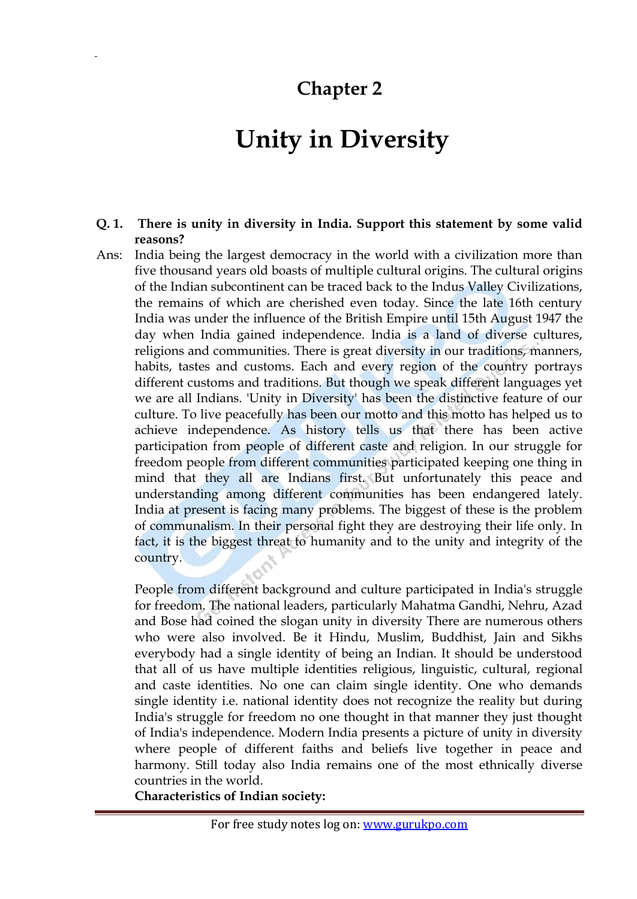# Chapter 2

# Unity in Diversity

**Q. 1. There is unity in diversity in India. Support this statement by some valid reasons?**

Ans: India being the largest democracy in the world with a civilization more than five thousand years old boasts of multiple cultural origins. The cultural origins of the Indian subcontinent can be traced back to the Indus Valley Civilizations, the remains of which are cherished even today. Since the late 16th century India was under the influence of the British Empire until 15th August 1947 the day when India gained independence. India is a land of diverse cultures, religions and communities. There is great diversity in our traditions, manners, habits, tastes and customs. Each and every region of the country portrays different customs and traditions. But though we speak different languages yet we are all Indians. 'Unity in Diversity' has been the distinctive feature of our culture. To live peacefully has been our motto and this motto has helped us to achieve independence. As history tells us that there has been active participation from people of different caste and religion. In our struggle for freedom people from different communities participated keeping one thing in mind that they all are Indians first. But unfortunately this peace and understanding among different communities has been endangered lately. India at present is facing many problems. The biggest of these is the problem of communalism. In their personal fight they are destroying their life only. In fact, it is the biggest threat to humanity and to the unity and integrity of the country.

People from different background and culture participated in India's struggle for freedom. The national leaders, particularly Mahatma Gandhi, Nehru, Azad and Bose had coined the slogan unity in diversity There are numerous others who were also involved. Be it Hindu, Muslim, Buddhist, Jain and Sikhs everybody had a single identity of being an Indian. It should be understood that all of us have multiple identities religious, linguistic, cultural, regional and caste identities. No one can claim single identity. One who demands single identity i.e. national identity does not recognize the reality but during India's struggle for freedom no one thought in that manner they just thought of India's independence. Modern India presents a picture of unity in diversity where people of different faiths and beliefs live together in peace and harmony. Still today also India remains one of the most ethnically diverse countries in the world.

**Characteristics of Indian society:**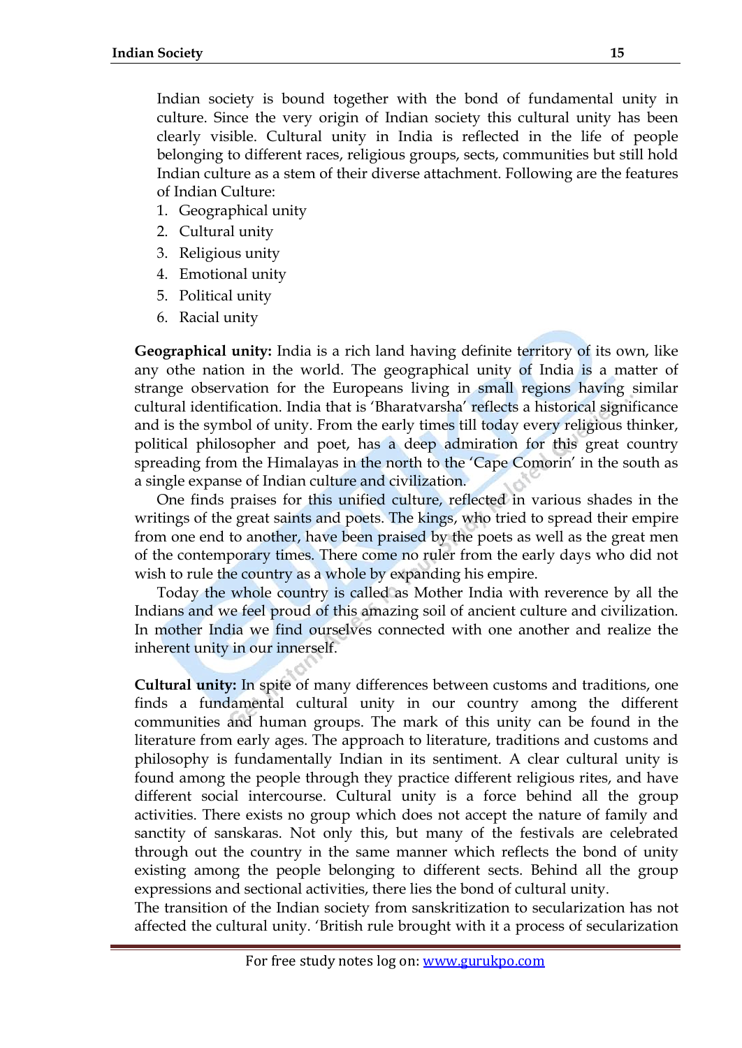Indian society is bound together with the bond of fundamental unity in culture. Since the very origin of Indian society this cultural unity has been clearly visible. Cultural unity in India is reflected in the life of people belonging to different races, religious groups, sects, communities but still hold Indian culture as a stem of their diverse attachment. Following are the features of Indian Culture:

1. Geographical unity
2. Cultural unity
3. Religious unity
4. Emotional unity
5. Political unity
6. Racial unity

**Geographical unity:** India is a rich land having definite territory of its own, like any othe nation in the world. The geographical unity of India is a matter of strange observation for the Europeans living in small regions having similar cultural identification. India that is 'Bharatvarsha' reflects a historical significance and is the symbol of unity. From the early times till today every religious thinker, political philosopher and poet, has a deep admiration for this great country spreading from the Himalayas in the north to the 'Cape Comorin' in the south as a single expanse of Indian culture and civilization.

One finds praises for this unified culture, reflected in various shades in the writings of the great saints and poets. The kings, who tried to spread their empire from one end to another, have been praised by the poets as well as the great men of the contemporary times. There come no ruler from the early days who did not wish to rule the country as a whole by expanding his empire.

Today the whole country is called as Mother India with reverence by all the Indians and we feel proud of this amazing soil of ancient culture and civilization. In mother India we find ourselves connected with one another and realize the inherent unity in our innerself.

**Cultural unity:** In spite of many differences between customs and traditions, one finds a fundamental cultural unity in our country among the different communities and human groups. The mark of this unity can be found in the literature from early ages. The approach to literature, traditions and customs and philosophy is fundamentally Indian in its sentiment. A clear cultural unity is found among the people through they practice different religious rites, and have different social intercourse. Cultural unity is a force behind all the group activities. There exists no group which does not accept the nature of family and sanctity of sanskaras. Not only this, but many of the festivals are celebrated through out the country in the same manner which reflects the bond of unity existing among the people belonging to different sects. Behind all the group expressions and sectional activities, there lies the bond of cultural unity.

The transition of the Indian society from sanskritization to secularization has not affected the cultural unity. 'British rule brought with it a process of secularization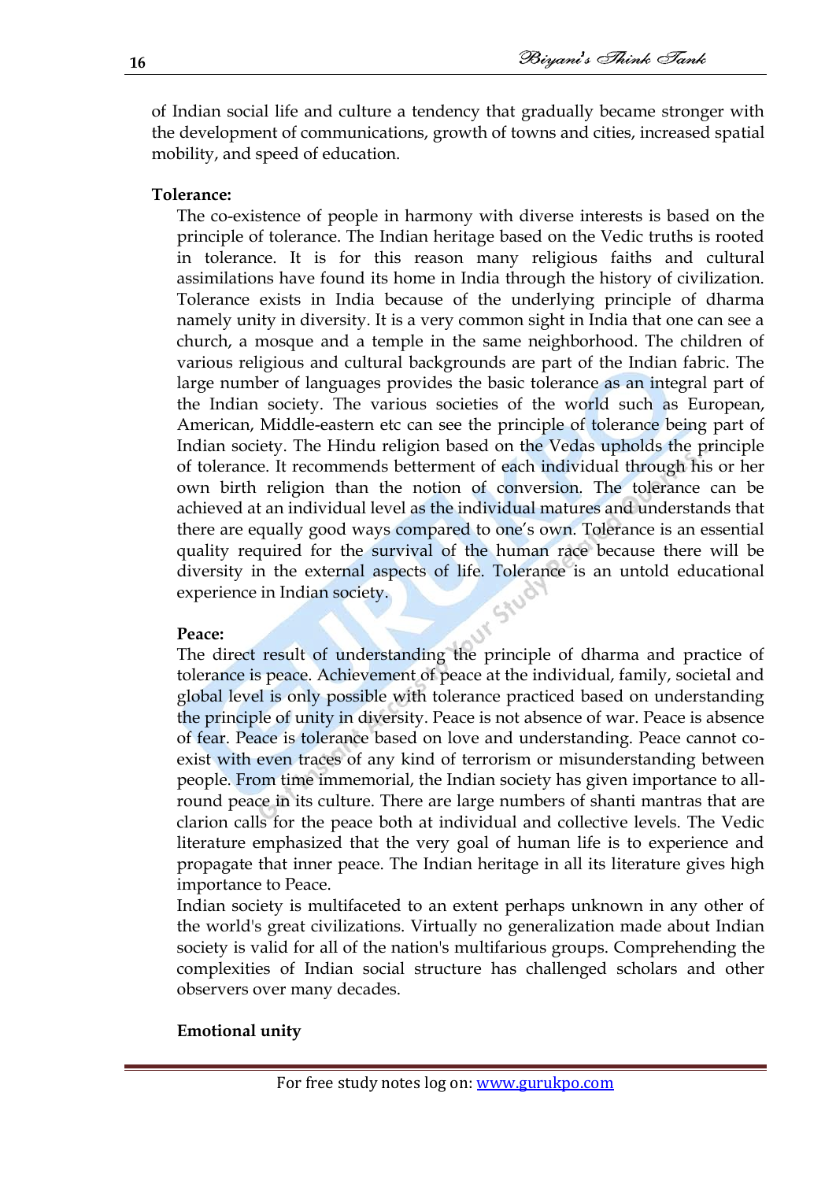of Indian social life and culture a tendency that gradually became stronger with the development of communications, growth of towns and cities, increased spatial mobility, and speed of education.

**Tolerance:**

The co-existence of people in harmony with diverse interests is based on the principle of tolerance. The Indian heritage based on the Vedic truths is rooted in tolerance. It is for this reason many religious faiths and cultural assimilations have found its home in India through the history of civilization. Tolerance exists in India because of the underlying principle of dharma namely unity in diversity. It is a very common sight in India that one can see a church, a mosque and a temple in the same neighborhood. The children of various religious and cultural backgrounds are part of the Indian fabric. The large number of languages provides the basic tolerance as an integral part of the Indian society. The various societies of the world such as European, American, Middle-eastern etc can see the principle of tolerance being part of Indian society. The Hindu religion based on the Vedas upholds the principle of tolerance. It recommends betterment of each individual through his or her own birth religion than the notion of conversion. The tolerance can be achieved at an individual level as the individual matures and understands that there are equally good ways compared to one's own. Tolerance is an essential quality required for the survival of the human race because there will be diversity in the external aspects of life. Tolerance is an untold educational experience in Indian society.

**Peace:**

The direct result of understanding the principle of dharma and practice of tolerance is peace. Achievement of peace at the individual, family, societal and global level is only possible with tolerance practiced based on understanding the principle of unity in diversity. Peace is not absence of war. Peace is absence of fear. Peace is tolerance based on love and understanding. Peace cannot co-exist with even traces of any kind of terrorism or misunderstanding between people. From time immemorial, the Indian society has given importance to all-round peace in its culture. There are large numbers of shanti mantras that are clarion calls for the peace both at individual and collective levels. The Vedic literature emphasized that the very goal of human life is to experience and propagate that inner peace. The Indian heritage in all its literature gives high importance to Peace.

Indian society is multifaceted to an extent perhaps unknown in any other of the world's great civilizations. Virtually no generalization made about Indian society is valid for all of the nation's multifarious groups. Comprehending the complexities of Indian social structure has challenged scholars and other observers over many decades.

**Emotional unity**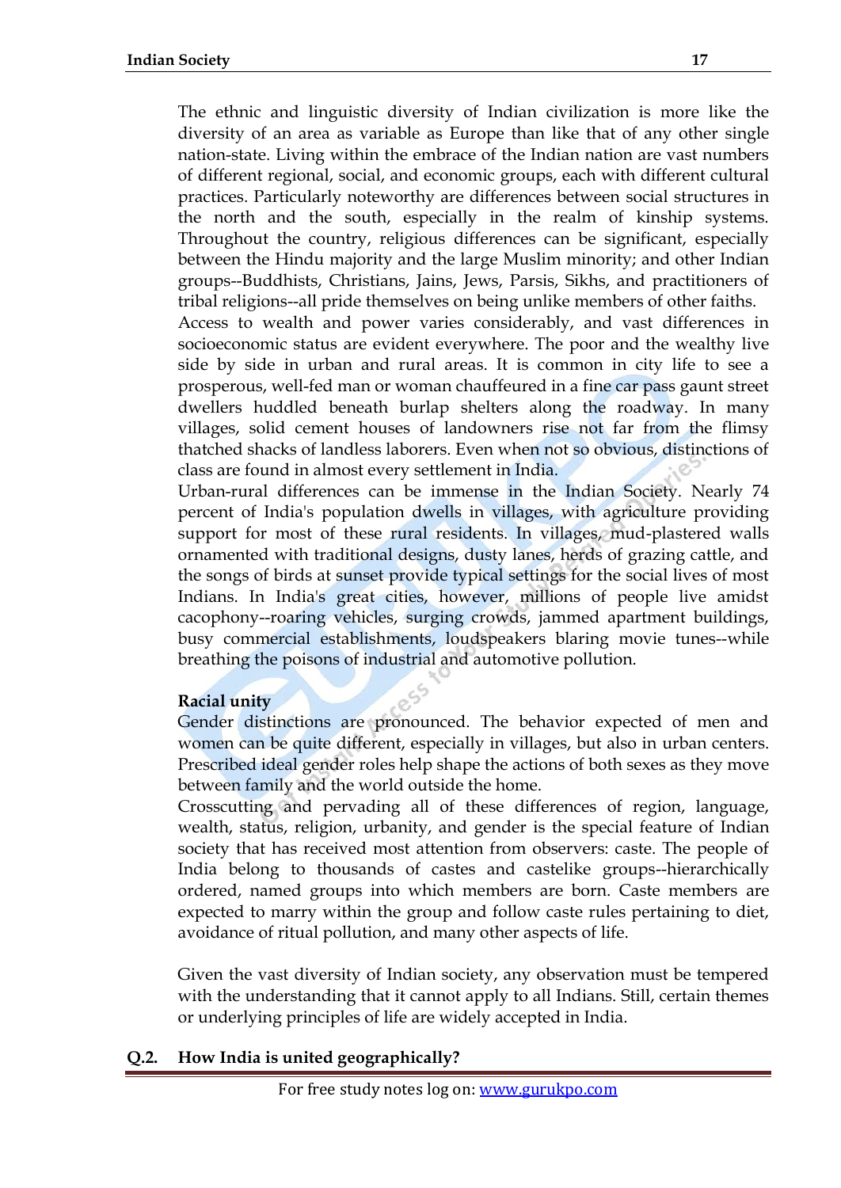The ethnic and linguistic diversity of Indian civilization is more like the diversity of an area as variable as Europe than like that of any other single nation-state. Living within the embrace of the Indian nation are vast numbers of different regional, social, and economic groups, each with different cultural practices. Particularly noteworthy are differences between social structures in the north and the south, especially in the realm of kinship systems. Throughout the country, religious differences can be significant, especially between the Hindu majority and the large Muslim minority; and other Indian groups--Buddhists, Christians, Jains, Jews, Parsis, Sikhs, and practitioners of tribal religions--all pride themselves on being unlike members of other faiths.

Access to wealth and power varies considerably, and vast differences in socioeconomic status are evident everywhere. The poor and the wealthy live side by side in urban and rural areas. It is common in city life to see a prosperous, well-fed man or woman chauffeured in a fine car pass gaunt street dwellers huddled beneath burlap shelters along the roadway. In many villages, solid cement houses of landowners rise not far from the flimsy thatched shacks of landless laborers. Even when not so obvious, distinctions of class are found in almost every settlement in India.

Urban-rural differences can be immense in the Indian Society. Nearly 74 percent of India's population dwells in villages, with agriculture providing support for most of these rural residents. In villages, mud-plastered walls ornamented with traditional designs, dusty lanes, herds of grazing cattle, and the songs of birds at sunset provide typical settings for the social lives of most Indians. In India's great cities, however, millions of people live amidst cacophony--roaring vehicles, surging crowds, jammed apartment buildings, busy commercial establishments, loudspeakers blaring movie tunes--while breathing the poisons of industrial and automotive pollution.

**Racial unity**

Gender distinctions are pronounced. The behavior expected of men and women can be quite different, especially in villages, but also in urban centers. Prescribed ideal gender roles help shape the actions of both sexes as they move between family and the world outside the home.

Crosscutting and pervading all of these differences of region, language, wealth, status, religion, urbanity, and gender is the special feature of Indian society that has received most attention from observers: caste. The people of India belong to thousands of castes and castelike groups--hierarchically ordered, named groups into which members are born. Caste members are expected to marry within the group and follow caste rules pertaining to diet, avoidance of ritual pollution, and many other aspects of life.

Given the vast diversity of Indian society, any observation must be tempered with the understanding that it cannot apply to all Indians. Still, certain themes or underlying principles of life are widely accepted in India.

**Q.2. How India is united geographically?**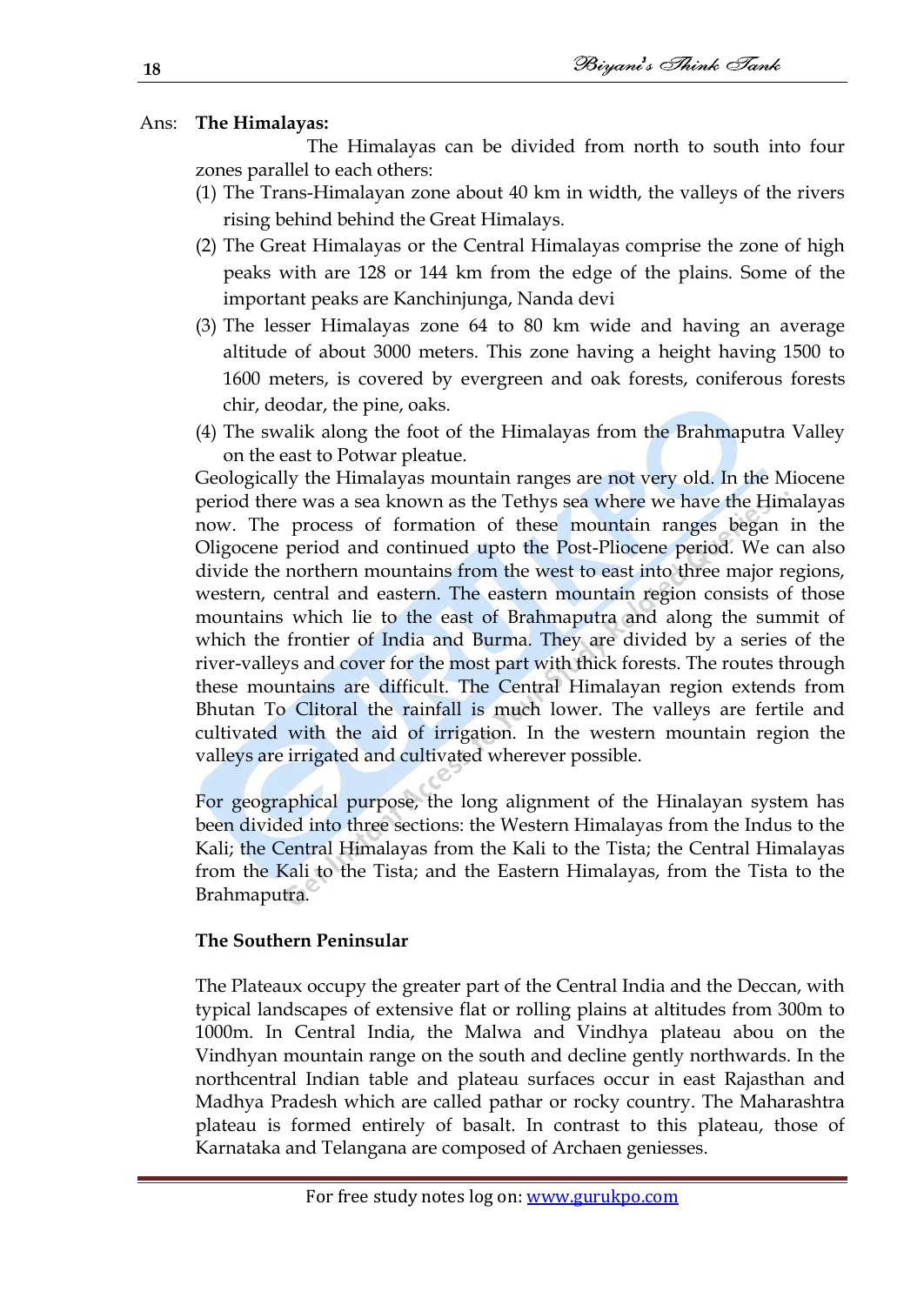Ans: **The Himalayas:**

The Himalayas can be divided from north to south into four zones parallel to each others:

(1) The Trans-Himalayan zone about 40 km in width, the valleys of the rivers rising behind behind the Great Himalays.

(2) The Great Himalayas or the Central Himalayas comprise the zone of high peaks with are 128 or 144 km from the edge of the plains. Some of the important peaks are Kanchinjunga, Nanda devi

(3) The lesser Himalayas zone 64 to 80 km wide and having an average altitude of about 3000 meters. This zone having a height having 1500 to 1600 meters, is covered by evergreen and oak forests, coniferous forests chir, deodar, the pine, oaks.

(4) The swalik along the foot of the Himalayas from the Brahmaputra Valley on the east to Potwar pleatue.

Geologically the Himalayas mountain ranges are not very old. In the Miocene period there was a sea known as the Tethys sea where we have the Himalayas now. The process of formation of these mountain ranges began in the Oligocene period and continued upto the Post-Pliocene period. We can also divide the northern mountains from the west to east into three major regions, western, central and eastern. The eastern mountain region consists of those mountains which lie to the east of Brahmaputra and along the summit of which the frontier of India and Burma. They are divided by a series of the river-valleys and cover for the most part with thick forests. The routes through these mountains are difficult. The Central Himalayan region extends from Bhutan To Clitoral the rainfall is much lower. The valleys are fertile and cultivated with the aid of irrigation. In the western mountain region the valleys are irrigated and cultivated wherever possible.

For geographical purpose, the long alignment of the Hinalayan system has been divided into three sections: the Western Himalayas from the Indus to the Kali; the Central Himalayas from the Kali to the Tista; the Central Himalayas from the Kali to the Tista; and the Eastern Himalayas, from the Tista to the Brahmaputra.

**The Southern Peninsular**

The Plateaux occupy the greater part of the Central India and the Deccan, with typical landscapes of extensive flat or rolling plains at altitudes from 300m to 1000m. In Central India, the Malwa and Vindhya plateau abou on the Vindhyan mountain range on the south and decline gently northwards. In the northcentral Indian table and plateau surfaces occur in east Rajasthan and Madhya Pradesh which are called pathar or rocky country. The Maharashtra plateau is formed entirely of basalt. In contrast to this plateau, those of Karnataka and Telangana are composed of Archaen geniesses.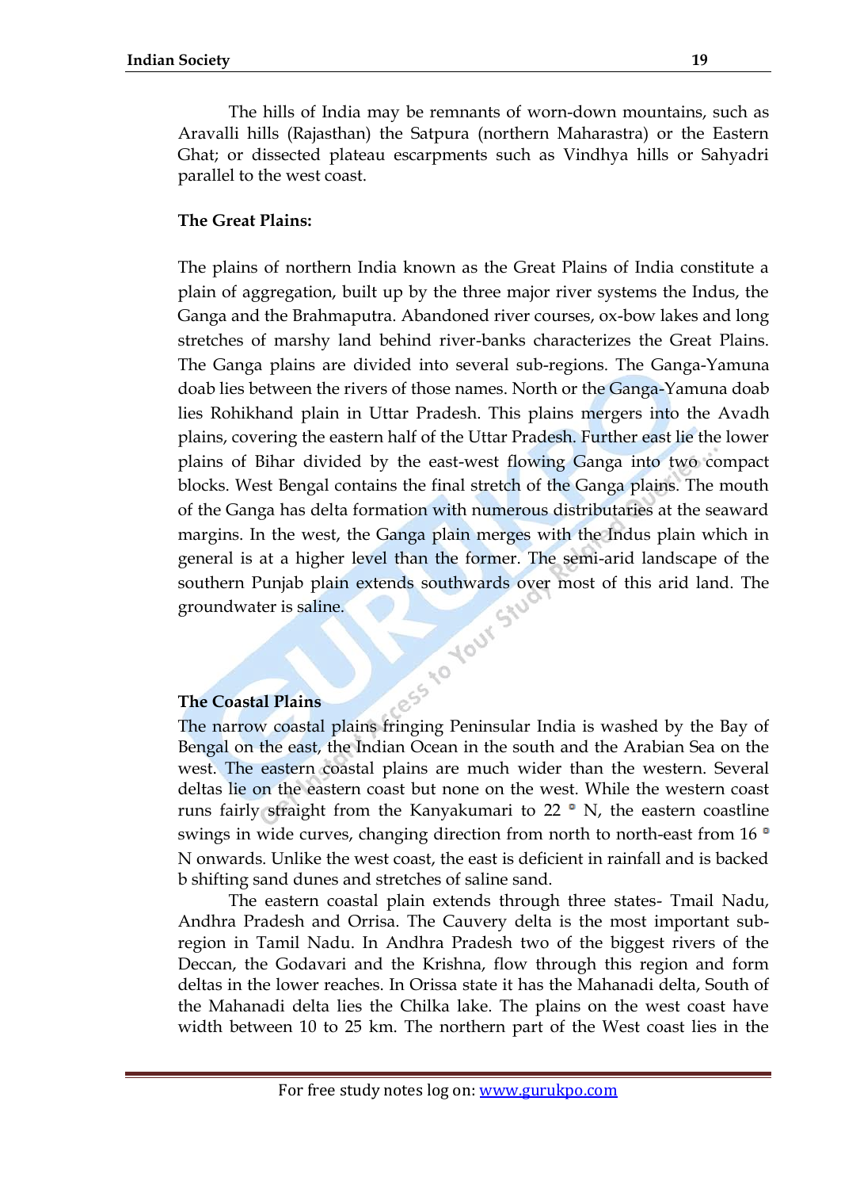The hills of India may be remnants of worn-down mountains, such as Aravalli hills (Rajasthan) the Satpura (northern Maharastra) or the Eastern Ghat; or dissected plateau escarpments such as Vindhya hills or Sahyadri parallel to the west coast.

**The Great Plains:**

The plains of northern India known as the Great Plains of India constitute a plain of aggregation, built up by the three major river systems the Indus, the Ganga and the Brahmaputra. Abandoned river courses, ox-bow lakes and long stretches of marshy land behind river-banks characterizes the Great Plains. The Ganga plains are divided into several sub-regions. The Ganga-Yamuna doab lies between the rivers of those names. North or the Ganga-Yamuna doab lies Rohikhand plain in Uttar Pradesh. This plains mergers into the Avadh plains, covering the eastern half of the Uttar Pradesh. Further east lie the lower plains of Bihar divided by the east-west flowing Ganga into two compact blocks. West Bengal contains the final stretch of the Ganga plains. The mouth of the Ganga has delta formation with numerous distributaries at the seaward margins. In the west, the Ganga plain merges with the Indus plain which in general is at a higher level than the former. The semi-arid landscape of the southern Punjab plain extends southwards over most of this arid land. The groundwater is saline.

**The Coastal Plains**

The narrow coastal plains fringing Peninsular India is washed by the Bay of Bengal on the east, the Indian Ocean in the south and the Arabian Sea on the west. The eastern coastal plains are much wider than the western. Several deltas lie on the eastern coast but none on the west. While the western coast runs fairly straight from the Kanyakumari to 22 ° N, the eastern coastline swings in wide curves, changing direction from north to north-east from 16 ° N onwards. Unlike the west coast, the east is deficient in rainfall and is backed b shifting sand dunes and stretches of saline sand.

The eastern coastal plain extends through three states- Tmail Nadu, Andhra Pradesh and Orrisa. The Cauvery delta is the most important sub-region in Tamil Nadu. In Andhra Pradesh two of the biggest rivers of the Deccan, the Godavari and the Krishna, flow through this region and form deltas in the lower reaches. In Orissa state it has the Mahanadi delta, South of the Mahanadi delta lies the Chilka lake. The plains on the west coast have width between 10 to 25 km. The northern part of the West coast lies in the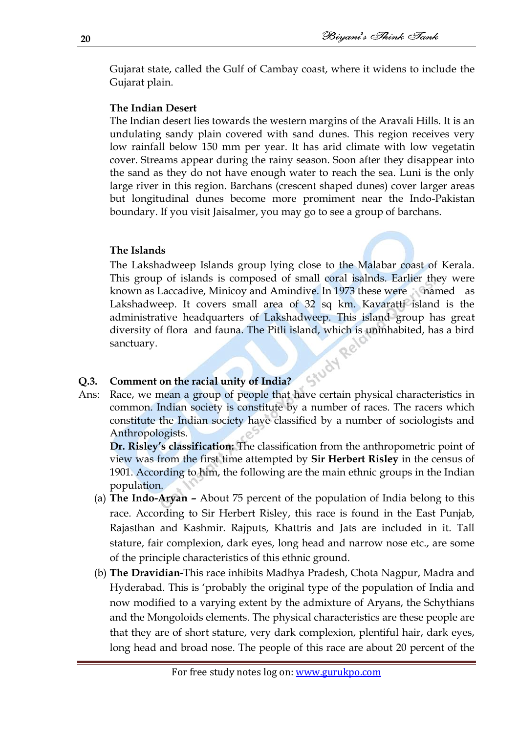Gujarat state, called the Gulf of Cambay coast, where it widens to include the Gujarat plain.

**The Indian Desert**

The Indian desert lies towards the western margins of the Aravali Hills. It is an undulating sandy plain covered with sand dunes. This region receives very low rainfall below 150 mm per year. It has arid climate with low vegetatin cover. Streams appear during the rainy season. Soon after they disappear into the sand as they do not have enough water to reach the sea. Luni is the only large river in this region. Barchans (crescent shaped dunes) cover larger areas but longitudinal dunes become more prominent near the Indo-Pakistan boundary. If you visit Jaisalmer, you may go to see a group of barchans.

**The Islands**

The Lakshadweep Islands group lying close to the Malabar coast of Kerala. This group of islands is composed of small coral isalnds. Earlier they were known as Laccadive, Minicoy and Amindive. In 1973 these were named as Lakshadweep. It covers small area of 32 sq km. Kavaratti island is the administrative headquarters of Lakshadweep. This island group has great diversity of flora and fauna. The Pitli island, which is uninhabited, has a bird sanctuary.

**Q.3. Comment on the racial unity of India?**

Ans: Race, we mean a group of people that have certain physical characteristics in common. Indian society is constitute by a number of races. The racers which constitute the Indian society have classified by a number of sociologists and Anthropologists.

**Dr. Risley's classification:** The classification from the anthropometric point of view was from the first time attempted by **Sir Herbert Risley** in the census of 1901. According to him, the following are the main ethnic groups in the Indian population.

(a) **The Indo-Aryan –** About 75 percent of the population of India belong to this race. According to Sir Herbert Risley, this race is found in the East Punjab, Rajasthan and Kashmir. Rajputs, Khattris and Jats are included in it. Tall stature, fair complexion, dark eyes, long head and narrow nose etc., are some of the principle characteristics of this ethnic ground.

(b) **The Dravidian-**This race inhibits Madhya Pradesh, Chota Nagpur, Madra and Hyderabad. This is 'probably the original type of the population of India and now modified to a varying extent by the admixture of Aryans, the Schythians and the Mongoloids elements. The physical characteristics are these people are that they are of short stature, very dark complexion, plentiful hair, dark eyes, long head and broad nose. The people of this race are about 20 percent of the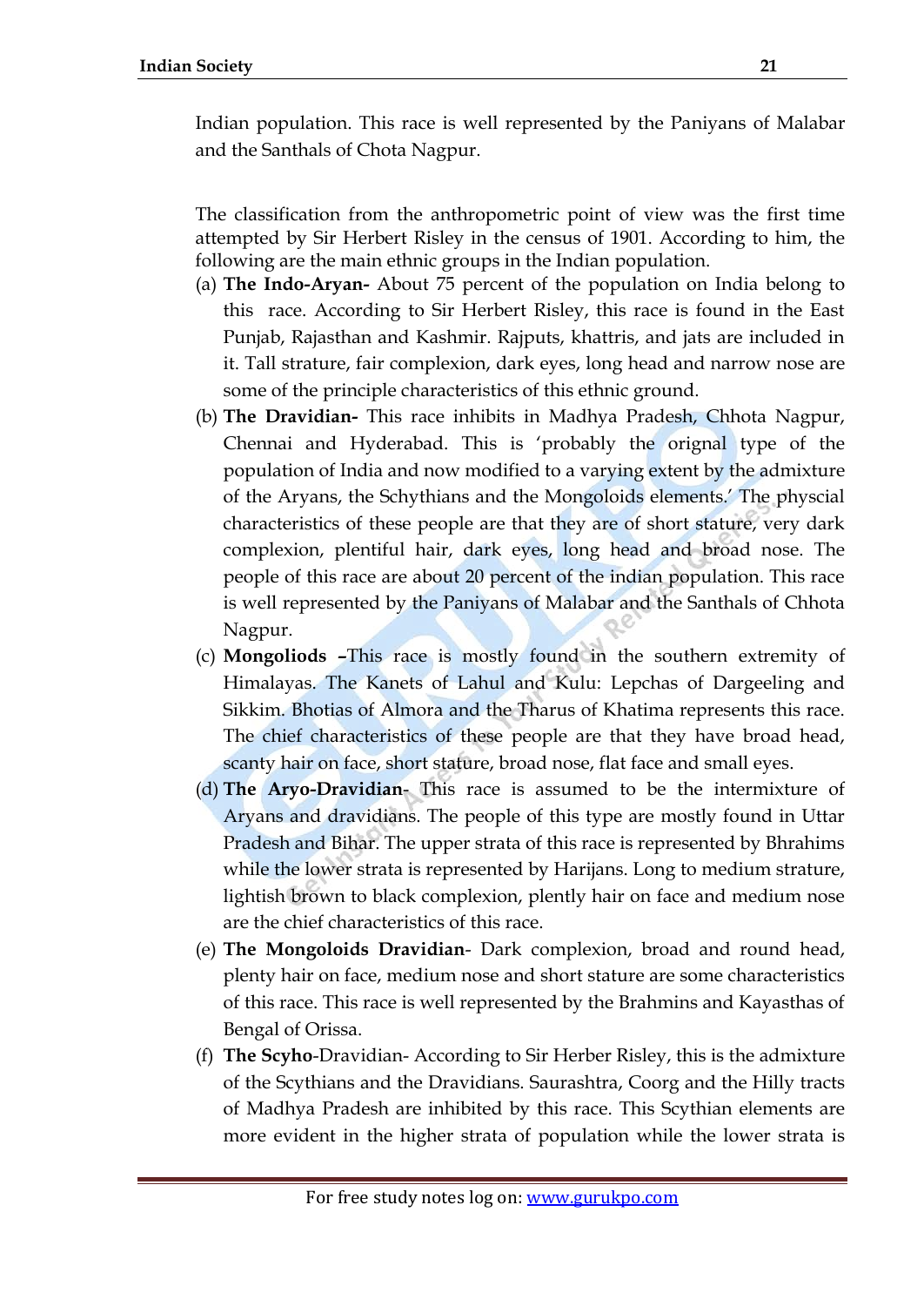Indian population. This race is well represented by the Paniyans of Malabar and the Santhals of Chota Nagpur.

The classification from the anthropometric point of view was the first time attempted by Sir Herbert Risley in the census of 1901. According to him, the following are the main ethnic groups in the Indian population.

(a) **The Indo-Aryan-** About 75 percent of the population on India belong to this race. According to Sir Herbert Risley, this race is found in the East Punjab, Rajasthan and Kashmir. Rajputs, khattris, and jats are included in it. Tall strature, fair complexion, dark eyes, long head and narrow nose are some of the principle characteristics of this ethnic ground.

(b) **The Dravidian-** This race inhibits in Madhya Pradesh, Chhota Nagpur, Chennai and Hyderabad. This is 'probably the orignal type of the population of India and now modified to a varying extent by the admixture of the Aryans, the Schythians and the Mongoloids elements.' The physcial characteristics of these people are that they are of short stature, very dark complexion, plentiful hair, dark eyes, long head and broad nose. The people of this race are about 20 percent of the indian population. This race is well represented by the Paniyans of Malabar and the Santhals of Chhota Nagpur.

(c) **Mongoliods –**This race is mostly found in the southern extremity of Himalayas. The Kanets of Lahul and Kulu: Lepchas of Dargeeling and Sikkim. Bhotias of Almora and the Tharus of Khatima represents this race. The chief characteristics of these people are that they have broad head, scanty hair on face, short stature, broad nose, flat face and small eyes.

(d) **The Aryo-Dravidian-** This race is assumed to be the intermixture of Aryans and dravidians. The people of this type are mostly found in Uttar Pradesh and Bihar. The upper strata of this race is represented by Bhrahims while the lower strata is represented by Harijans. Long to medium strature, lightish brown to black complexion, plently hair on face and medium nose are the chief characteristics of this race.

(e) **The Mongoloids Dravidian**- Dark complexion, broad and round head, plenty hair on face, medium nose and short stature are some characteristics of this race. This race is well represented by the Brahmins and Kayasthas of Bengal of Orissa.

(f) **The Scyho**-Dravidian- According to Sir Herber Risley, this is the admixture of the Scythians and the Dravidians. Saurashtra, Coorg and the Hilly tracts of Madhya Pradesh are inhibited by this race. This Scythian elements are more evident in the higher strata of population while the lower strata is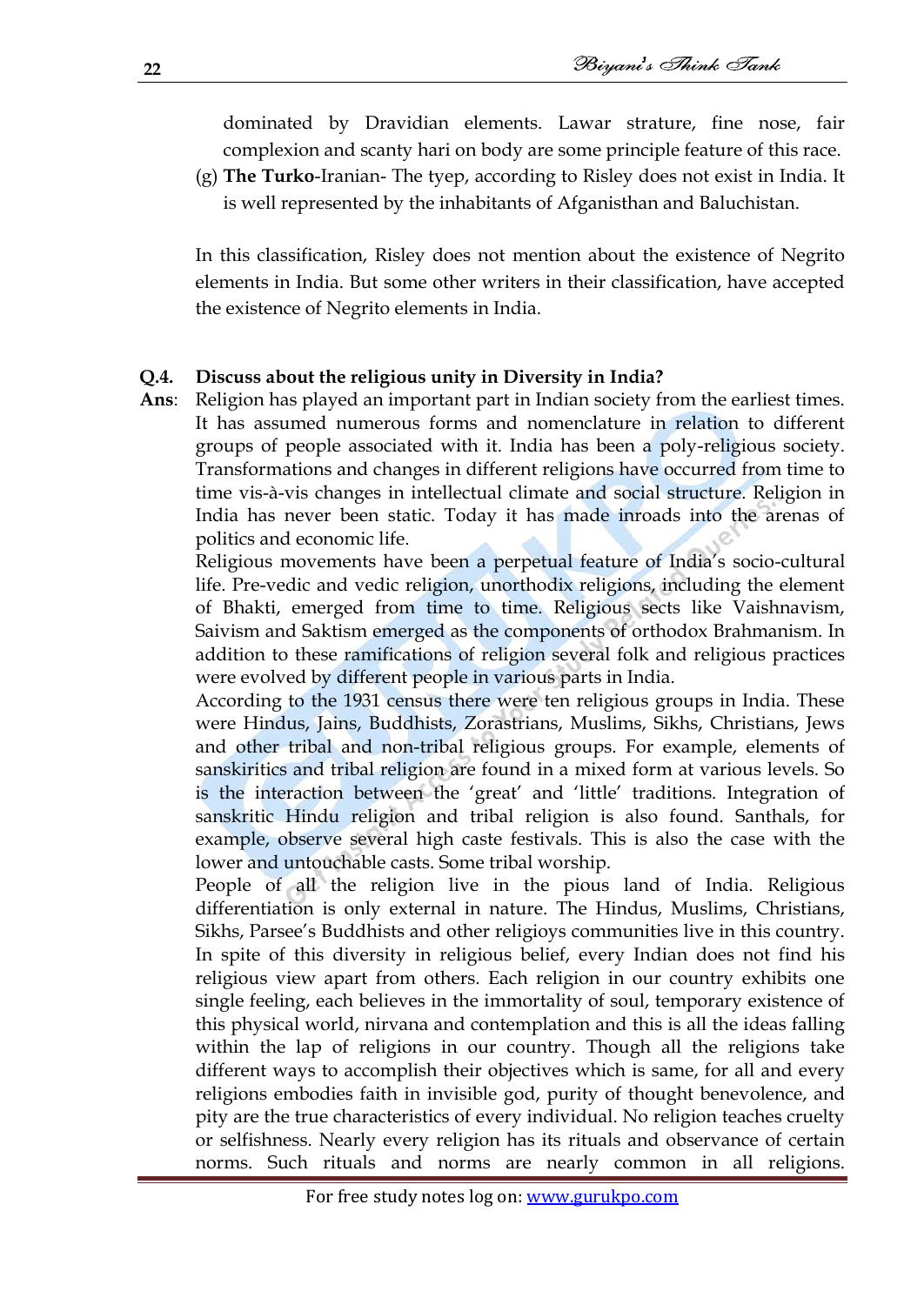dominated by Dravidian elements. Lawar strature, fine nose, fair complexion and scanty hari on body are some principle feature of this race.

(g) **The Turko**-Iranian- The tyep, according to Risley does not exist in India. It is well represented by the inhabitants of Afganisthan and Baluchistan.

In this classification, Risley does not mention about the existence of Negrito elements in India. But some other writers in their classification, have accepted the existence of Negrito elements in India.

**Q.4. Discuss about the religious unity in Diversity in India?**

**Ans**: Religion has played an important part in Indian society from the earliest times. It has assumed numerous forms and nomenclature in relation to different groups of people associated with it. India has been a poly-religious society. Transformations and changes in different religions have occurred from time to time vis-à-vis changes in intellectual climate and social structure. Religion in India has never been static. Today it has made inroads into the arenas of politics and economic life.

Religious movements have been a perpetual feature of India's socio-cultural life. Pre-vedic and vedic religion, unorthodix religions, including the element of Bhakti, emerged from time to time. Religious sects like Vaishnavism, Saivism and Saktism emerged as the components of orthodox Brahmanism. In addition to these ramifications of religion several folk and religious practices were evolved by different people in various parts in India.

According to the 1931 census there were ten religious groups in India. These were Hindus, Jains, Buddhists, Zorastrians, Muslims, Sikhs, Christians, Jews and other tribal and non-tribal religious groups. For example, elements of sanskiritics and tribal religion are found in a mixed form at various levels. So is the interaction between the 'great' and 'little' traditions. Integration of sanskritic Hindu religion and tribal religion is also found. Santhals, for example, observe several high caste festivals. This is also the case with the lower and untouchable casts. Some tribal worship.

People of all the religion live in the pious land of India. Religious differentiation is only external in nature. The Hindus, Muslims, Christians, Sikhs, Parsee's Buddhists and other religioys communities live in this country. In spite of this diversity in religious belief, every Indian does not find his religious view apart from others. Each religion in our country exhibits one single feeling, each believes in the immortality of soul, temporary existence of this physical world, nirvana and contemplation and this is all the ideas falling within the lap of religions in our country. Though all the religions take different ways to accomplish their objectives which is same, for all and every religions embodies faith in invisible god, purity of thought benevolence, and pity are the true characteristics of every individual. No religion teaches cruelty or selfishness. Nearly every religion has its rituals and observance of certain norms. Such rituals and norms are nearly common in all religions.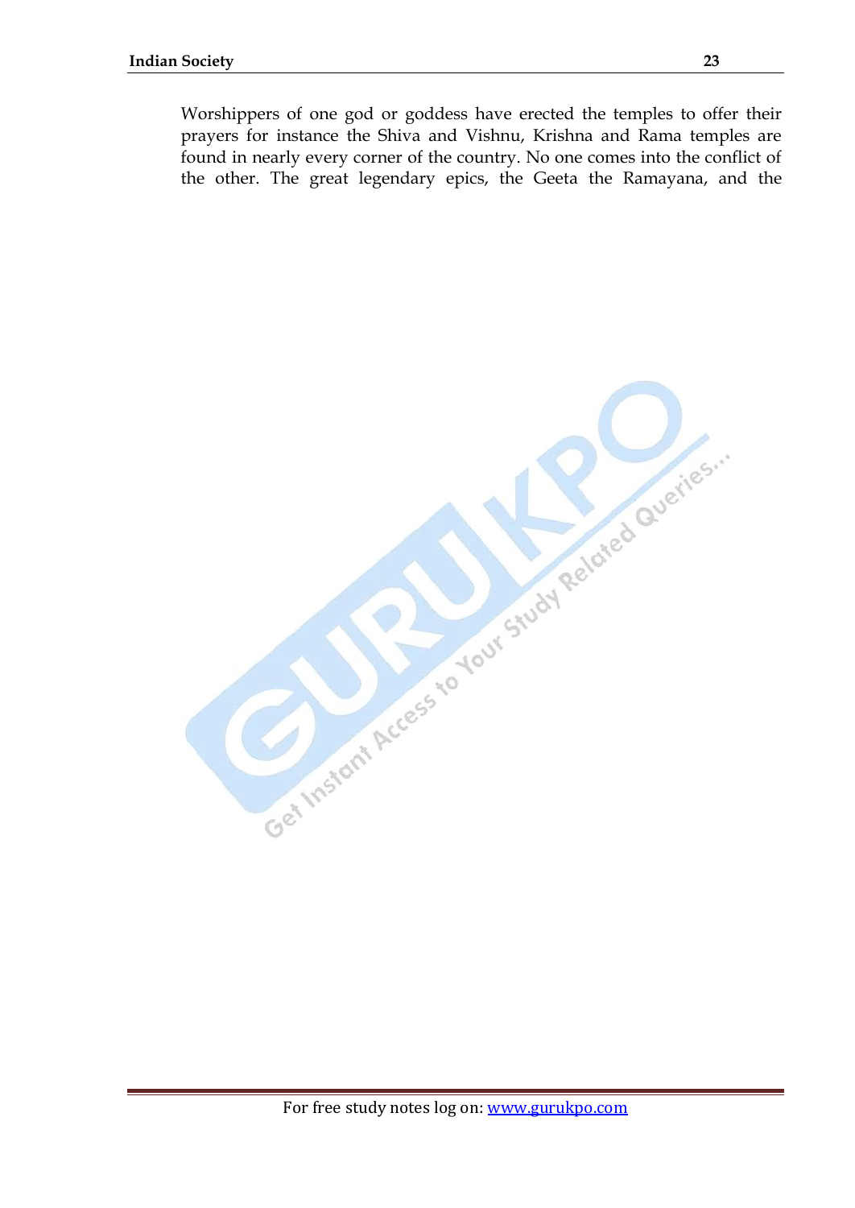Worshippers of one god or goddess have erected the temples to offer their prayers for instance the Shiva and Vishnu, Krishna and Rama temples are found in nearly every corner of the country. No one comes into the conflict of the other. The great legendary epics, the Geeta the Ramayana, and the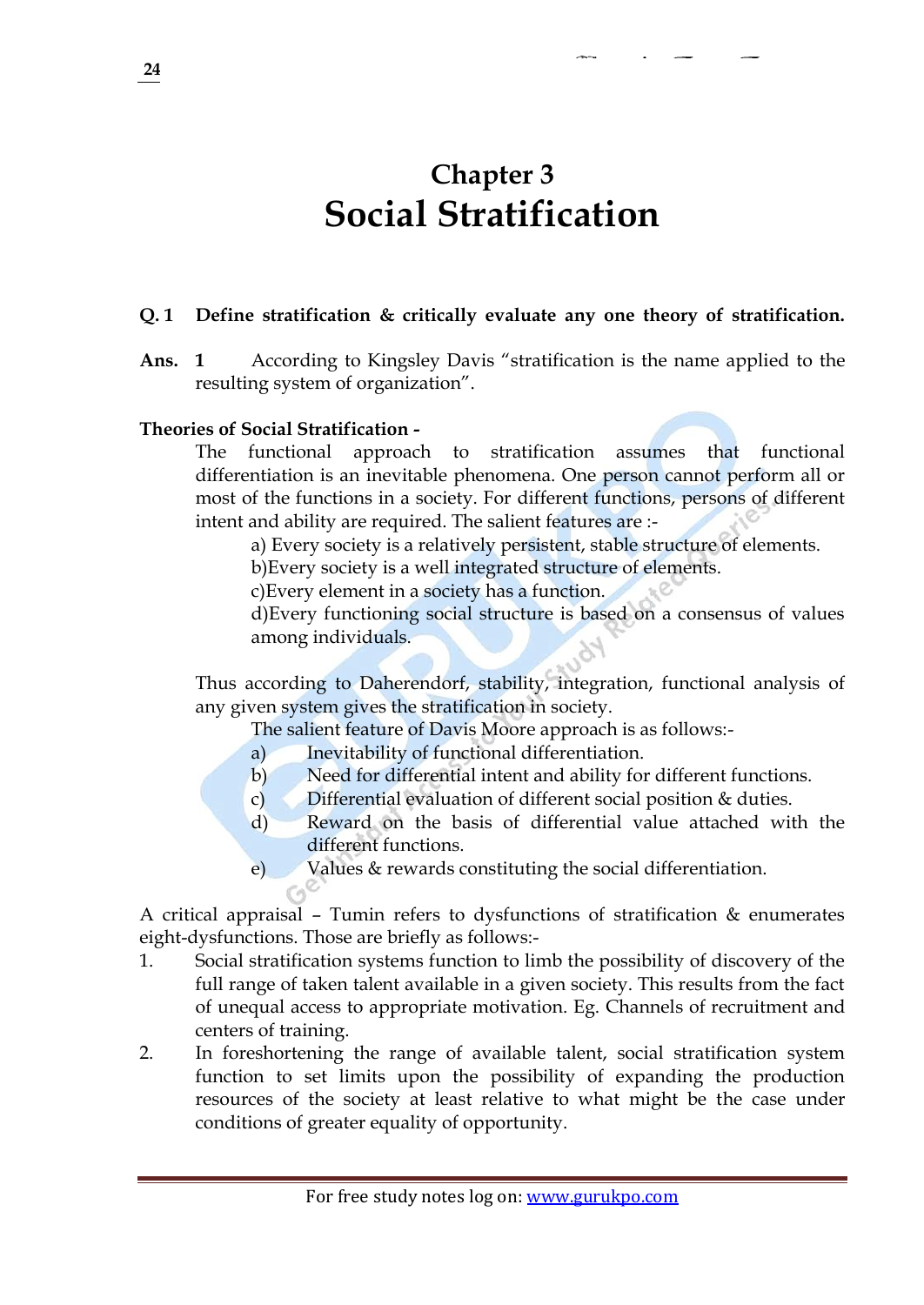# Chapter 3
# Social Stratification

**Q. 1 Define stratification & critically evaluate any one theory of stratification.**

**Ans. 1** According to Kingsley Davis "stratification is the name applied to the resulting system of organization".

**Theories of Social Stratification -**

The functional approach to stratification assumes that functional differentiation is an inevitable phenomena. One person cannot perform all or most of the functions in a society. For different functions, persons of different intent and ability are required. The salient features are :-

a) Every society is a relatively persistent, stable structure of elements.
b)Every society is a well integrated structure of elements.
c)Every element in a society has a function.
d)Every functioning social structure is based on a consensus of values among individuals.

Thus according to Daherendorf, stability, integration, functional analysis of any given system gives the stratification in society.

The salient feature of Davis Moore approach is as follows:-

a) Inevitability of functional differentiation.
b) Need for differential intent and ability for different functions.
c) Differential evaluation of different social position & duties.
d) Reward on the basis of differential value attached with the different functions.
e) Values & rewards constituting the social differentiation.

A critical appraisal – Tumin refers to dysfunctions of stratification & enumerates eight-dysfunctions. Those are briefly as follows:-

1. Social stratification systems function to limb the possibility of discovery of the full range of taken talent available in a given society. This results from the fact of unequal access to appropriate motivation. Eg. Channels of recruitment and centers of training.
2. In foreshortening the range of available talent, social stratification system function to set limits upon the possibility of expanding the production resources of the society at least relative to what might be the case under conditions of greater equality of opportunity.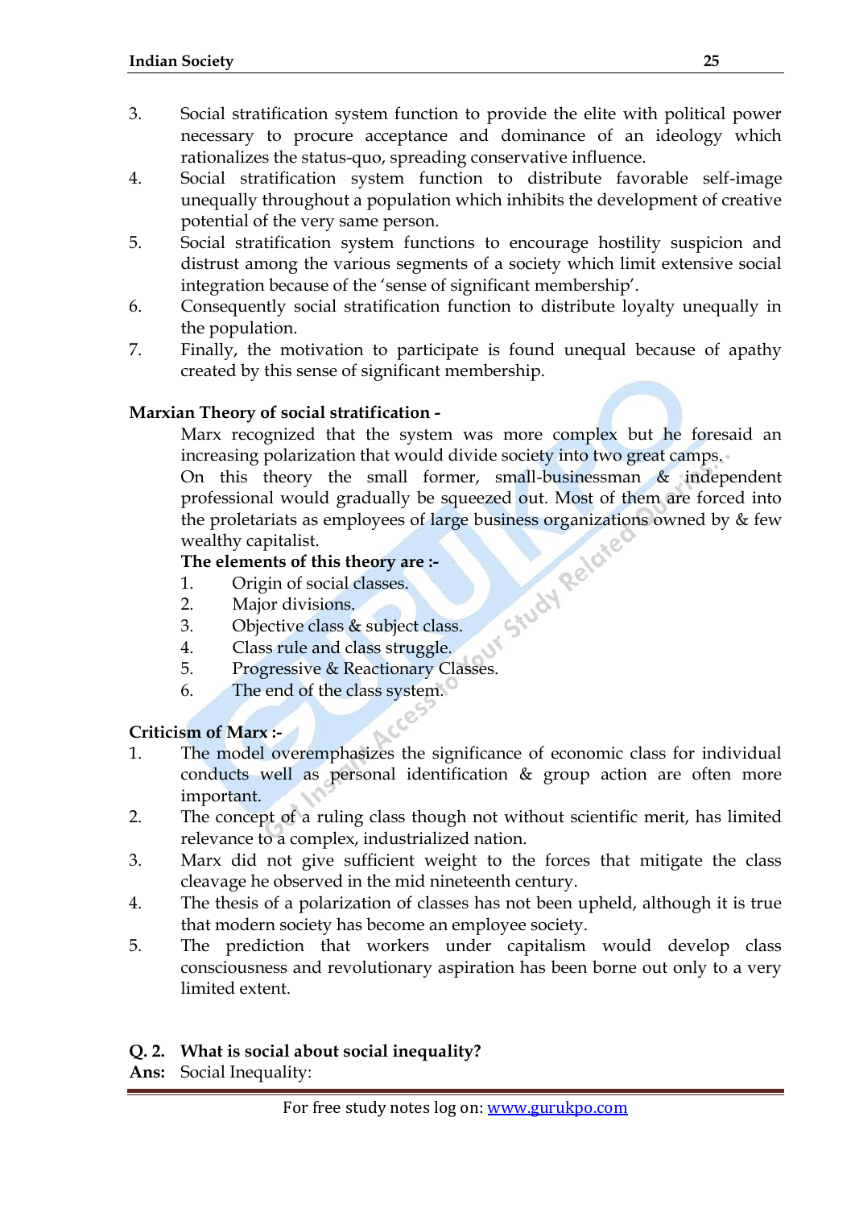3. Social stratification system function to provide the elite with political power necessary to procure acceptance and dominance of an ideology which rationalizes the status-quo, spreading conservative influence.
4. Social stratification system function to distribute favorable self-image unequally throughout a population which inhibits the development of creative potential of the very same person.
5. Social stratification system functions to encourage hostility suspicion and distrust among the various segments of a society which limit extensive social integration because of the 'sense of significant membership'.
6. Consequently social stratification function to distribute loyalty unequally in the population.
7. Finally, the motivation to participate is found unequal because of apathy created by this sense of significant membership.

**Marxian Theory of social stratification -**

Marx recognized that the system was more complex but he foresaid an increasing polarization that would divide society into two great camps.

On this theory the small former, small-businessman & independent professional would gradually be squeezed out. Most of them are forced into the proletariats as employees of large business organizations owned by & few wealthy capitalist.

**The elements of this theory are :-**

1. Origin of social classes.
2. Major divisions.
3. Objective class & subject class.
4. Class rule and class struggle.
5. Progressive & Reactionary Classes.
6. The end of the class system.

**Criticism of Marx :-**

1. The model overemphasizes the significance of economic class for individual conducts well as personal identification & group action are often more important.
2. The concept of a ruling class though not without scientific merit, has limited relevance to a complex, industrialized nation.
3. Marx did not give sufficient weight to the forces that mitigate the class cleavage he observed in the mid nineteenth century.
4. The thesis of a polarization of classes has not been upheld, although it is true that modern society has become an employee society.
5. The prediction that workers under capitalism would develop class consciousness and revolutionary aspiration has been borne out only to a very limited extent.

**Q. 2. What is social about social inequality?**

**Ans:** Social Inequality: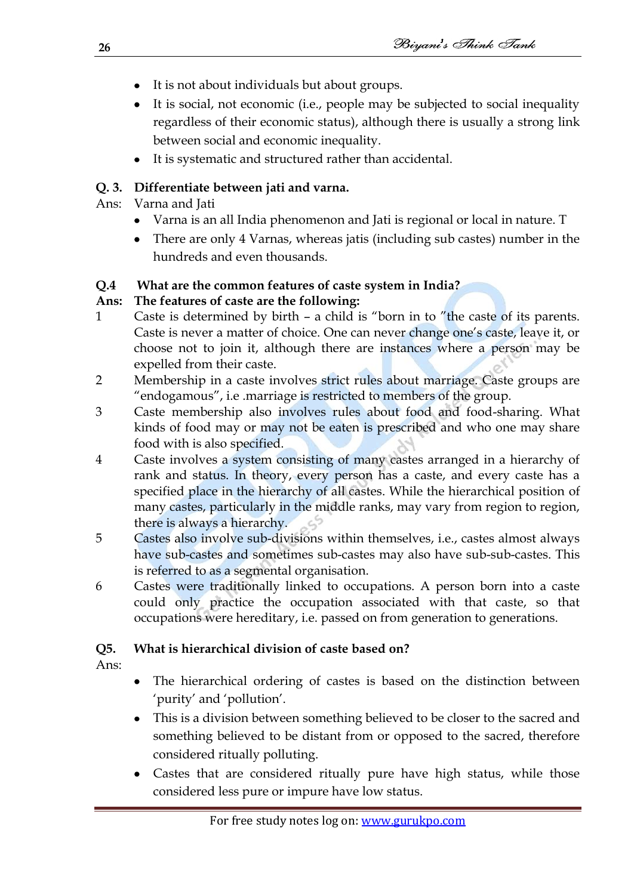- It is not about individuals but about groups.
- It is social, not economic (i.e., people may be subjected to social inequality regardless of their economic status), although there is usually a strong link between social and economic inequality.
- It is systematic and structured rather than accidental.

**Q. 3. Differentiate between jati and varna.**

Ans: Varna and Jati

- Varna is an all India phenomenon and Jati is regional or local in nature. T
- There are only 4 Varnas, whereas jatis (including sub castes) number in the hundreds and even thousands.

**Q.4 What are the common features of caste system in India?**

**Ans: The features of caste are the following:**

1. Caste is determined by birth – a child is "born in to "the caste of its parents. Caste is never a matter of choice. One can never change one's caste, leave it, or choose not to join it, although there are instances where a person may be expelled from their caste.
2. Membership in a caste involves strict rules about marriage. Caste groups are "endogamous", i.e .marriage is restricted to members of the group.
3. Caste membership also involves rules about food and food-sharing. What kinds of food may or may not be eaten is prescribed and who one may share food with is also specified.
4. Caste involves a system consisting of many castes arranged in a hierarchy of rank and status. In theory, every person has a caste, and every caste has a specified place in the hierarchy of all castes. While the hierarchical position of many castes, particularly in the middle ranks, may vary from region to region, there is always a hierarchy.
5. Castes also involve sub-divisions within themselves, i.e., castes almost always have sub-castes and sometimes sub-castes may also have sub-sub-castes. This is referred to as a segmental organisation.
6. Castes were traditionally linked to occupations. A person born into a caste could only practice the occupation associated with that caste, so that occupations were hereditary, i.e. passed on from generation to generations.

**Q5. What is hierarchical division of caste based on?**

Ans:

- The hierarchical ordering of castes is based on the distinction between 'purity' and 'pollution'.
- This is a division between something believed to be closer to the sacred and something believed to be distant from or opposed to the sacred, therefore considered ritually polluting.
- Castes that are considered ritually pure have high status, while those considered less pure or impure have low status.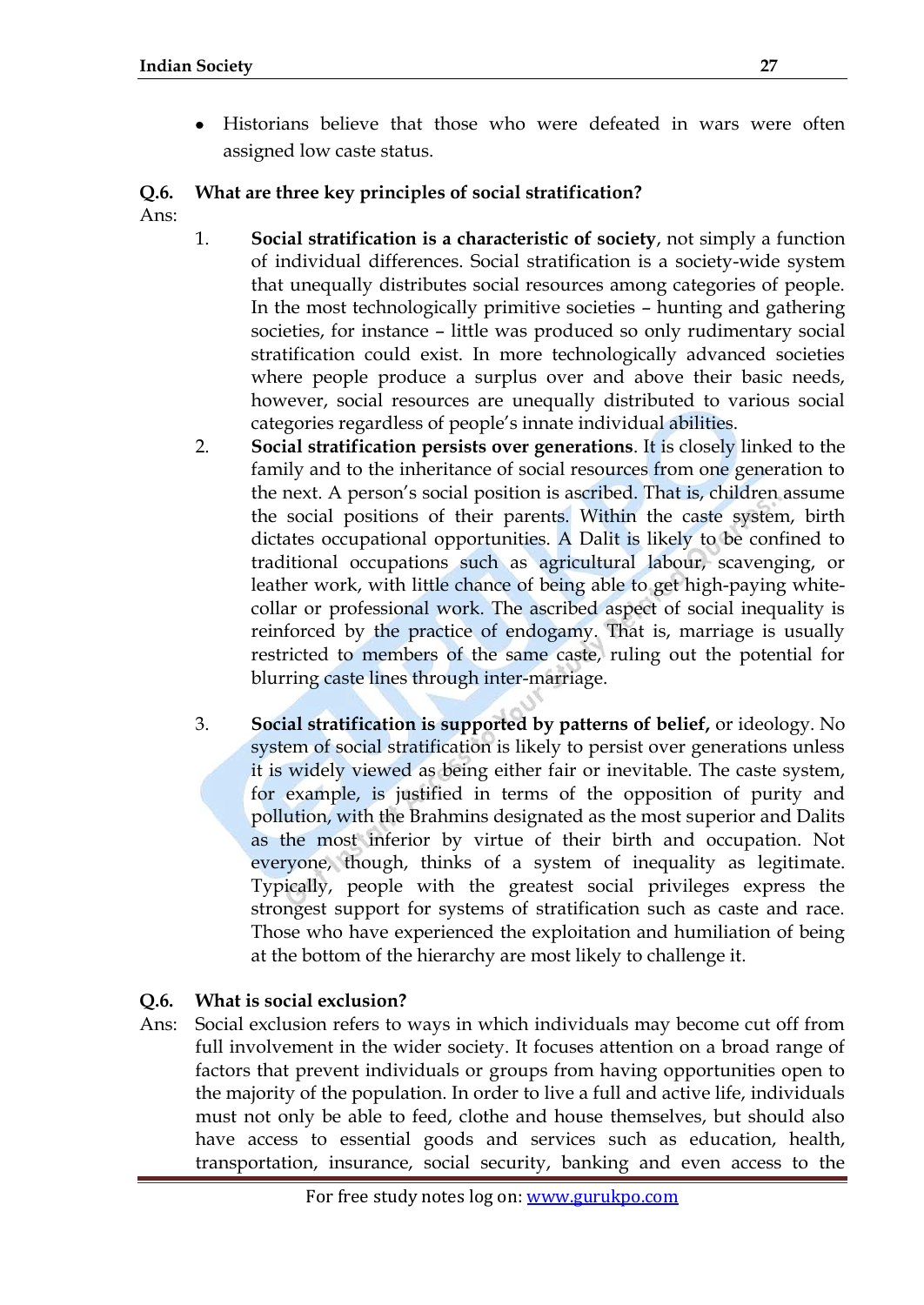- Historians believe that those who were defeated in wars were often assigned low caste status.

**Q.6. What are three key principles of social stratification?**

Ans:

1. **Social stratification is a characteristic of society**, not simply a function of individual differences. Social stratification is a society-wide system that unequally distributes social resources among categories of people. In the most technologically primitive societies – hunting and gathering societies, for instance – little was produced so only rudimentary social stratification could exist. In more technologically advanced societies where people produce a surplus over and above their basic needs, however, social resources are unequally distributed to various social categories regardless of people's innate individual abilities.
2. **Social stratification persists over generations**. It is closely linked to the family and to the inheritance of social resources from one generation to the next. A person's social position is ascribed. That is, children assume the social positions of their parents. Within the caste system, birth dictates occupational opportunities. A Dalit is likely to be confined to traditional occupations such as agricultural labour, scavenging, or leather work, with little chance of being able to get high-paying white-collar or professional work. The ascribed aspect of social inequality is reinforced by the practice of endogamy. That is, marriage is usually restricted to members of the same caste, ruling out the potential for blurring caste lines through inter-marriage.
3. **Social stratification is supported by patterns of belief,** or ideology. No system of social stratification is likely to persist over generations unless it is widely viewed as being either fair or inevitable. The caste system, for example, is justified in terms of the opposition of purity and pollution, with the Brahmins designated as the most superior and Dalits as the most inferior by virtue of their birth and occupation. Not everyone, though, thinks of a system of inequality as legitimate. Typically, people with the greatest social privileges express the strongest support for systems of stratification such as caste and race. Those who have experienced the exploitation and humiliation of being at the bottom of the hierarchy are most likely to challenge it.

**Q.6. What is social exclusion?**

Ans: Social exclusion refers to ways in which individuals may become cut off from full involvement in the wider society. It focuses attention on a broad range of factors that prevent individuals or groups from having opportunities open to the majority of the population. In order to live a full and active life, individuals must not only be able to feed, clothe and house themselves, but should also have access to essential goods and services such as education, health, transportation, insurance, social security, banking and even access to the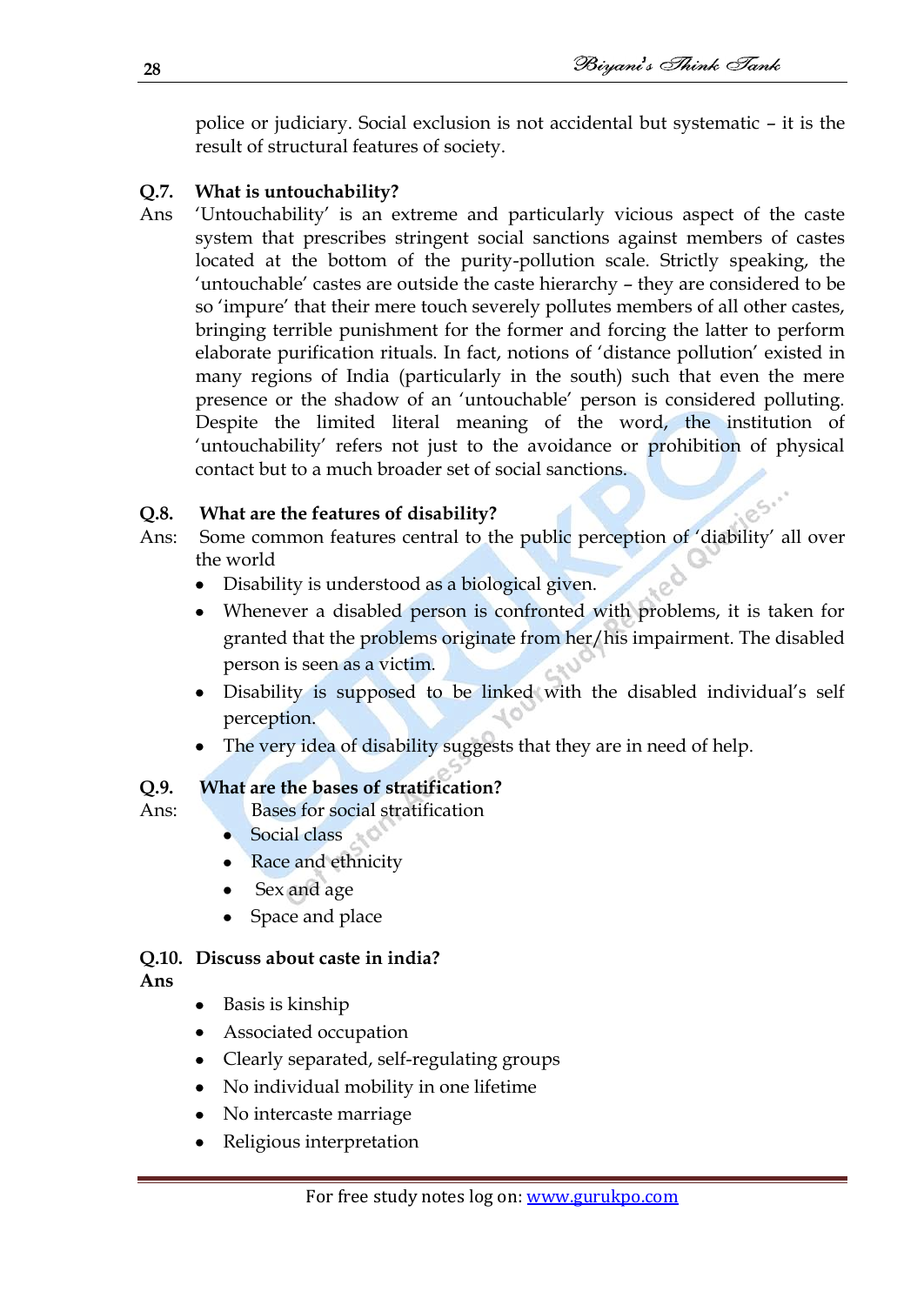police or judiciary. Social exclusion is not accidental but systematic – it is the result of structural features of society.

**Q.7. What is untouchability?**

Ans 'Untouchability' is an extreme and particularly vicious aspect of the caste system that prescribes stringent social sanctions against members of castes located at the bottom of the purity-pollution scale. Strictly speaking, the 'untouchable' castes are outside the caste hierarchy – they are considered to be so 'impure' that their mere touch severely pollutes members of all other castes, bringing terrible punishment for the former and forcing the latter to perform elaborate purification rituals. In fact, notions of 'distance pollution' existed in many regions of India (particularly in the south) such that even the mere presence or the shadow of an 'untouchable' person is considered polluting. Despite the limited literal meaning of the word, the institution of 'untouchability' refers not just to the avoidance or prohibition of physical contact but to a much broader set of social sanctions.

**Q.8. What are the features of disability?**

Ans: Some common features central to the public perception of 'diability' all over the world

- Disability is understood as a biological given.
- Whenever a disabled person is confronted with problems, it is taken for granted that the problems originate from her/his impairment. The disabled person is seen as a victim.
- Disability is supposed to be linked with the disabled individual's self perception.
- The very idea of disability suggests that they are in need of help.

**Q.9. What are the bases of stratification?**

Ans: Bases for social stratification

- Social class
- Race and ethnicity
- Sex and age
- Space and place

**Q.10. Discuss about caste in india?**

**Ans**

- Basis is kinship
- Associated occupation
- Clearly separated, self-regulating groups
- No individual mobility in one lifetime
- No intercaste marriage
- Religious interpretation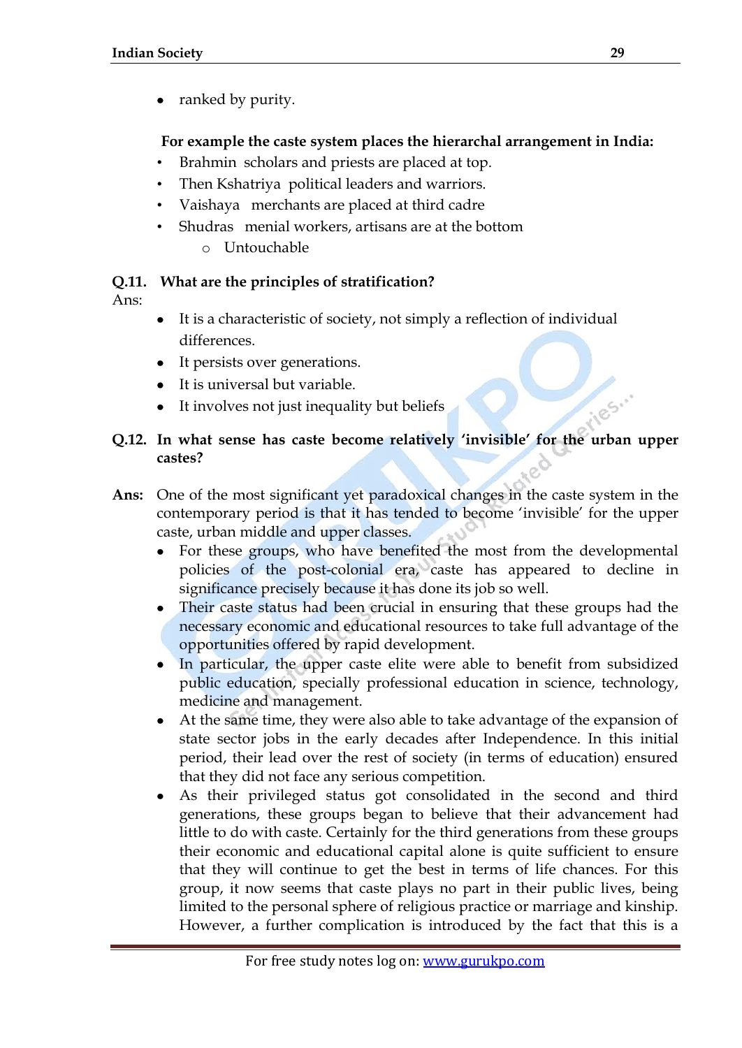- ranked by purity.

**For example the caste system places the hierarchal arrangement in India:**

- Brahmin scholars and priests are placed at top.
- Then Kshatriya political leaders and warriors.
- Vaishaya merchants are placed at third cadre
- Shudras menial workers, artisans are at the bottom
    - Untouchable

**Q.11. What are the principles of stratification?**

Ans:

- It is a characteristic of society, not simply a reflection of individual differences.
- It persists over generations.
- It is universal but variable.
- It involves not just inequality but beliefs

**Q.12. In what sense has caste become relatively 'invisible' for the urban upper castes?**

**Ans:** One of the most significant yet paradoxical changes in the caste system in the contemporary period is that it has tended to become 'invisible' for the upper caste, urban middle and upper classes.

- For these groups, who have benefited the most from the developmental policies of the post-colonial era, caste has appeared to decline in significance precisely because it has done its job so well.
- Their caste status had been crucial in ensuring that these groups had the necessary economic and educational resources to take full advantage of the opportunities offered by rapid development.
- In particular, the upper caste elite were able to benefit from subsidized public education, specially professional education in science, technology, medicine and management.
- At the same time, they were also able to take advantage of the expansion of state sector jobs in the early decades after Independence. In this initial period, their lead over the rest of society (in terms of education) ensured that they did not face any serious competition.
- As their privileged status got consolidated in the second and third generations, these groups began to believe that their advancement had little to do with caste. Certainly for the third generations from these groups their economic and educational capital alone is quite sufficient to ensure that they will continue to get the best in terms of life chances. For this group, it now seems that caste plays no part in their public lives, being limited to the personal sphere of religious practice or marriage and kinship. However, a further complication is introduced by the fact that this is a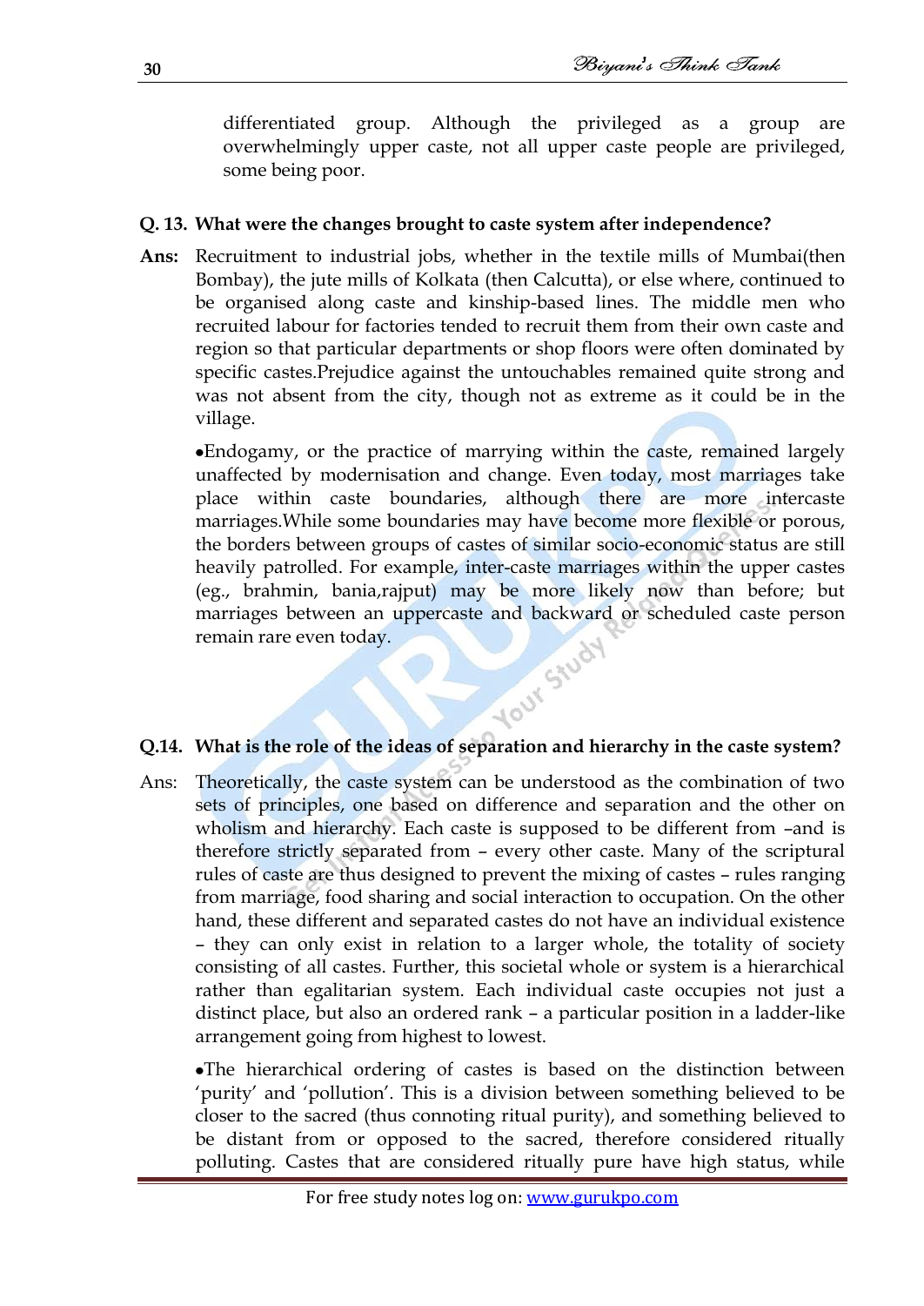differentiated group. Although the privileged as a group are overwhelmingly upper caste, not all upper caste people are privileged, some being poor.

**Q. 13. What were the changes brought to caste system after independence?**

**Ans:** Recruitment to industrial jobs, whether in the textile mills of Mumbai(then Bombay), the jute mills of Kolkata (then Calcutta), or else where, continued to be organised along caste and kinship-based lines. The middle men who recruited labour for factories tended to recruit them from their own caste and region so that particular departments or shop floors were often dominated by specific castes.Prejudice against the untouchables remained quite strong and was not absent from the city, though not as extreme as it could be in the village.

•Endogamy, or the practice of marrying within the caste, remained largely unaffected by modernisation and change. Even today, most marriages take place within caste boundaries, although there are more intercaste marriages.While some boundaries may have become more flexible or porous, the borders between groups of castes of similar socio-economic status are still heavily patrolled. For example, inter-caste marriages within the upper castes (eg., brahmin, bania,rajput) may be more likely now than before; but marriages between an uppercaste and backward or scheduled caste person remain rare even today.

**Q.14. What is the role of the ideas of separation and hierarchy in the caste system?**

Ans: Theoretically, the caste system can be understood as the combination of two sets of principles, one based on difference and separation and the other on wholism and hierarchy. Each caste is supposed to be different from –and is therefore strictly separated from – every other caste. Many of the scriptural rules of caste are thus designed to prevent the mixing of castes – rules ranging from marriage, food sharing and social interaction to occupation. On the other hand, these different and separated castes do not have an individual existence – they can only exist in relation to a larger whole, the totality of society consisting of all castes. Further, this societal whole or system is a hierarchical rather than egalitarian system. Each individual caste occupies not just a distinct place, but also an ordered rank – a particular position in a ladder-like arrangement going from highest to lowest.

•The hierarchical ordering of castes is based on the distinction between 'purity' and 'pollution'. This is a division between something believed to be closer to the sacred (thus connoting ritual purity), and something believed to be distant from or opposed to the sacred, therefore considered ritually polluting. Castes that are considered ritually pure have high status, while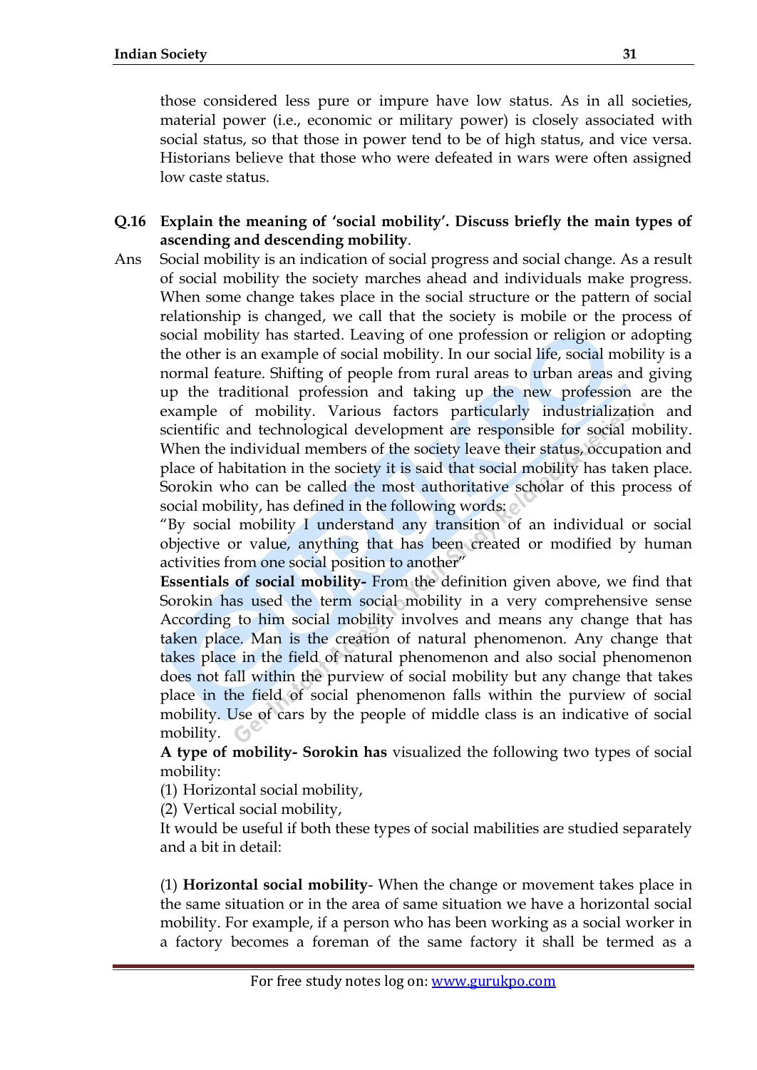those considered less pure or impure have low status. As in all societies, material power (i.e., economic or military power) is closely associated with social status, so that those in power tend to be of high status, and vice versa. Historians believe that those who were defeated in wars were often assigned low caste status.

**Q.16 Explain the meaning of 'social mobility'. Discuss briefly the main types of ascending and descending mobility**.

Ans Social mobility is an indication of social progress and social change. As a result of social mobility the society marches ahead and individuals make progress. When some change takes place in the social structure or the pattern of social relationship is changed, we call that the society is mobile or the process of social mobility has started. Leaving of one profession or religion or adopting the other is an example of social mobility. In our social life, social mobility is a normal feature. Shifting of people from rural areas to urban areas and giving up the traditional profession and taking up the new profession are the example of mobility. Various factors particularly industrialization and scientific and technological development are responsible for social mobility. When the individual members of the society leave their status, occupation and place of habitation in the society it is said that social mobility has taken place. Sorokin who can be called the most authoritative scholar of this process of social mobility, has defined in the following words:

"By social mobility I understand any transition of an individual or social objective or value, anything that has been created or modified by human activities from one social position to another"

**Essentials of social mobility-** From the definition given above, we find that Sorokin has used the term social mobility in a very comprehensive sense According to him social mobility involves and means any change that has taken place. Man is the creation of natural phenomenon. Any change that takes place in the field of natural phenomenon and also social phenomenon does not fall within the purview of social mobility but any change that takes place in the field of social phenomenon falls within the purview of social mobility. Use of cars by the people of middle class is an indicative of social mobility.

**A type of mobility- Sorokin has** visualized the following two types of social mobility:

(1) Horizontal social mobility,

(2) Vertical social mobility,

It would be useful if both these types of social mabilities are studied separately and a bit in detail:

(1) **Horizontal social mobility**- When the change or movement takes place in the same situation or in the area of same situation we have a horizontal social mobility. For example, if a person who has been working as a social worker in a factory becomes a foreman of the same factory it shall be termed as a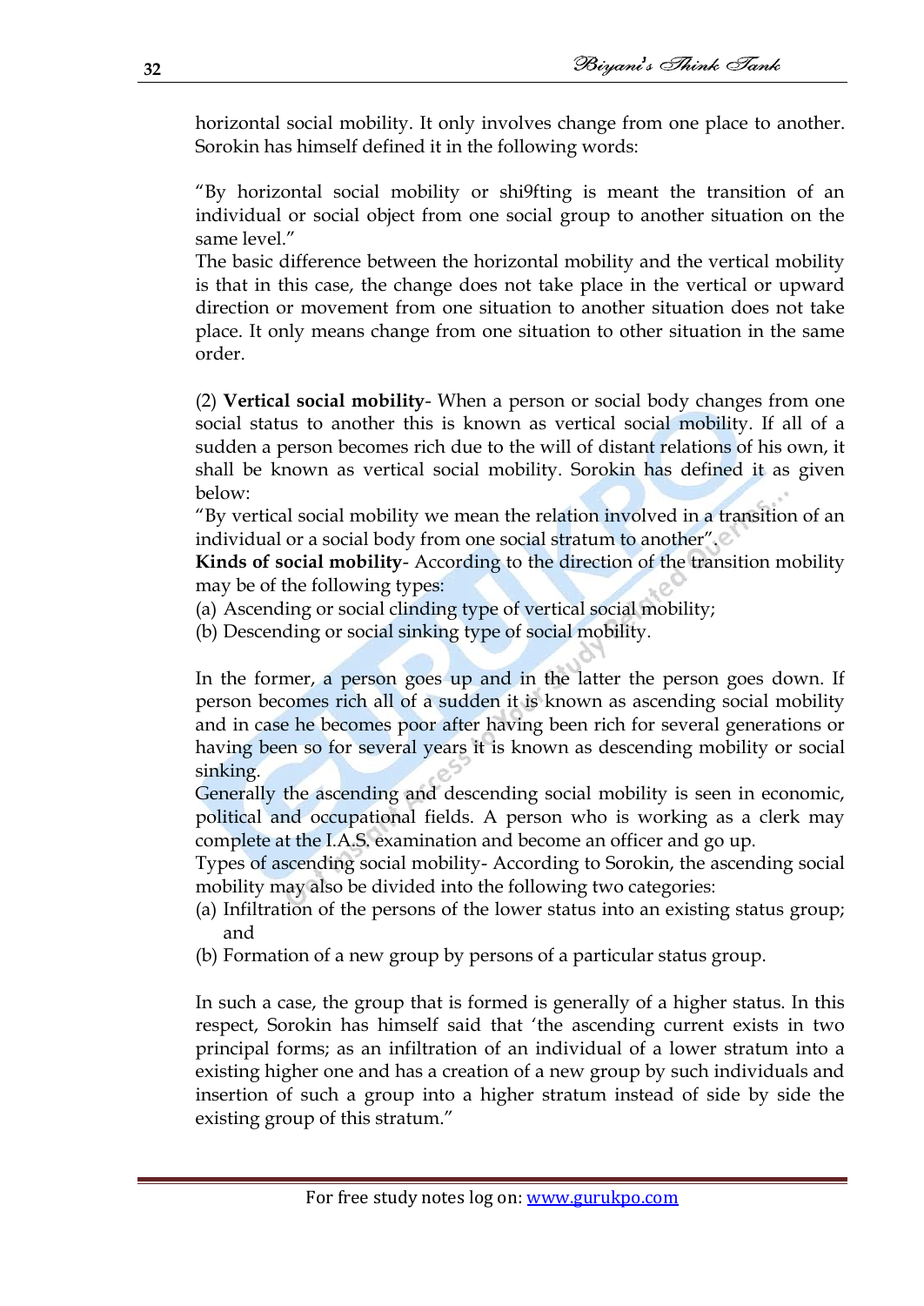horizontal social mobility. It only involves change from one place to another. Sorokin has himself defined it in the following words:

"By horizontal social mobility or shi9fting is meant the transition of an individual or social object from one social group to another situation on the same level."

The basic difference between the horizontal mobility and the vertical mobility is that in this case, the change does not take place in the vertical or upward direction or movement from one situation to another situation does not take place. It only means change from one situation to other situation in the same order.

(2) **Vertical social mobility**- When a person or social body changes from one social status to another this is known as vertical social mobility. If all of a sudden a person becomes rich due to the will of distant relations of his own, it shall be known as vertical social mobility. Sorokin has defined it as given below:

"By vertical social mobility we mean the relation involved in a transition of an individual or a social body from one social stratum to another".

**Kinds of social mobility**- According to the direction of the transition mobility may be of the following types:

(a) Ascending or social clinding type of vertical social mobility;
(b) Descending or social sinking type of social mobility.

In the former, a person goes up and in the latter the person goes down. If person becomes rich all of a sudden it is known as ascending social mobility and in case he becomes poor after having been rich for several generations or having been so for several years it is known as descending mobility or social sinking.

Generally the ascending and descending social mobility is seen in economic, political and occupational fields. A person who is working as a clerk may complete at the I.A.S. examination and become an officer and go up.

Types of ascending social mobility- According to Sorokin, the ascending social mobility may also be divided into the following two categories:

(a) Infiltration of the persons of the lower status into an existing status group; and
(b) Formation of a new group by persons of a particular status group.

In such a case, the group that is formed is generally of a higher status. In this respect, Sorokin has himself said that 'the ascending current exists in two principal forms; as an infiltration of an individual of a lower stratum into a existing higher one and has a creation of a new group by such individuals and insertion of such a group into a higher stratum instead of side by side the existing group of this stratum."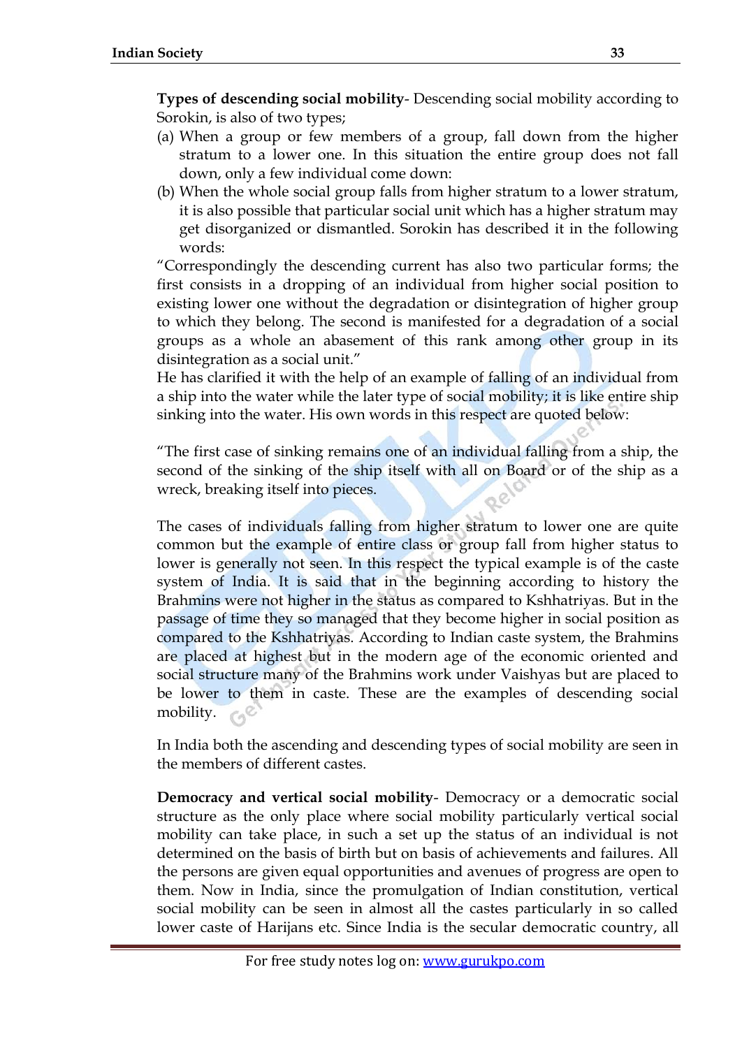**Types of descending social mobility**- Descending social mobility according to Sorokin, is also of two types;

(a) When a group or few members of a group, fall down from the higher stratum to a lower one. In this situation the entire group does not fall down, only a few individual come down:
(b) When the whole social group falls from higher stratum to a lower stratum, it is also possible that particular social unit which has a higher stratum may get disorganized or dismantled. Sorokin has described it in the following words:

"Correspondingly the descending current has also two particular forms; the first consists in a dropping of an individual from higher social position to existing lower one without the degradation or disintegration of higher group to which they belong. The second is manifested for a degradation of a social groups as a whole an abasement of this rank among other group in its disintegration as a social unit."

He has clarified it with the help of an example of falling of an individual from a ship into the water while the later type of social mobility; it is like entire ship sinking into the water. His own words in this respect are quoted below:

"The first case of sinking remains one of an individual falling from a ship, the second of the sinking of the ship itself with all on Board or of the ship as a wreck, breaking itself into pieces.

The cases of individuals falling from higher stratum to lower one are quite common but the example of entire class or group fall from higher status to lower is generally not seen. In this respect the typical example is of the caste system of India. It is said that in the beginning according to history the Brahmins were not higher in the status as compared to Kshhatriyas. But in the passage of time they so managed that they become higher in social position as compared to the Kshhatriyas. According to Indian caste system, the Brahmins are placed at highest but in the modern age of the economic oriented and social structure many of the Brahmins work under Vaishyas but are placed to be lower to them in caste. These are the examples of descending social mobility.

In India both the ascending and descending types of social mobility are seen in the members of different castes.

**Democracy and vertical social mobility**- Democracy or a democratic social structure as the only place where social mobility particularly vertical social mobility can take place, in such a set up the status of an individual is not determined on the basis of birth but on basis of achievements and failures. All the persons are given equal opportunities and avenues of progress are open to them. Now in India, since the promulgation of Indian constitution, vertical social mobility can be seen in almost all the castes particularly in so called lower caste of Harijans etc. Since India is the secular democratic country, all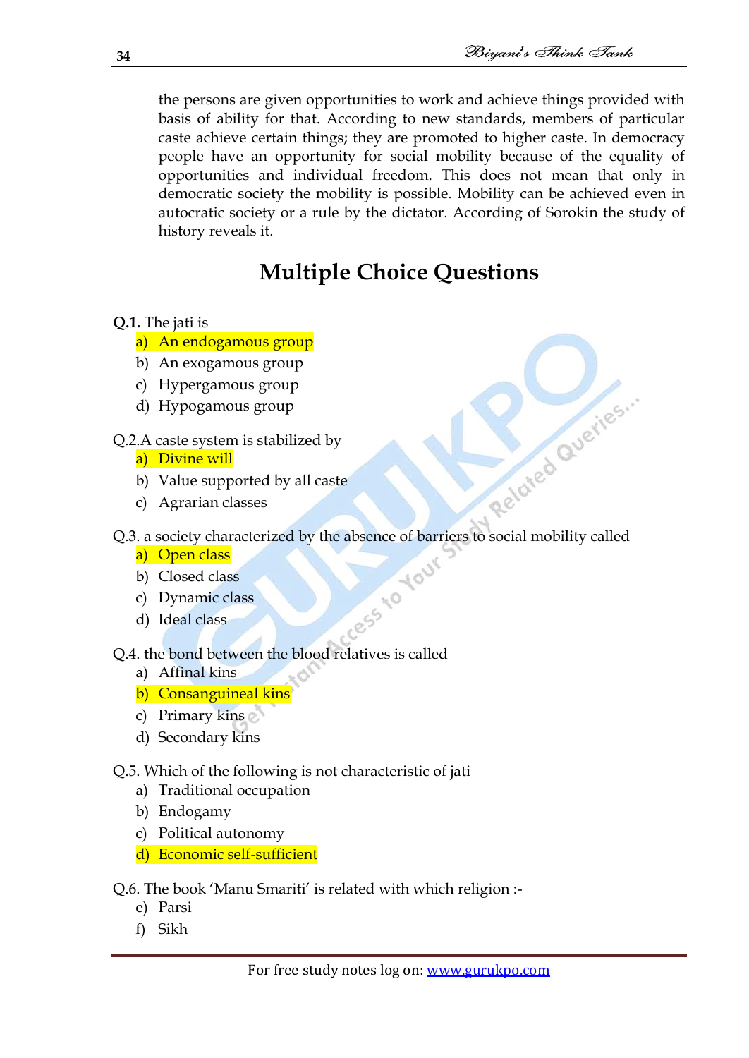the persons are given opportunities to work and achieve things provided with basis of ability for that. According to new standards, members of particular caste achieve certain things; they are promoted to higher caste. In democracy people have an opportunity for social mobility because of the equality of opportunities and individual freedom. This does not mean that only in democratic society the mobility is possible. Mobility can be achieved even in autocratic society or a rule by the dictator. According of Sorokin the study of history reveals it.

## Multiple Choice Questions

**Q.1.** The jati is
- a) An endogamous group
- b) An exogamous group
- c) Hypergamous group
- d) Hypogamous group

Q.2.A caste system is stabilized by
- a) Divine will
- b) Value supported by all caste
- c) Agrarian classes

Q.3. a society characterized by the absence of barriers to social mobility called
- a) Open class
- b) Closed class
- c) Dynamic class
- d) Ideal class

Q.4. the bond between the blood relatives is called
- a) Affinal kins
- b) Consanguineal kins
- c) Primary kins
- d) Secondary kins

Q.5. Which of the following is not characteristic of jati
- a) Traditional occupation
- b) Endogamy
- c) Political autonomy
- d) Economic self-sufficient

Q.6. The book 'Manu Smariti' is related with which religion :-
- e) Parsi
- f) Sikh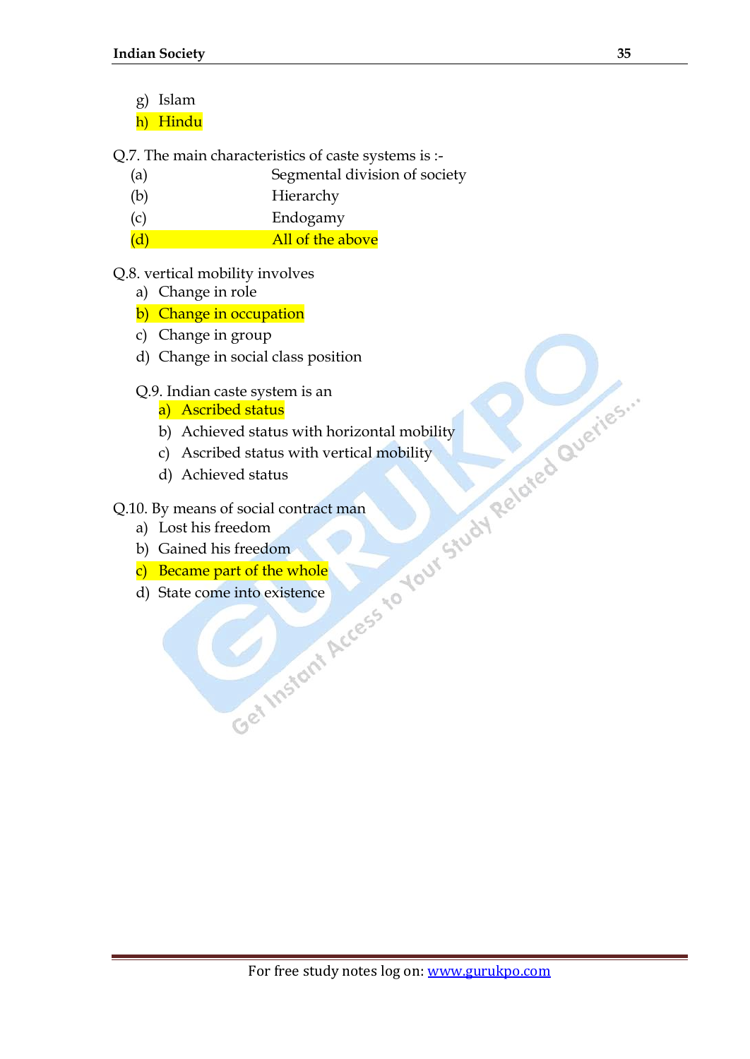g) Islam
h) Hindu

Q.7. The main characteristics of caste systems is :-

(a) Segmental division of society
(b) Hierarchy
(c) Endogamy
(d) All of the above

Q.8. vertical mobility involves

a) Change in role
b) Change in occupation
c) Change in group
d) Change in social class position

Q.9. Indian caste system is an

a) Ascribed status
b) Achieved status with horizontal mobility
c) Ascribed status with vertical mobility
d) Achieved status

Q.10. By means of social contract man

a) Lost his freedom
b) Gained his freedom
c) Became part of the whole
d) State come into existence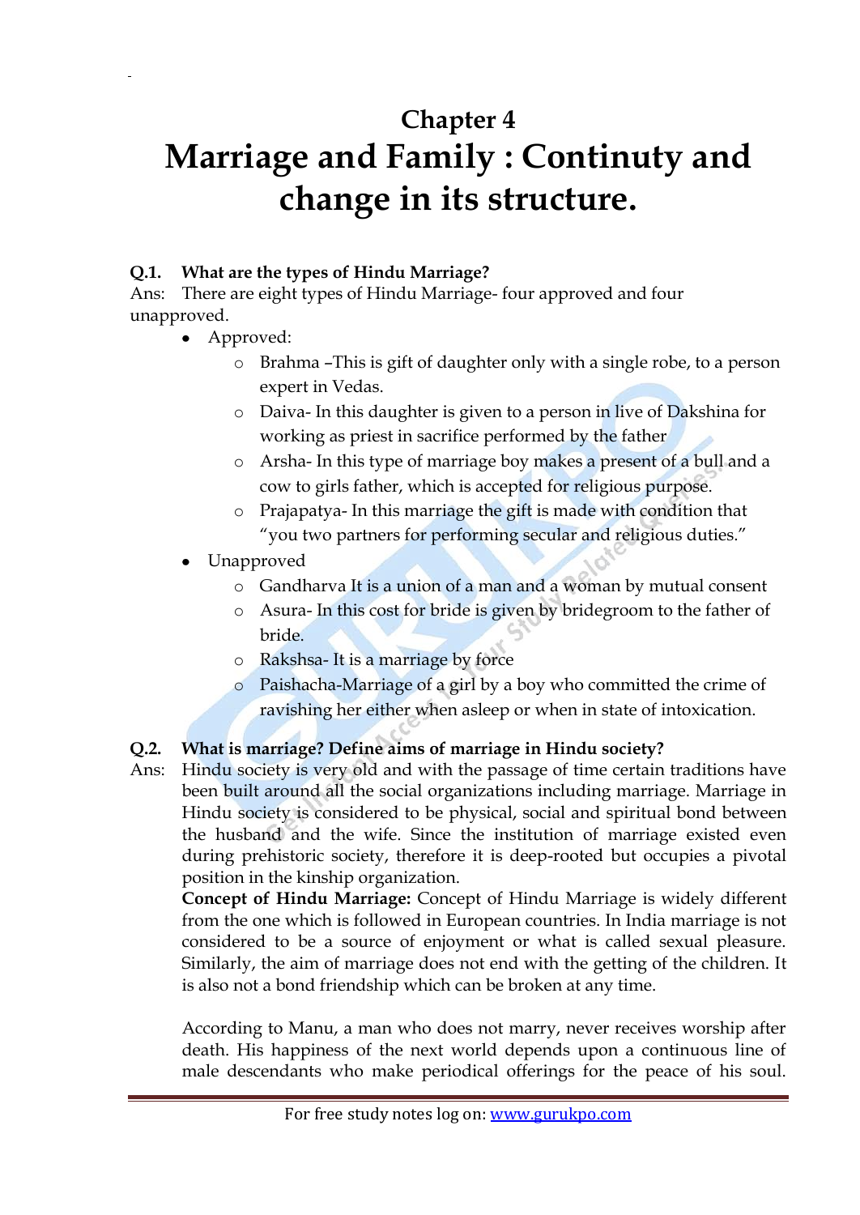# Chapter 4

# Marriage and Family : Continuty and change in its structure.

**Q.1. What are the types of Hindu Marriage?**

Ans: There are eight types of Hindu Marriage- four approved and four unapproved.

- Approved:
  - Brahma –This is gift of daughter only with a single robe, to a person expert in Vedas.
  - Daiva- In this daughter is given to a person in live of Dakshina for working as priest in sacrifice performed by the father
  - Arsha- In this type of marriage boy makes a present of a bull and a cow to girls father, which is accepted for religious purpose.
  - Prajapatya- In this marriage the gift is made with condition that "you two partners for performing secular and religious duties."
- Unapproved
  - Gandharva It is a union of a man and a woman by mutual consent
  - Asura- In this cost for bride is given by bridegroom to the father of bride.
  - Rakshsa- It is a marriage by force
  - Paishacha-Marriage of a girl by a boy who committed the crime of ravishing her either when asleep or when in state of intoxication.

**Q.2. What is marriage? Define aims of marriage in Hindu society?**

Ans: Hindu society is very old and with the passage of time certain traditions have been built around all the social organizations including marriage. Marriage in Hindu society is considered to be physical, social and spiritual bond between the husband and the wife. Since the institution of marriage existed even during prehistoric society, therefore it is deep-rooted but occupies a pivotal position in the kinship organization.

**Concept of Hindu Marriage:** Concept of Hindu Marriage is widely different from the one which is followed in European countries. In India marriage is not considered to be a source of enjoyment or what is called sexual pleasure. Similarly, the aim of marriage does not end with the getting of the children. It is also not a bond friendship which can be broken at any time.

According to Manu, a man who does not marry, never receives worship after death. His happiness of the next world depends upon a continuous line of male descendants who make periodical offerings for the peace of his soul.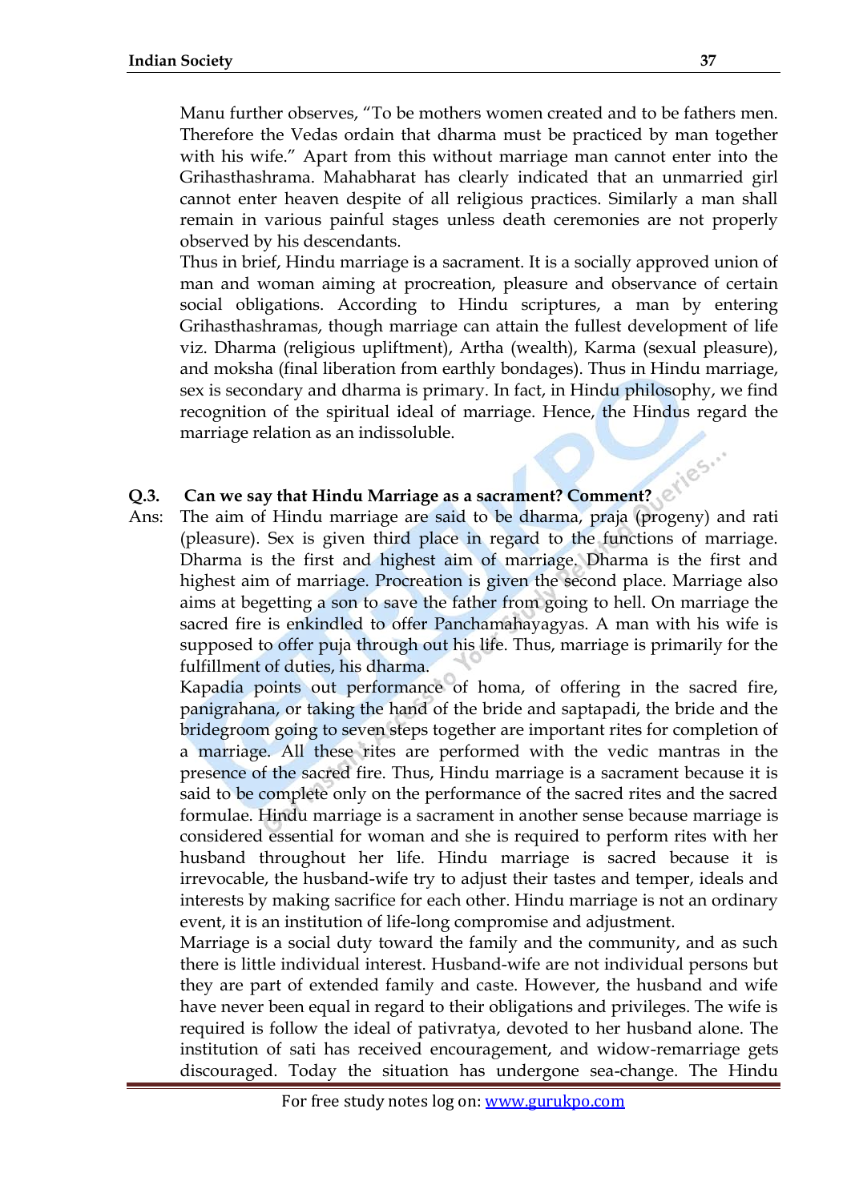Manu further observes, "To be mothers women created and to be fathers men. Therefore the Vedas ordain that dharma must be practiced by man together with his wife." Apart from this without marriage man cannot enter into the Grihasthashrama. Mahabharat has clearly indicated that an unmarried girl cannot enter heaven despite of all religious practices. Similarly a man shall remain in various painful stages unless death ceremonies are not properly observed by his descendants.

Thus in brief, Hindu marriage is a sacrament. It is a socially approved union of man and woman aiming at procreation, pleasure and observance of certain social obligations. According to Hindu scriptures, a man by entering Grihasthashramas, though marriage can attain the fullest development of life viz. Dharma (religious upliftment), Artha (wealth), Karma (sexual pleasure), and moksha (final liberation from earthly bondages). Thus in Hindu marriage, sex is secondary and dharma is primary. In fact, in Hindu philosophy, we find recognition of the spiritual ideal of marriage. Hence, the Hindus regard the marriage relation as an indissoluble.

**Q.3. Can we say that Hindu Marriage as a sacrament? Comment?**

Ans: The aim of Hindu marriage are said to be dharma, praja (progeny) and rati (pleasure). Sex is given third place in regard to the functions of marriage. Dharma is the first and highest aim of marriage. Dharma is the first and highest aim of marriage. Procreation is given the second place. Marriage also aims at begetting a son to save the father from going to hell. On marriage the sacred fire is enkindled to offer Panchamahayagyas. A man with his wife is supposed to offer puja through out his life. Thus, marriage is primarily for the fulfillment of duties, his dharma.

Kapadia points out performance of homa, of offering in the sacred fire, panigrahana, or taking the hand of the bride and saptapadi, the bride and the bridegroom going to seven steps together are important rites for completion of a marriage. All these rites are performed with the vedic mantras in the presence of the sacred fire. Thus, Hindu marriage is a sacrament because it is said to be complete only on the performance of the sacred rites and the sacred formulae. Hindu marriage is a sacrament in another sense because marriage is considered essential for woman and she is required to perform rites with her husband throughout her life. Hindu marriage is sacred because it is irrevocable, the husband-wife try to adjust their tastes and temper, ideals and interests by making sacrifice for each other. Hindu marriage is not an ordinary event, it is an institution of life-long compromise and adjustment.

Marriage is a social duty toward the family and the community, and as such there is little individual interest. Husband-wife are not individual persons but they are part of extended family and caste. However, the husband and wife have never been equal in regard to their obligations and privileges. The wife is required is follow the ideal of pativratya, devoted to her husband alone. The institution of sati has received encouragement, and widow-remarriage gets discouraged. Today the situation has undergone sea-change. The Hindu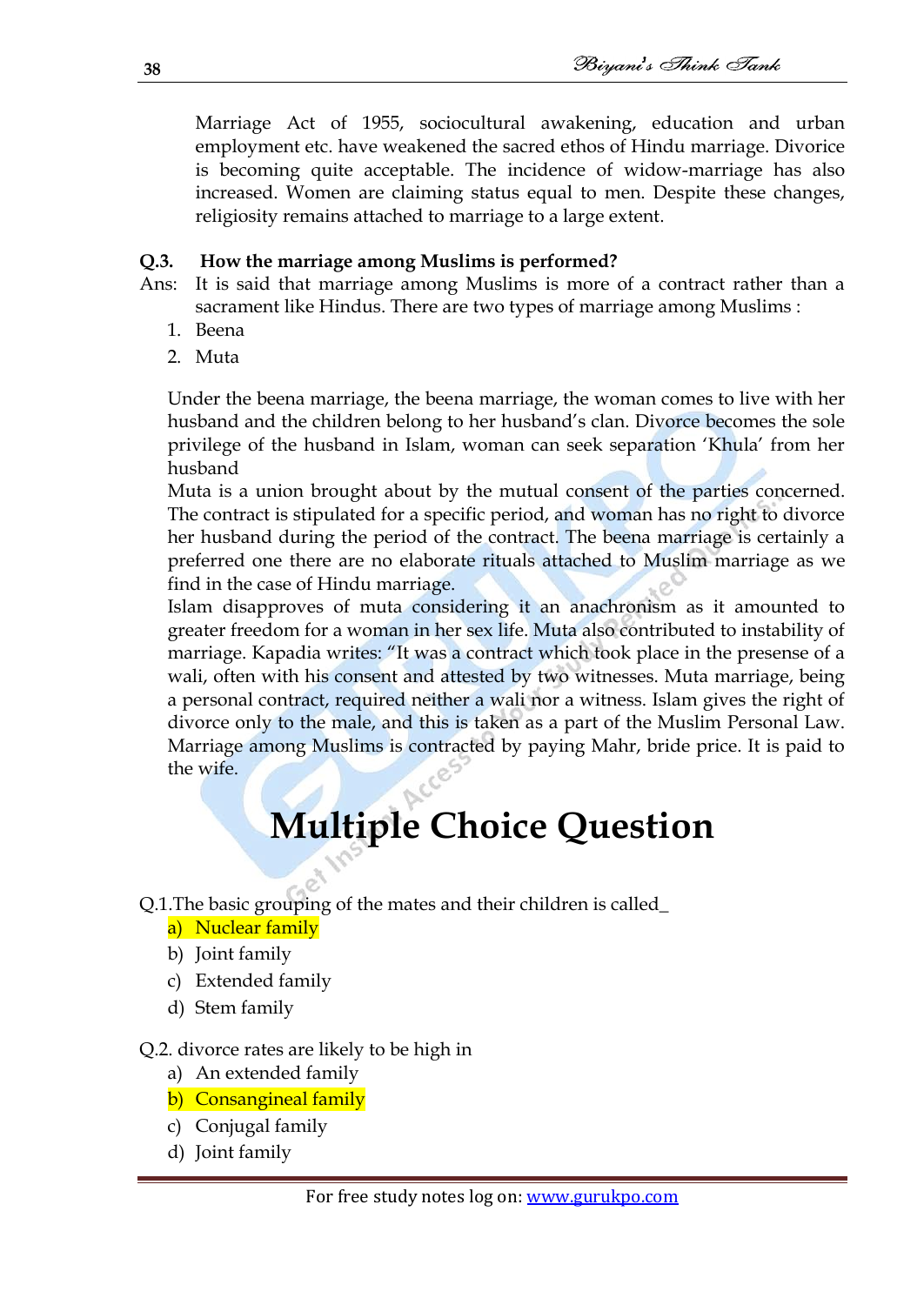Marriage Act of 1955, sociocultural awakening, education and urban employment etc. have weakened the sacred ethos of Hindu marriage. Divorice is becoming quite acceptable. The incidence of widow-marriage has also increased. Women are claiming status equal to men. Despite these changes, religiosity remains attached to marriage to a large extent.

**Q.3. How the marriage among Muslims is performed?**

Ans: It is said that marriage among Muslims is more of a contract rather than a sacrament like Hindus. There are two types of marriage among Muslims :

1. Beena
2. Muta

Under the beena marriage, the beena marriage, the woman comes to live with her husband and the children belong to her husband's clan. Divorce becomes the sole privilege of the husband in Islam, woman can seek separation 'Khula' from her husband

Muta is a union brought about by the mutual consent of the parties concerned. The contract is stipulated for a specific period, and woman has no right to divorce her husband during the period of the contract. The beena marriage is certainly a preferred one there are no elaborate rituals attached to Muslim marriage as we find in the case of Hindu marriage.

Islam disapproves of muta considering it an anachronism as it amounted to greater freedom for a woman in her sex life. Muta also contributed to instability of marriage. Kapadia writes: "It was a contract which took place in the presense of a wali, often with his consent and attested by two witnesses. Muta marriage, being a personal contract, required neither a wali nor a witness. Islam gives the right of divorce only to the male, and this is taken as a part of the Muslim Personal Law. Marriage among Muslims is contracted by paying Mahr, bride price. It is paid to the wife.

# Multiple Choice Question

Q.1.The basic grouping of the mates and their children is called_

a) Nuclear family
b) Joint family
c) Extended family
d) Stem family

Q.2. divorce rates are likely to be high in

a) An extended family
b) Consangineal family
c) Conjugal family
d) Joint family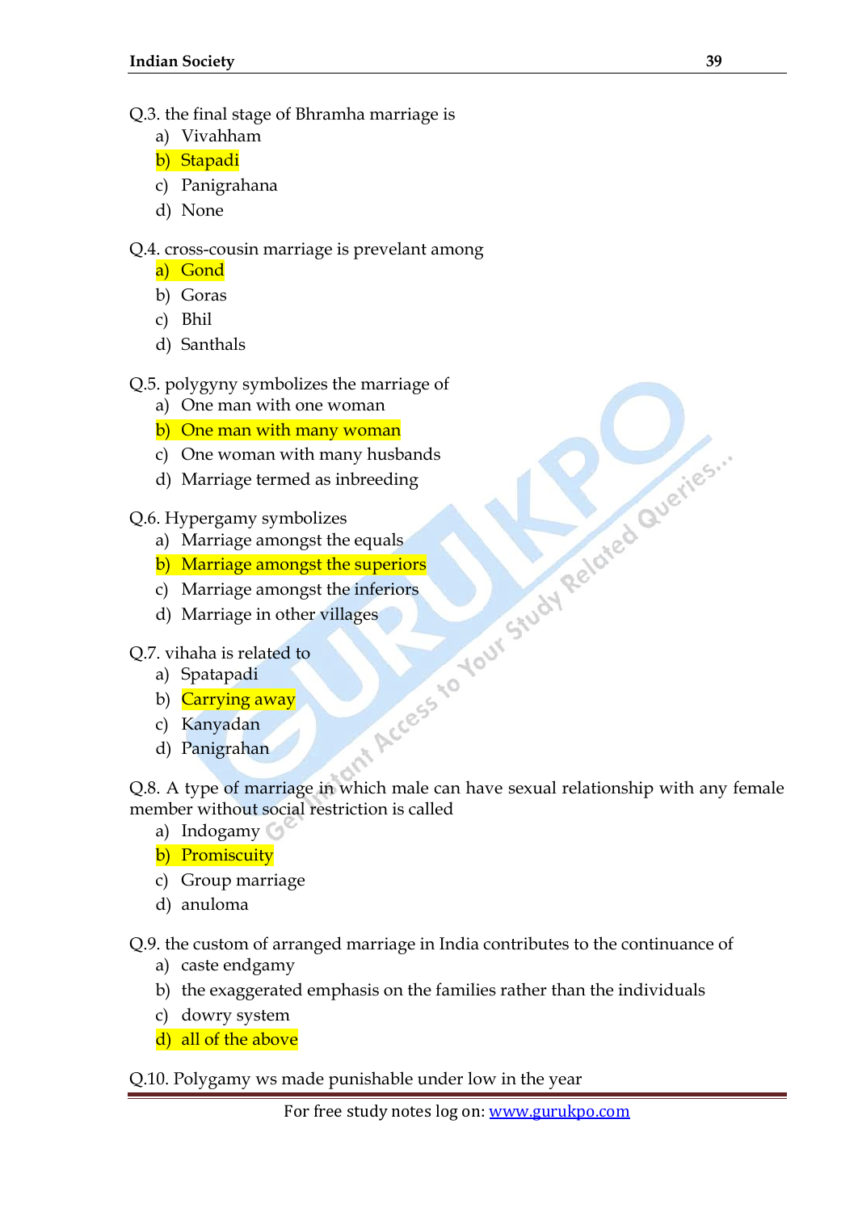Q.3. the final stage of Bhramha marriage is

a) Vivahham
b) Stapadi
c) Panigrahana
d) None

Q.4. cross-cousin marriage is prevelant among

a) Gond
b) Goras
c) Bhil
d) Santhals

Q.5. polygyny symbolizes the marriage of

a) One man with one woman
b) One man with many woman
c) One woman with many husbands
d) Marriage termed as inbreeding

Q.6. Hypergamy symbolizes

a) Marriage amongst the equals
b) Marriage amongst the superiors
c) Marriage amongst the inferiors
d) Marriage in other villages

Q.7. vihaha is related to

a) Spatapadi
b) Carrying away
c) Kanyadan
d) Panigrahan

Q.8. A type of marriage in which male can have sexual relationship with any female member without social restriction is called

a) Indogamy
b) Promiscuity
c) Group marriage
d) anuloma

Q.9. the custom of arranged marriage in India contributes to the continuance of

a) caste endgamy
b) the exaggerated emphasis on the families rather than the individuals
c) dowry system
d) all of the above

Q.10. Polygamy ws made punishable under low in the year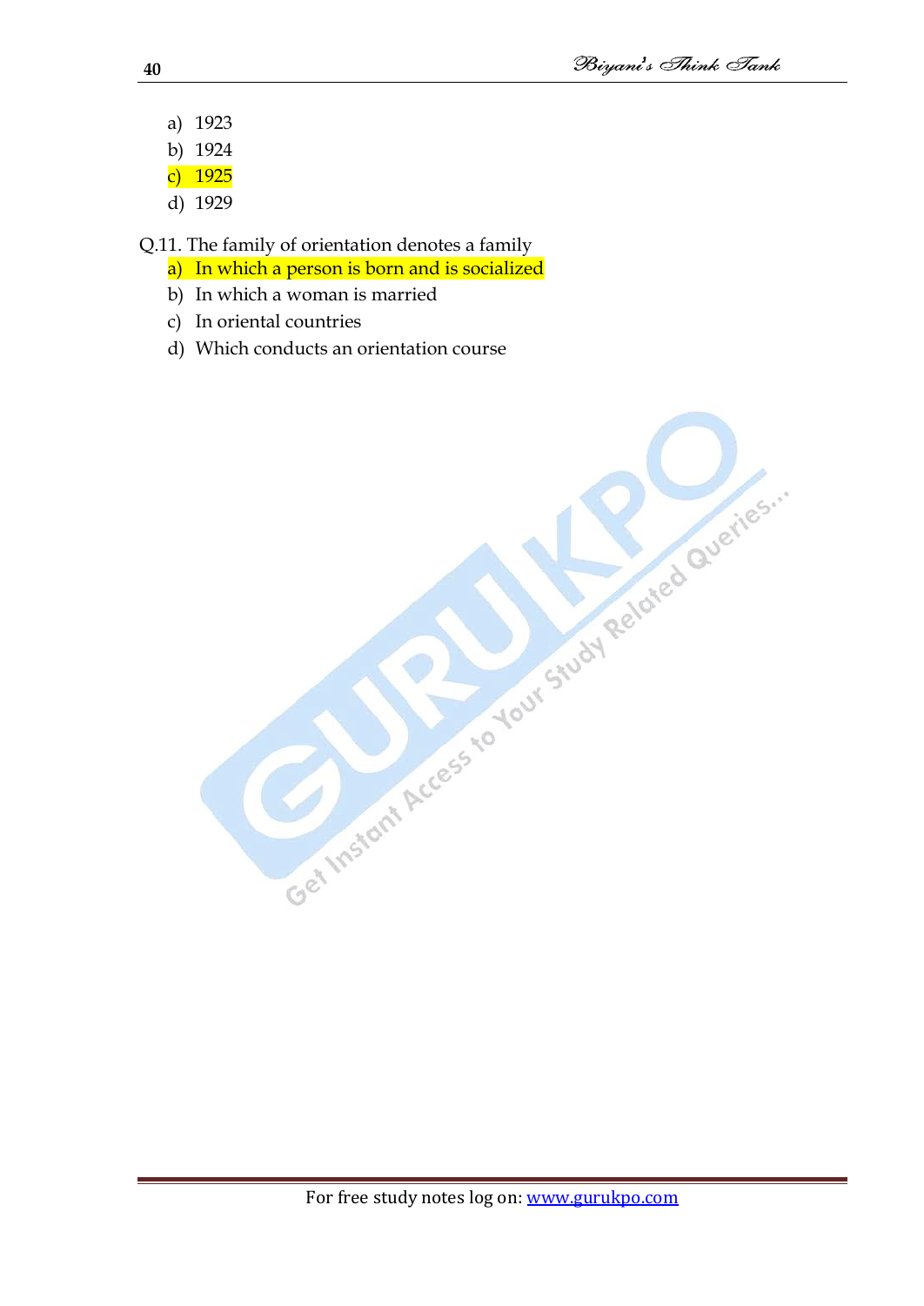a) 1923
b) 1924
c) 1925
d) 1929

Q.11. The family of orientation denotes a family

a) In which a person is born and is socialized
b) In which a woman is married
c) In oriental countries
d) Which conducts an orientation course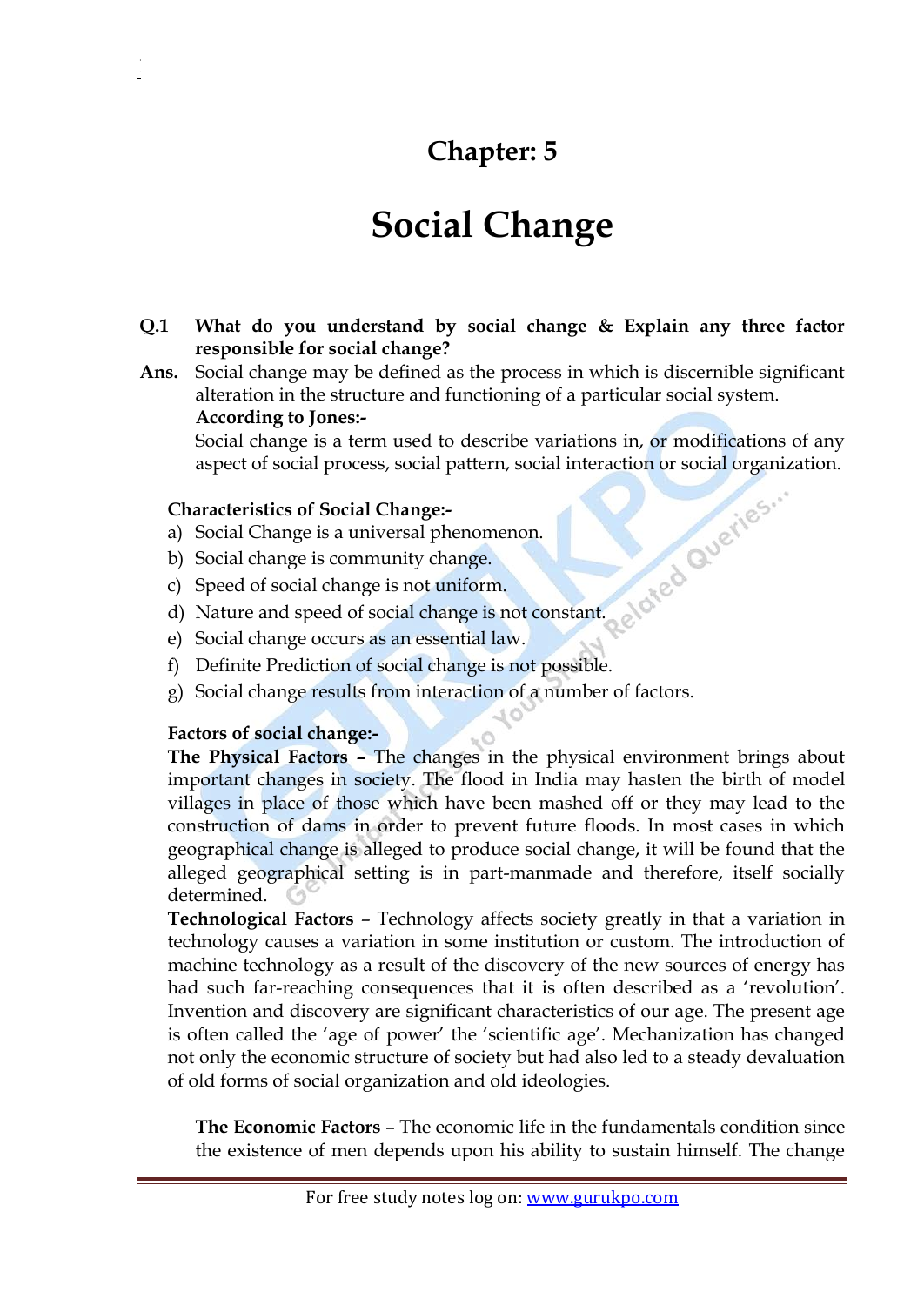# Chapter: 5

# Social Change

**Q.1 What do you understand by social change & Explain any three factor responsible for social change?**

**Ans.** Social change may be defined as the process in which is discernible significant alteration in the structure and functioning of a particular social system.

**According to Jones:-**

Social change is a term used to describe variations in, or modifications of any aspect of social process, social pattern, social interaction or social organization.

**Characteristics of Social Change:-**

a) Social Change is a universal phenomenon.
b) Social change is community change.
c) Speed of social change is not uniform.
d) Nature and speed of social change is not constant.
e) Social change occurs as an essential law.
f) Definite Prediction of social change is not possible.
g) Social change results from interaction of a number of factors.

**Factors of social change:-**

**The Physical Factors –** The changes in the physical environment brings about important changes in society. The flood in India may hasten the birth of model villages in place of those which have been mashed off or they may lead to the construction of dams in order to prevent future floods. In most cases in which geographical change is alleged to produce social change, it will be found that the alleged geographical setting is in part-manmade and therefore, itself socially determined.

**Technological Factors** – Technology affects society greatly in that a variation in technology causes a variation in some institution or custom. The introduction of machine technology as a result of the discovery of the new sources of energy has had such far-reaching consequences that it is often described as a 'revolution'. Invention and discovery are significant characteristics of our age. The present age is often called the 'age of power' the 'scientific age'. Mechanization has changed not only the economic structure of society but had also led to a steady devaluation of old forms of social organization and old ideologies.

**The Economic Factors** – The economic life in the fundamentals condition since the existence of men depends upon his ability to sustain himself. The change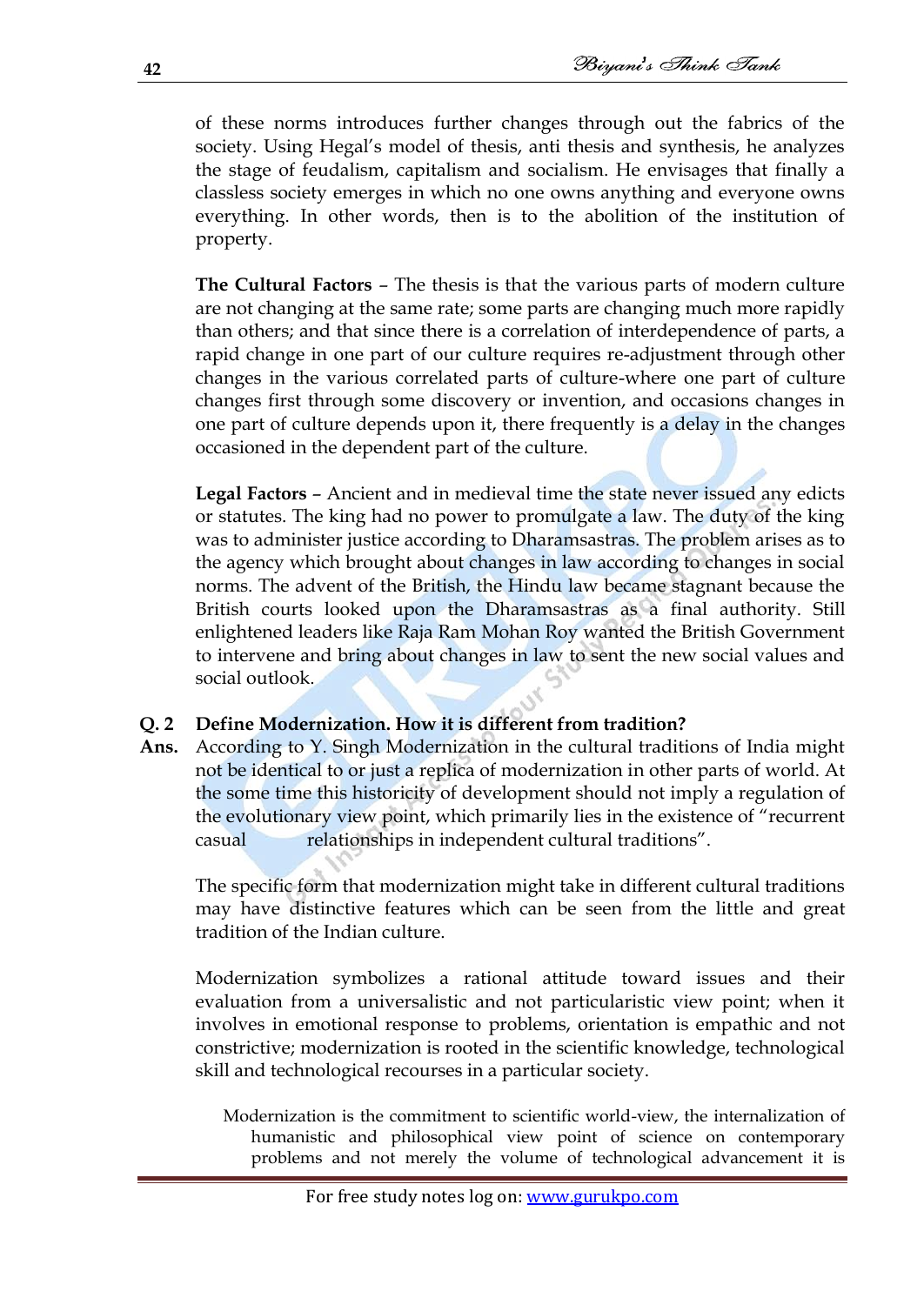of these norms introduces further changes through out the fabrics of the society. Using Hegal's model of thesis, anti thesis and synthesis, he analyzes the stage of feudalism, capitalism and socialism. He envisages that finally a classless society emerges in which no one owns anything and everyone owns everything. In other words, then is to the abolition of the institution of property.

**The Cultural Factors** – The thesis is that the various parts of modern culture are not changing at the same rate; some parts are changing much more rapidly than others; and that since there is a correlation of interdependence of parts, a rapid change in one part of our culture requires re-adjustment through other changes in the various correlated parts of culture-where one part of culture changes first through some discovery or invention, and occasions changes in one part of culture depends upon it, there frequently is a delay in the changes occasioned in the dependent part of the culture.

**Legal Factors** – Ancient and in medieval time the state never issued any edicts or statutes. The king had no power to promulgate a law. The duty of the king was to administer justice according to Dharamsastras. The problem arises as to the agency which brought about changes in law according to changes in social norms. The advent of the British, the Hindu law became stagnant because the British courts looked upon the Dharamsastras as a final authority. Still enlightened leaders like Raja Ram Mohan Roy wanted the British Government to intervene and bring about changes in law to sent the new social values and social outlook.

**Q. 2 Define Modernization. How it is different from tradition?**

**Ans.** According to Y. Singh Modernization in the cultural traditions of India might not be identical to or just a replica of modernization in other parts of world. At the some time this historicity of development should not imply a regulation of the evolutionary view point, which primarily lies in the existence of "recurrent casual relationships in independent cultural traditions".

The specific form that modernization might take in different cultural traditions may have distinctive features which can be seen from the little and great tradition of the Indian culture.

Modernization symbolizes a rational attitude toward issues and their evaluation from a universalistic and not particularistic view point; when it involves in emotional response to problems, orientation is empathic and not constrictive; modernization is rooted in the scientific knowledge, technological skill and technological recourses in a particular society.

Modernization is the commitment to scientific world-view, the internalization of humanistic and philosophical view point of science on contemporary problems and not merely the volume of technological advancement it is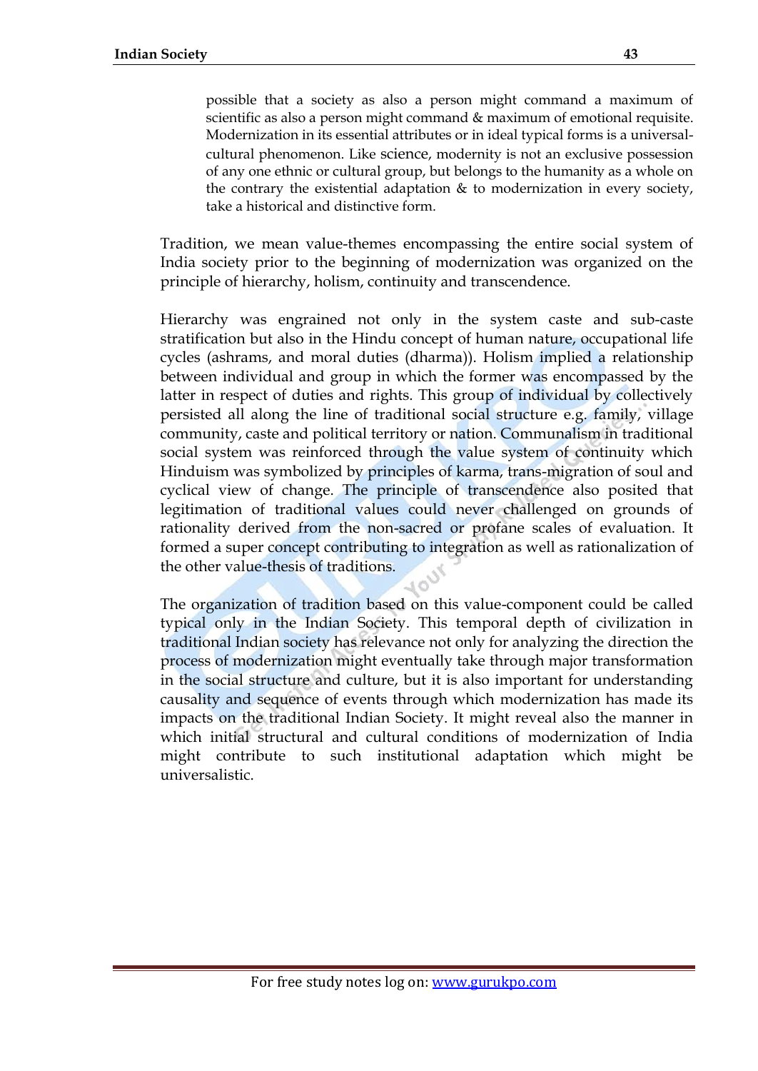> possible that a society as also a person might command a maximum of scientific as also a person might command & maximum of emotional requisite. Modernization in its essential attributes or in ideal typical forms is a universal-cultural phenomenon. Like science, modernity is not an exclusive possession of any one ethnic or cultural group, but belongs to the humanity as a whole on the contrary the existential adaptation & to modernization in every society, take a historical and distinctive form.

Tradition, we mean value-themes encompassing the entire social system of India society prior to the beginning of modernization was organized on the principle of hierarchy, holism, continuity and transcendence.

Hierarchy was engrained not only in the system caste and sub-caste stratification but also in the Hindu concept of human nature, occupational life cycles (ashrams, and moral duties (dharma)). Holism implied a relationship between individual and group in which the former was encompassed by the latter in respect of duties and rights. This group of individual by collectively persisted all along the line of traditional social structure e.g. family, village community, caste and political territory or nation. Communalism in traditional social system was reinforced through the value system of continuity which Hinduism was symbolized by principles of karma, trans-migration of soul and cyclical view of change. The principle of transcendence also posited that legitimation of traditional values could never challenged on grounds of rationality derived from the non-sacred or profane scales of evaluation. It formed a super concept contributing to integration as well as rationalization of the other value-thesis of traditions.

The organization of tradition based on this value-component could be called typical only in the Indian Society. This temporal depth of civilization in traditional Indian society has relevance not only for analyzing the direction the process of modernization might eventually take through major transformation in the social structure and culture, but it is also important for understanding causality and sequence of events through which modernization has made its impacts on the traditional Indian Society. It might reveal also the manner in which initial structural and cultural conditions of modernization of India might contribute to such institutional adaptation which might be universalistic.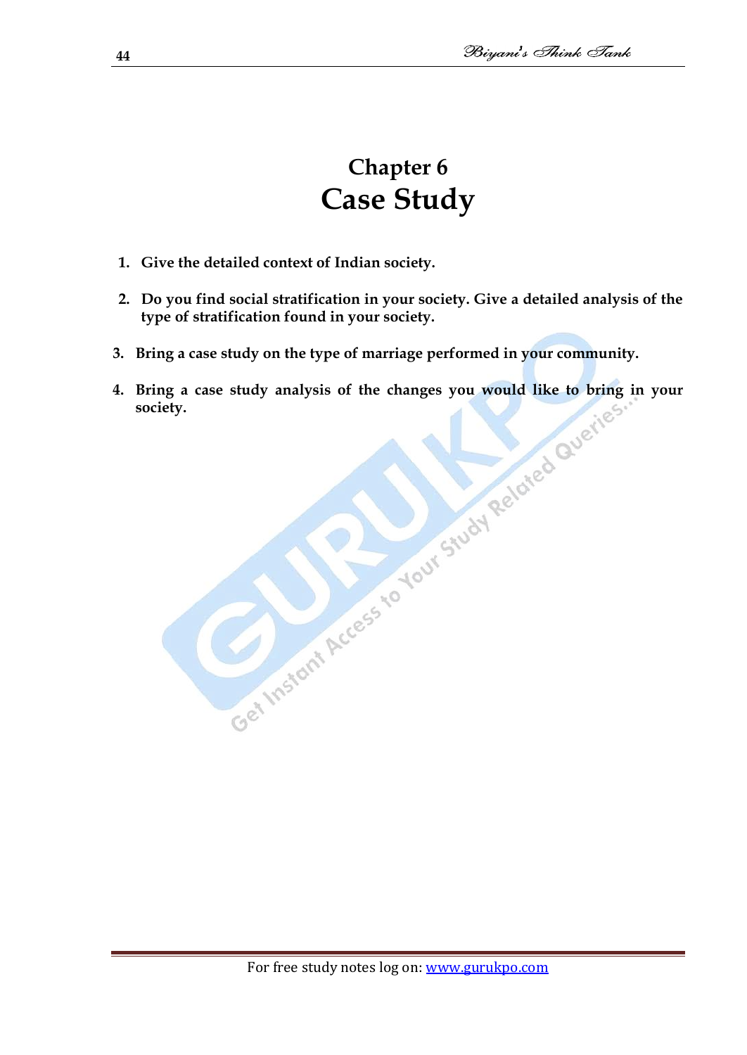# Chapter 6
# Case Study

1. **Give the detailed context of Indian society.**

2. **Do you find social stratification in your society. Give a detailed analysis of the type of stratification found in your society.**

3. **Bring a case study on the type of marriage performed in your community.**

4. **Bring a case study analysis of the changes you would like to bring in your society.**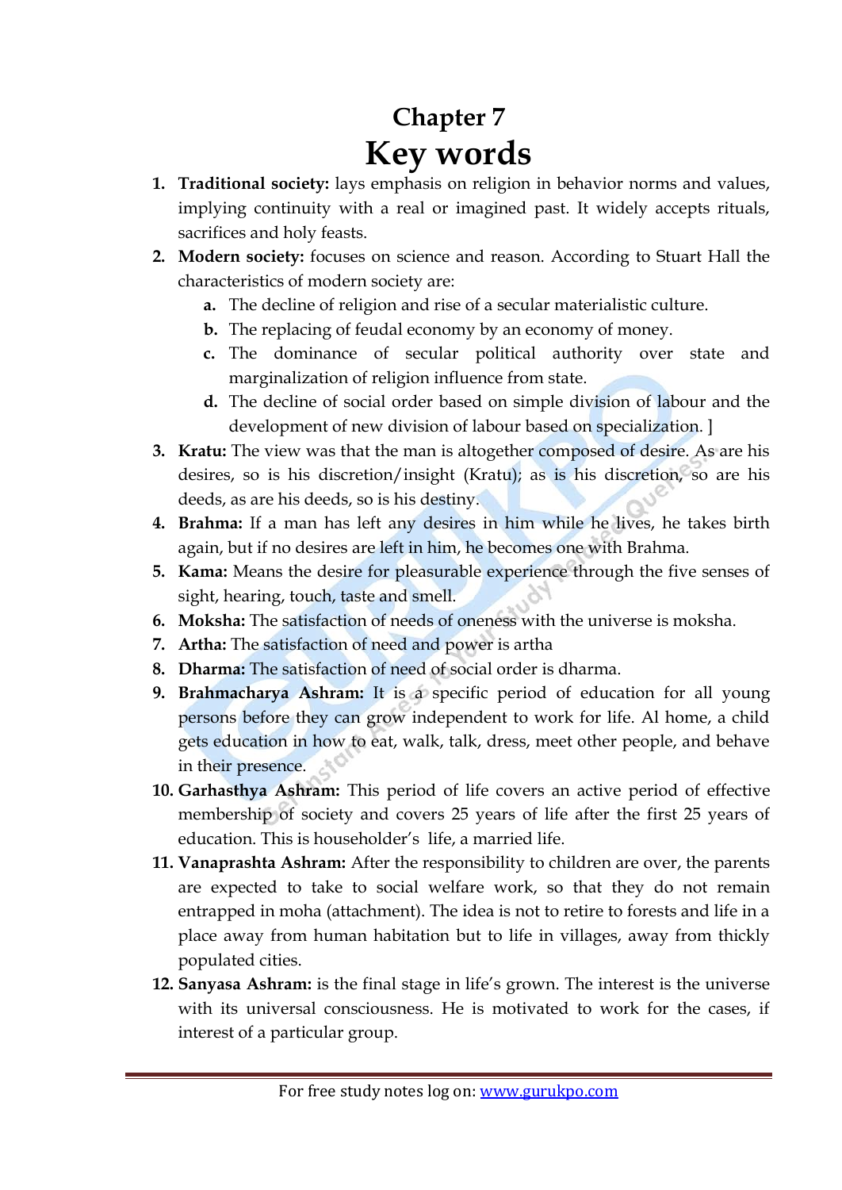# Chapter 7

# Key words

1. **Traditional society:** lays emphasis on religion in behavior norms and values, implying continuity with a real or imagined past. It widely accepts rituals, sacrifices and holy feasts.
2. **Modern society:** focuses on science and reason. According to Stuart Hall the characteristics of modern society are:
   a. The decline of religion and rise of a secular materialistic culture.
   b. The replacing of feudal economy by an economy of money.
   c. The dominance of secular political authority over state and marginalization of religion influence from state.
   d. The decline of social order based on simple division of labour and the development of new division of labour based on specialization. ]
3. **Kratu:** The view was that the man is altogether composed of desire. As are his desires, so is his discretion/insight (Kratu); as is his discretion, so are his deeds, as are his deeds, so is his destiny.
4. **Brahma:** If a man has left any desires in him while he lives, he takes birth again, but if no desires are left in him, he becomes one with Brahma.
5. **Kama:** Means the desire for pleasurable experience through the five senses of sight, hearing, touch, taste and smell.
6. **Moksha:** The satisfaction of needs of oneness with the universe is moksha.
7. **Artha:** The satisfaction of need and power is artha
8. **Dharma:** The satisfaction of need of social order is dharma.
9. **Brahmacharya Ashram:** It is a specific period of education for all young persons before they can grow independent to work for life. Al home, a child gets education in how to eat, walk, talk, dress, meet other people, and behave in their presence.
10. **Garhasthya Ashram:** This period of life covers an active period of effective membership of society and covers 25 years of life after the first 25 years of education. This is householder's life, a married life.
11. **Vanaprashta Ashram:** After the responsibility to children are over, the parents are expected to take to social welfare work, so that they do not remain entrapped in moha (attachment). The idea is not to retire to forests and life in a place away from human habitation but to life in villages, away from thickly populated cities.
12. **Sanyasa Ashram:** is the final stage in life's grown. The interest is the universe with its universal consciousness. He is motivated to work for the cases, if interest of a particular group.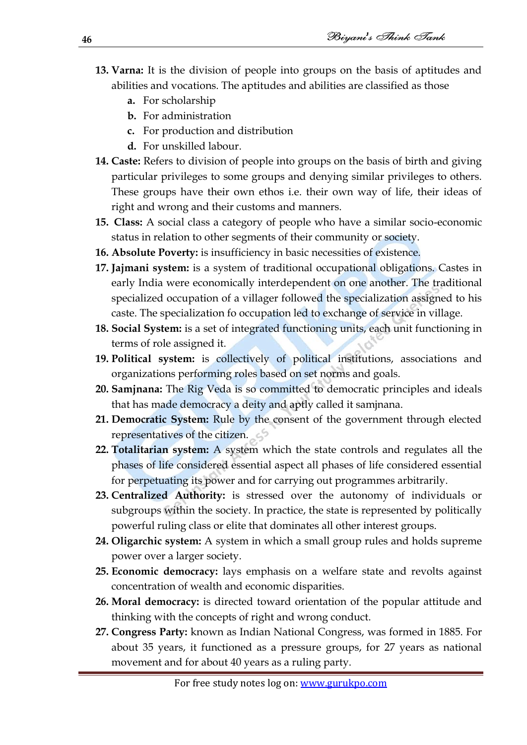13. **Varna:** It is the division of people into groups on the basis of aptitudes and abilities and vocations. The aptitudes and abilities are classified as those
    a. For scholarship
    b. For administration
    c. For production and distribution
    d. For unskilled labour.
14. **Caste:** Refers to division of people into groups on the basis of birth and giving particular privileges to some groups and denying similar privileges to others. These groups have their own ethos i.e. their own way of life, their ideas of right and wrong and their customs and manners.
15. **Class:** A social class a category of people who have a similar socio-economic status in relation to other segments of their community or society.
16. **Absolute Poverty:** is insufficiency in basic necessities of existence.
17. **Jajmani system:** is a system of traditional occupational obligations. Castes in early India were economically interdependent on one another. The traditional specialized occupation of a villager followed the specialization assigned to his caste. The specialization fo occupation led to exchange of service in village.
18. **Social System:** is a set of integrated functioning units, each unit functioning in terms of role assigned it.
19. **Political system:** is collectively of political institutions, associations and organizations performing roles based on set norms and goals.
20. **Samjnana:** The Rig Veda is so committed to democratic principles and ideals that has made democracy a deity and aptly called it samjnana.
21. **Democratic System:** Rule by the consent of the government through elected representatives of the citizen.
22. **Totalitarian system:** A system which the state controls and regulates all the phases of life considered essential aspect all phases of life considered essential for perpetuating its power and for carrying out programmes arbitrarily.
23. **Centralized Authority:** is stressed over the autonomy of individuals or subgroups within the society. In practice, the state is represented by politically powerful ruling class or elite that dominates all other interest groups.
24. **Oligarchic system:** A system in which a small group rules and holds supreme power over a larger society.
25. **Economic democracy:** lays emphasis on a welfare state and revolts against concentration of wealth and economic disparities.
26. **Moral democracy:** is directed toward orientation of the popular attitude and thinking with the concepts of right and wrong conduct.
27. **Congress Party:** known as Indian National Congress, was formed in 1885. For about 35 years, it functioned as a pressure groups, for 27 years as national movement and for about 40 years as a ruling party.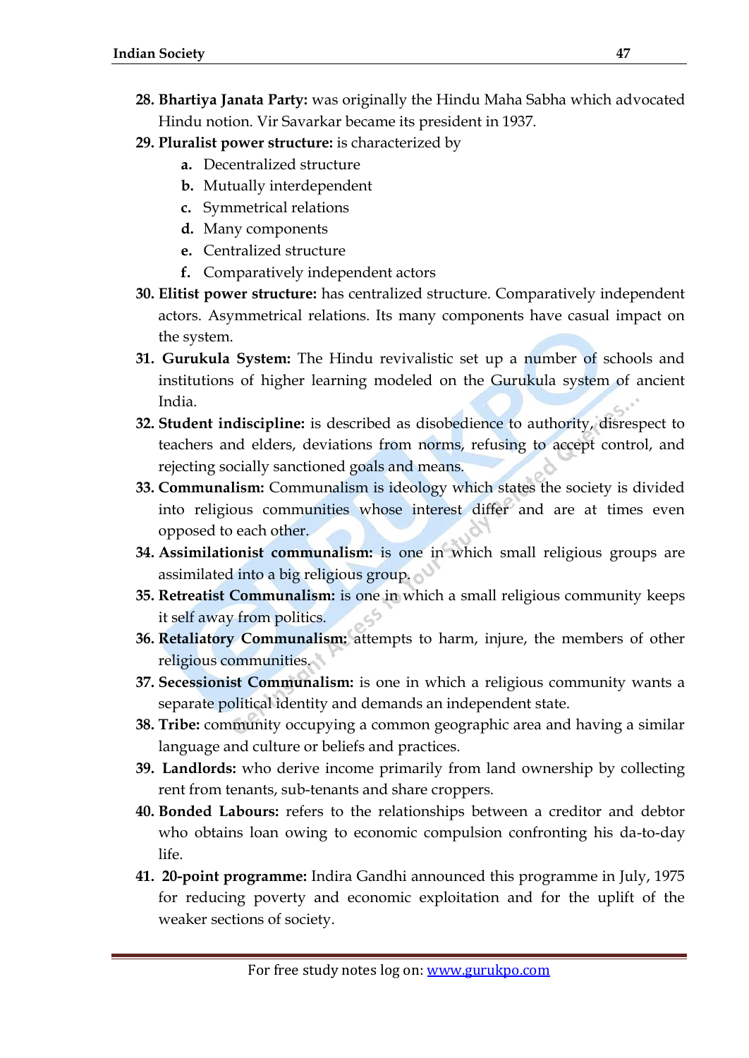28. **Bhartiya Janata Party:** was originally the Hindu Maha Sabha which advocated Hindu notion. Vir Savarkar became its president in 1937.
29. **Pluralist power structure:** is characterized by
    a. Decentralized structure
    b. Mutually interdependent
    c. Symmetrical relations
    d. Many components
    e. Centralized structure
    f. Comparatively independent actors
30. **Elitist power structure:** has centralized structure. Comparatively independent actors. Asymmetrical relations. Its many components have casual impact on the system.
31. **Gurukula System:** The Hindu revivalistic set up a number of schools and institutions of higher learning modeled on the Gurukula system of ancient India.
32. **Student indiscipline:** is described as disobedience to authority, disrespect to teachers and elders, deviations from norms, refusing to accept control, and rejecting socially sanctioned goals and means.
33. **Communalism:** Communalism is ideology which states the society is divided into religious communities whose interest differ and are at times even opposed to each other.
34. **Assimilationist communalism:** is one in which small religious groups are assimilated into a big religious group.
35. **Retreatist Communalism:** is one in which a small religious community keeps it self away from politics.
36. **Retaliatory Communalism:** attempts to harm, injure, the members of other religious communities.
37. **Secessionist Communalism:** is one in which a religious community wants a separate political identity and demands an independent state.
38. **Tribe:** community occupying a common geographic area and having a similar language and culture or beliefs and practices.
39. **Landlords:** who derive income primarily from land ownership by collecting rent from tenants, sub-tenants and share croppers.
40. **Bonded Labours:** refers to the relationships between a creditor and debtor who obtains loan owing to economic compulsion confronting his da-to-day life.
41. **20-point programme:** Indira Gandhi announced this programme in July, 1975 for reducing poverty and economic exploitation and for the uplift of the weaker sections of society.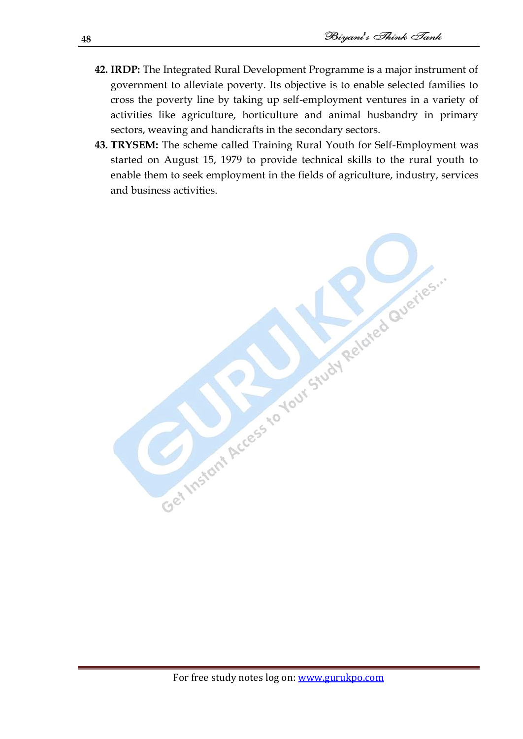42. **IRDP:** The Integrated Rural Development Programme is a major instrument of government to alleviate poverty. Its objective is to enable selected families to cross the poverty line by taking up self-employment ventures in a variety of activities like agriculture, horticulture and animal husbandry in primary sectors, weaving and handicrafts in the secondary sectors.
43. **TRYSEM:** The scheme called Training Rural Youth for Self-Employment was started on August 15, 1979 to provide technical skills to the rural youth to enable them to seek employment in the fields of agriculture, industry, services and business activities.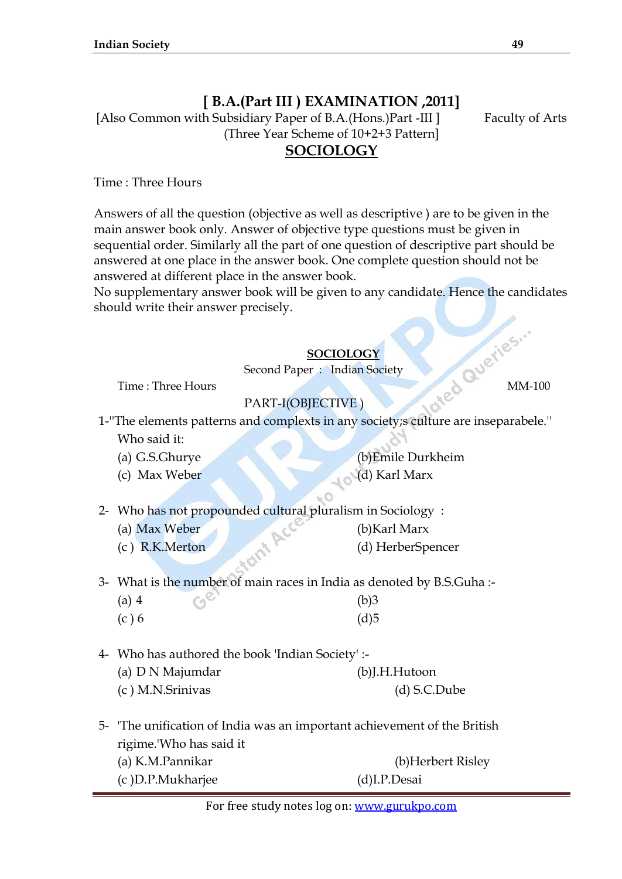# [ B.A.(Part III ) EXAMINATION ,2011]

[Also Common with Subsidiary Paper of B.A.(Hons.)Part -III ] Faculty of Arts

(Three Year Scheme of 10+2+3 Pattern]

## SOCIOLOGY

Time : Three Hours

Answers of all the question (objective as well as descriptive ) are to be given in the main answer book only. Answer of objective type questions must be given in sequential order. Similarly all the part of one question of descriptive part should be answered at one place in the answer book. One complete question should not be answered at different place in the answer book.

No supplementary answer book will be given to any candidate. Hence the candidates should write their answer precisely.

### SOCIOLOGY

Second Paper : Indian Society

Time : Three Hours MM-100

PART-I(OBJECTIVE )

1-"The elements patterns and complexts in any society;s culture are inseparabele."
Who said it:

(a) G.S.Ghurye (b)Emile Durkheim
(c) Max Weber (d) Karl Marx

2- Who has not propounded cultural pluralism in Sociology :

(a) Max Weber (b)Karl Marx
(c ) R.K.Merton (d) HerberSpencer

3- What is the number of main races in India as denoted by B.S.Guha :-

(a) 4 (b)3
(c ) 6 (d)5

4- Who has authored the book 'Indian Society' :-

(a) D N Majumdar (b)J.H.Hutoon
(c ) M.N.Srinivas (d) S.C.Dube

5- 'The unification of India was an important achievement of the British rigime.'Who has said it

(a) K.M.Pannikar (b)Herbert Risley
(c )D.P.Mukharjee (d)I.P.Desai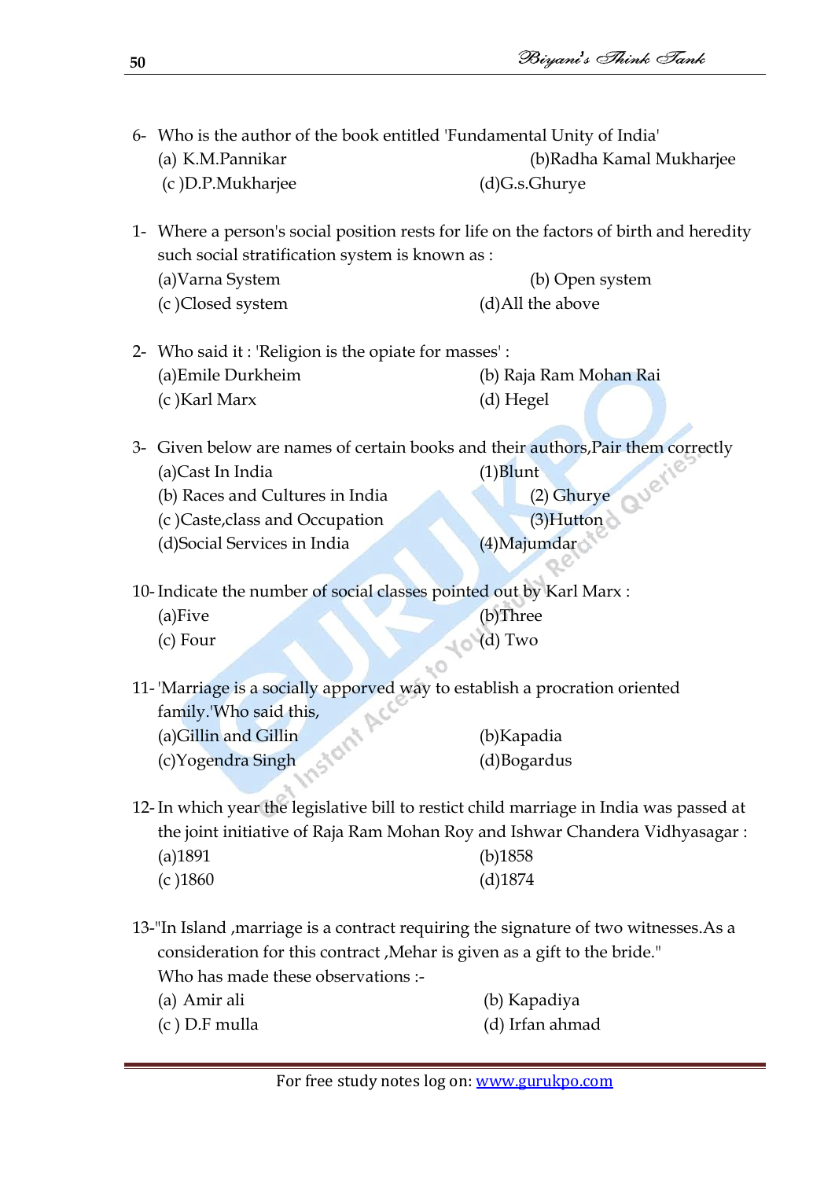6- Who is the author of the book entitled 'Fundamental Unity of India'

(a) K.M.Pannikar (b)Radha Kamal Mukharjee
(c )D.P.Mukharjee (d)G.s.Ghurye

1- Where a person's social position rests for life on the factors of birth and heredity such social stratification system is known as :

(a)Varna System (b) Open system
(c )Closed system (d)All the above

2- Who said it : 'Religion is the opiate for masses' :

(a)Emile Durkheim (b) Raja Ram Mohan Rai
(c )Karl Marx (d) Hegel

3- Given below are names of certain books and their authors,Pair them correctly

(a)Cast In India (1)Blunt
(b) Races and Cultures in India (2) Ghurye
(c )Caste,class and Occupation (3)Hutton
(d)Social Services in India (4)Majumdar

10- Indicate the number of social classes pointed out by Karl Marx :

(a)Five (b)Three
(c) Four (d) Two

11- 'Marriage is a socially apporved way to establish a procration oriented family.'Who said this,

(a)Gillin and Gillin (b)Kapadia
(c)Yogendra Singh (d)Bogardus

12- In which year the legislative bill to restict child marriage in India was passed at the joint initiative of Raja Ram Mohan Roy and Ishwar Chandera Vidhyasagar :

(a)1891 (b)1858
(c )1860 (d)1874

13-"In Island ,marriage is a contract requiring the signature of two witnesses.As a consideration for this contract ,Mehar is given as a gift to the bride." Who has made these observations :-

(a) Amir ali (b) Kapadiya
(c ) D.F mulla (d) Irfan ahmad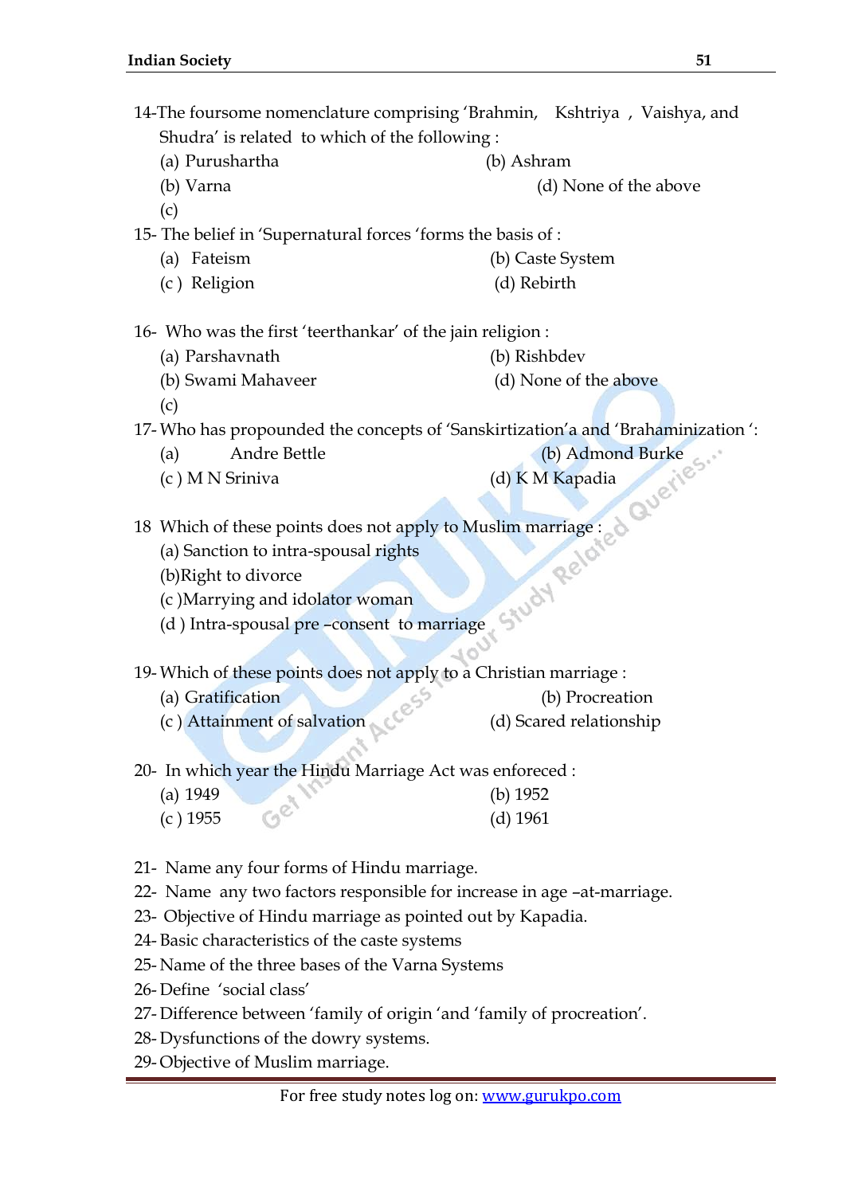14-The foursome nomenclature comprising 'Brahmin, Kshtriya , Vaishya, and Shudra' is related to which of the following :

(a) Purushartha (b) Ashram

(b) Varna (d) None of the above

(c)

15- The belief in 'Supernatural forces 'forms the basis of :

(a) Fateism (b) Caste System

(c ) Religion (d) Rebirth

16- Who was the first 'teerthankar' of the jain religion :

(a) Parshavnath (b) Rishbdev

(b) Swami Mahaveer (d) None of the above

(c)

17- Who has propounded the concepts of 'Sanskirtization'a and 'Brahaminization ':

(a) Andre Bettle (b) Admond Burke

(c ) M N Sriniva (d) K M Kapadia

18 Which of these points does not apply to Muslim marriage :

(a) Sanction to intra-spousal rights

(b)Right to divorce

(c )Marrying and idolator woman

(d ) Intra-spousal pre –consent to marriage

19- Which of these points does not apply to a Christian marriage :

(a) Gratification (b) Procreation

(c ) Attainment of salvation (d) Scared relationship

20- In which year the Hindu Marriage Act was enforeced :

(a) 1949 (b) 1952

(c ) 1955 (d) 1961

21- Name any four forms of Hindu marriage.

22- Name any two factors responsible for increase in age –at-marriage.

23- Objective of Hindu marriage as pointed out by Kapadia.

24- Basic characteristics of the caste systems

25- Name of the three bases of the Varna Systems

26- Define 'social class'

27- Difference between 'family of origin 'and 'family of procreation'.

28- Dysfunctions of the dowry systems.

29- Objective of Muslim marriage.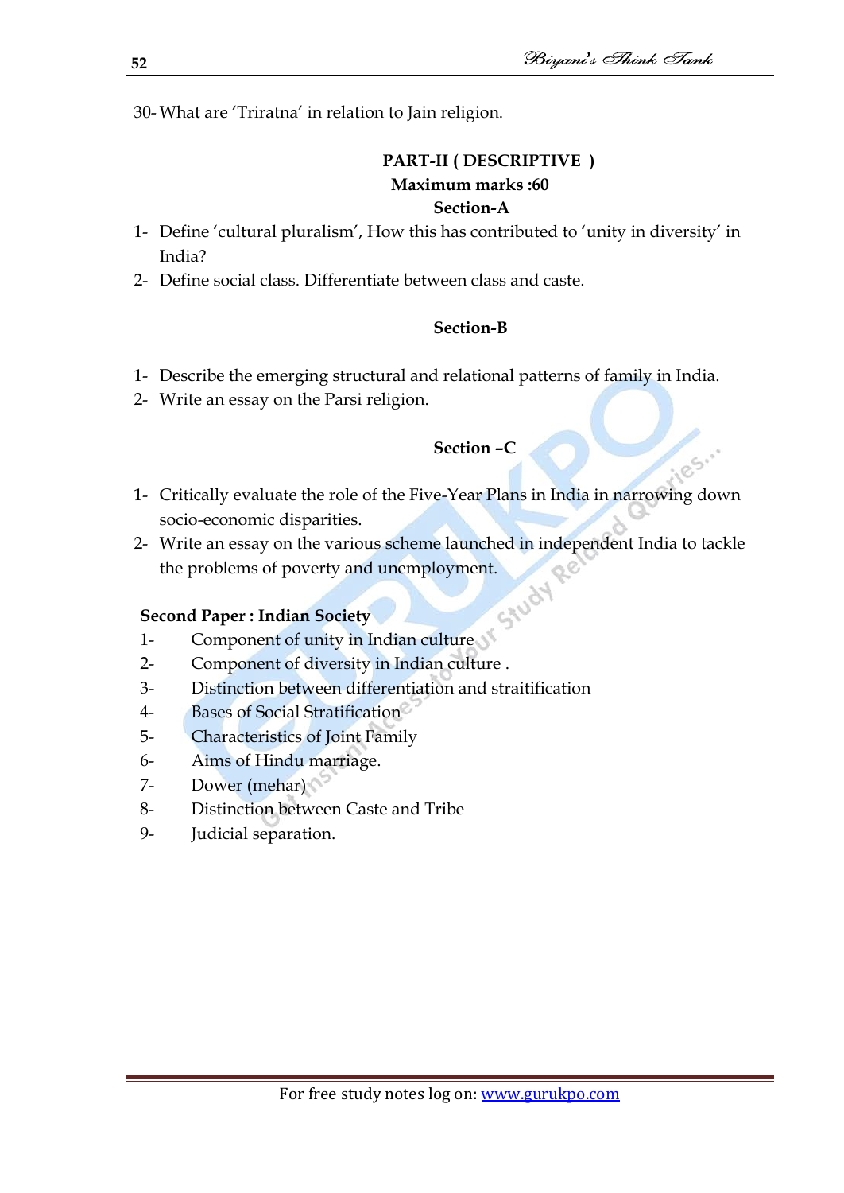30- What are 'Triratna' in relation to Jain religion.

## PART-II ( DESCRIPTIVE )

**Maximum marks :60**

### Section-A

1- Define 'cultural pluralism', How this has contributed to 'unity in diversity' in India?

2- Define social class. Differentiate between class and caste.

### Section-B

1- Describe the emerging structural and relational patterns of family in India.

2- Write an essay on the Parsi religion.

### Section –C

1- Critically evaluate the role of the Five-Year Plans in India in narrowing down socio-economic disparities.

2- Write an essay on the various scheme launched in independent India to tackle the problems of poverty and unemployment.

**Second Paper : Indian Society**

1- Component of unity in Indian culture

2- Component of diversity in Indian culture .

3- Distinction between differentiation and straitification

4- Bases of Social Stratification

5- Characteristics of Joint Family

6- Aims of Hindu marriage.

7- Dower (mehar)

8- Distinction between Caste and Tribe

9- Judicial separation.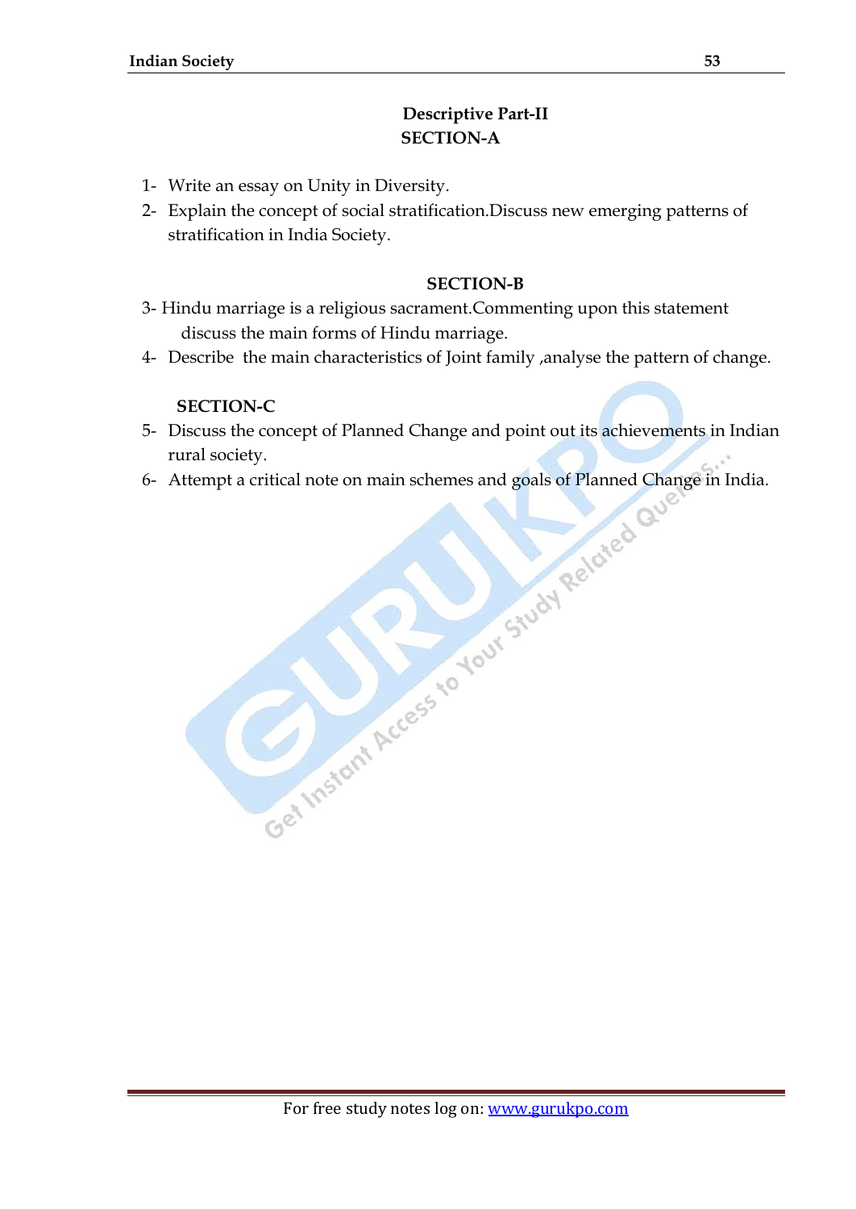## Descriptive Part-II

### SECTION-A

1- Write an essay on Unity in Diversity.

2- Explain the concept of social stratification.Discuss new emerging patterns of stratification in India Society.

### SECTION-B

3- Hindu marriage is a religious sacrament.Commenting upon this statement discuss the main forms of Hindu marriage.

4- Describe the main characteristics of Joint family ,analyse the pattern of change.

### SECTION-C

5- Discuss the concept of Planned Change and point out its achievements in Indian rural society.

6- Attempt a critical note on main schemes and goals of Planned Change in India.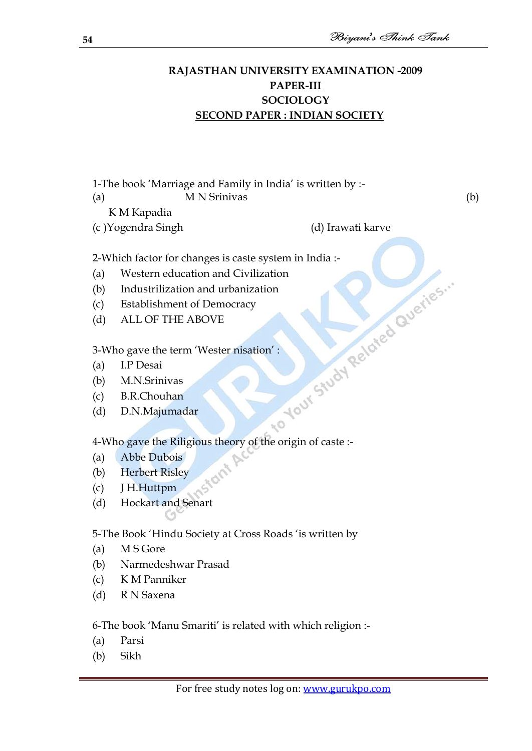**RAJASTHAN UNIVERSITY EXAMINATION -2009**
**PAPER-III**
**SOCIOLOGY**
**<u>SECOND PAPER : INDIAN SOCIETY</u>**

1-The book 'Marriage and Family in India' is written by :-
(a) M N Srinivas (b) K M Kapadia
(c )Yogendra Singh (d) Irawati karve

2-Which factor for changes is caste system in India :-
(a) Western education and Civilization
(b) Industrilization and urbanization
(c) Establishment of Democracy
(d) ALL OF THE ABOVE

3-Who gave the term 'Wester nisation' :
(a) I.P Desai
(b) M.N.Srinivas
(c) B.R.Chouhan
(d) D.N.Majumadar

4-Who gave the Riligious theory of the origin of caste :-
(a) Abbe Dubois
(b) Herbert Risley
(c) J H.Huttpm
(d) Hockart and Senart

5-The Book 'Hindu Society at Cross Roads 'is written by
(a) M S Gore
(b) Narmedeshwar Prasad
(c) K M Panniker
(d) R N Saxena

6-The book 'Manu Smariti' is related with which religion :-
(a) Parsi
(b) Sikh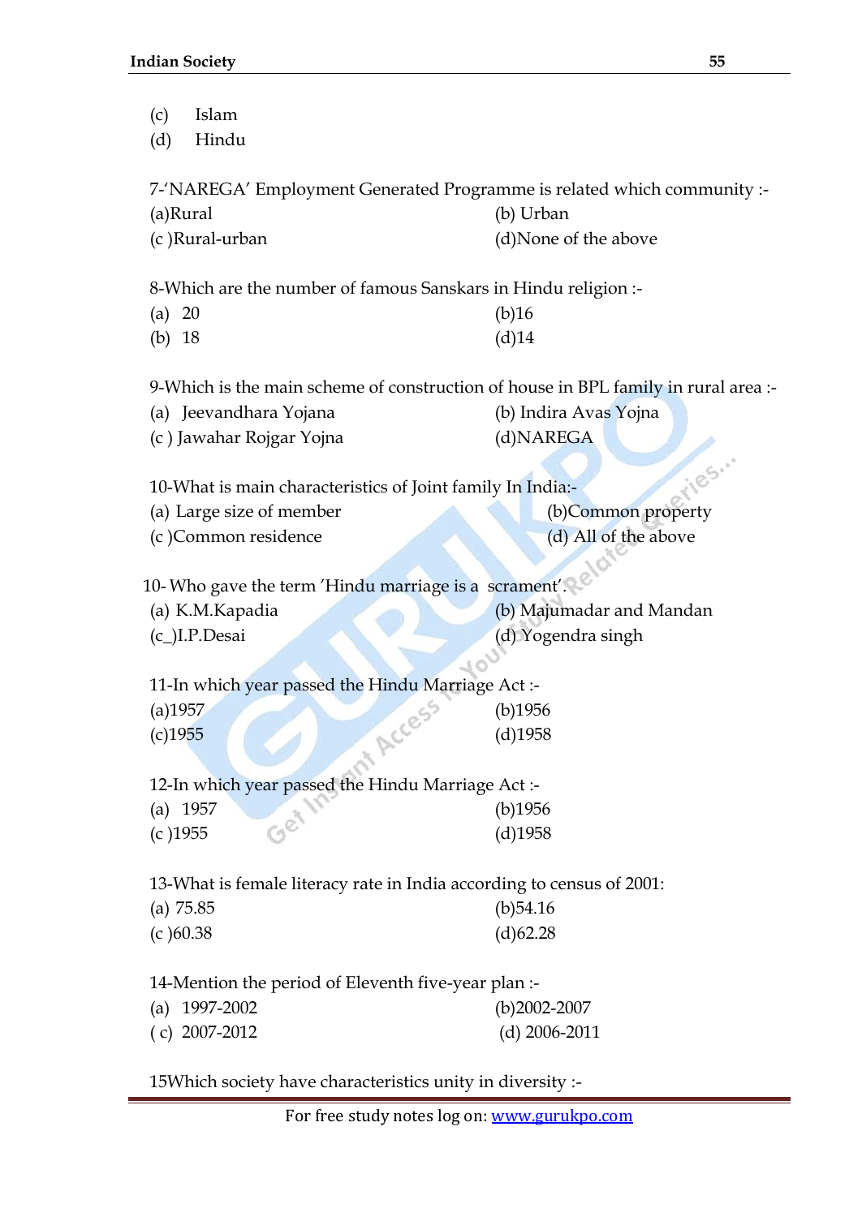(c) Islam
(d) Hindu

7-'NAREGA' Employment Generated Programme is related which community :-
(a)Rural (b) Urban
(c )Rural-urban (d)None of the above

8-Which are the number of famous Sanskars in Hindu religion :-
(a) 20 (b)16
(b) 18 (d)14

9-Which is the main scheme of construction of house in BPL family in rural area :-
(a) Jeevandhara Yojana (b) Indira Avas Yojna
(c ) Jawahar Rojgar Yojna (d)NAREGA

10-What is main characteristics of Joint family In India:-
(a) Large size of member (b)Common property
(c )Common residence (d) All of the above

10- Who gave the term 'Hindu marriage is a scrament'.
(a) K.M.Kapadia (b) Majumadar and Mandan
(c_)I.P.Desai (d) Yogendra singh

11-In which year passed the Hindu Marriage Act :-
(a)1957 (b)1956
(c)1955 (d)1958

12-In which year passed the Hindu Marriage Act :-
(a) 1957 (b)1956
(c )1955 (d)1958

13-What is female literacy rate in India according to census of 2001:
(a) 75.85 (b)54.16
(c )60.38 (d)62.28

14-Mention the period of Eleventh five-year plan :-
(a) 1997-2002 (b)2002-2007
( c) 2007-2012 (d) 2006-2011

15Which society have characteristics unity in diversity :-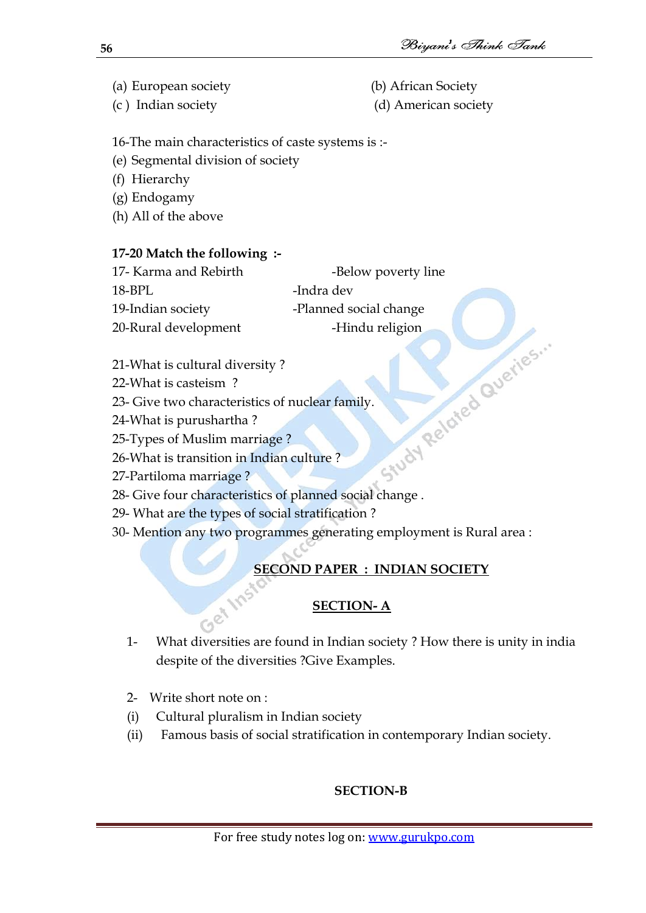(a) European society (b) African Society
(c ) Indian society (d) American society

16-The main characteristics of caste systems is :-
(e) Segmental division of society
(f) Hierarchy
(g) Endogamy
(h) All of the above

**17-20 Match the following :-**

| | |
|---|---|
| 17- Karma and Rebirth | -Below poverty line |
| 18-BPL | -Indra dev |
| 19-Indian society | -Planned social change |
| 20-Rural development | -Hindu religion |

21-What is cultural diversity ?
22-What is casteism ?
23- Give two characteristics of nuclear family.
24-What is purushartha ?
25-Types of Muslim marriage ?
26-What is transition in Indian culture ?
27-Partiloma marriage ?
28- Give four characteristics of planned social change .
29- What are the types of social stratification ?
30- Mention any two programmes generating employment is Rural area :

## SECOND PAPER : INDIAN SOCIETY

### SECTION- A

1- What diversities are found in Indian society ? How there is unity in india despite of the diversities ?Give Examples.

2- Write short note on :
(i) Cultural pluralism in Indian society
(ii) Famous basis of social stratification in contemporary Indian society.

### SECTION-B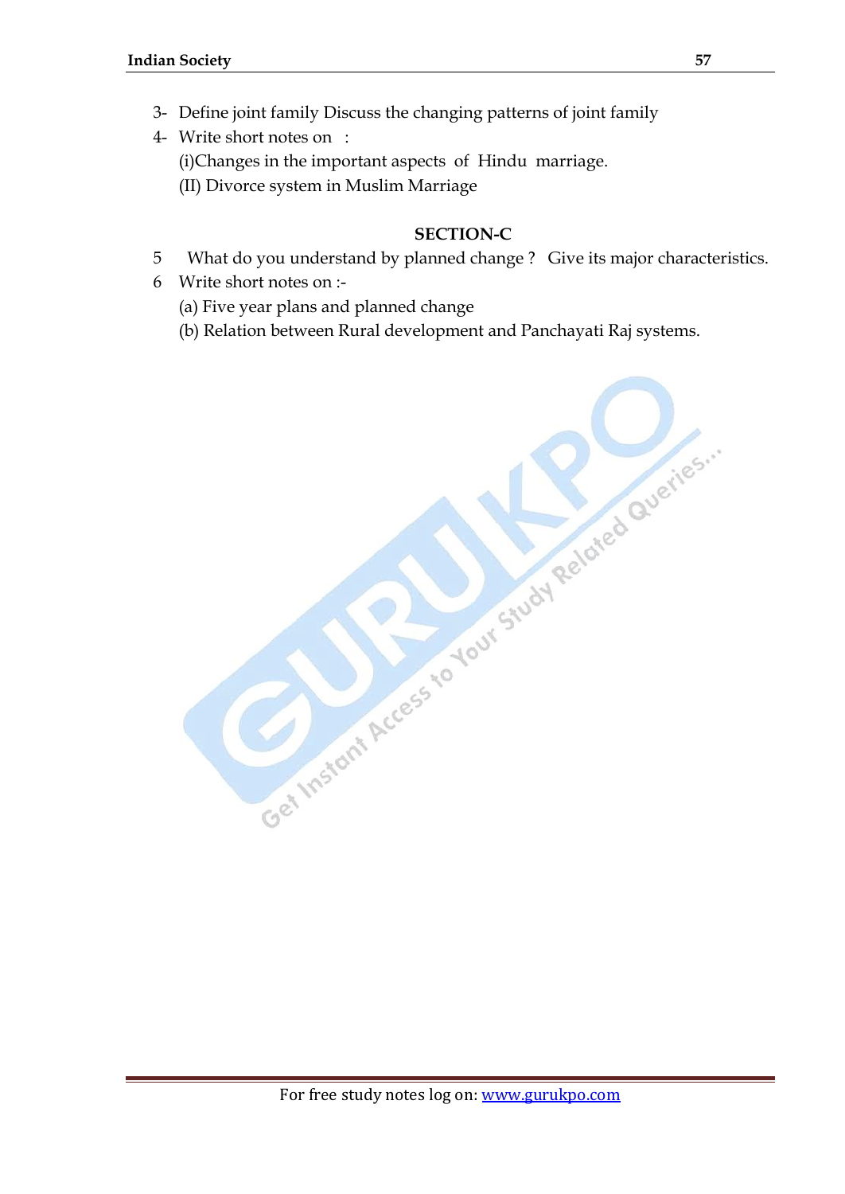3- Define joint family Discuss the changing patterns of joint family

4- Write short notes on :

(i)Changes in the important aspects of Hindu marriage.

(II) Divorce system in Muslim Marriage

## SECTION-C

5 What do you understand by planned change ? Give its major characteristics.

6 Write short notes on :-

(a) Five year plans and planned change

(b) Relation between Rural development and Panchayati Raj systems.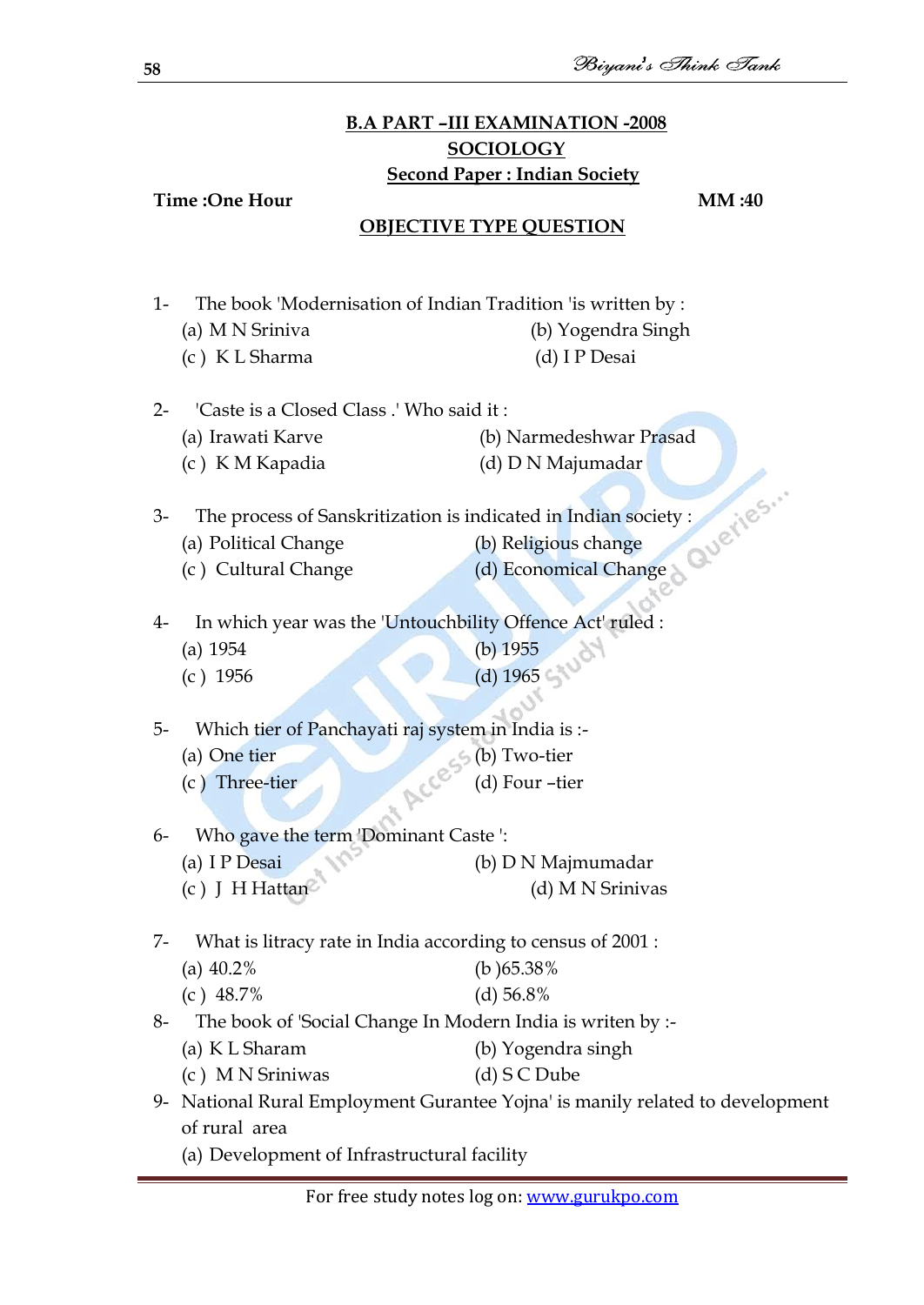**B.A PART –III EXAMINATION -2008**

**SOCIOLOGY**

**Second Paper : Indian Society**

**Time :One Hour** **MM :40**

**OBJECTIVE TYPE QUESTION**

1- The book 'Modernisation of Indian Tradition 'is written by :
   (a) M N Sriniva (b) Yogendra Singh
   (c ) K L Sharma (d) I P Desai

2- 'Caste is a Closed Class .' Who said it :
   (a) Irawati Karve (b) Narmedeshwar Prasad
   (c ) K M Kapadia (d) D N Majumadar

3- The process of Sanskritization is indicated in Indian society :
   (a) Political Change (b) Religious change
   (c ) Cultural Change (d) Economical Change

4- In which year was the 'Untouchbility Offence Act' ruled :
   (a) 1954 (b) 1955
   (c ) 1956 (d) 1965

5- Which tier of Panchayati raj system in India is :-
   (a) One tier (b) Two-tier
   (c ) Three-tier (d) Four –tier

6- Who gave the term 'Dominant Caste ':
   (a) I P Desai (b) D N Majmumadar
   (c ) J H Hattan (d) M N Srinivas

7- What is litracy rate in India according to census of 2001 :
   (a) 40.2% (b )65.38%
   (c ) 48.7% (d) 56.8%

8- The book of 'Social Change In Modern India is writen by :-
   (a) K L Sharam (b) Yogendra singh
   (c ) M N Sriniwas (d) S C Dube

9- National Rural Employment Gurantee Yojna' is manily related to development of rural area
   (a) Development of Infrastructural facility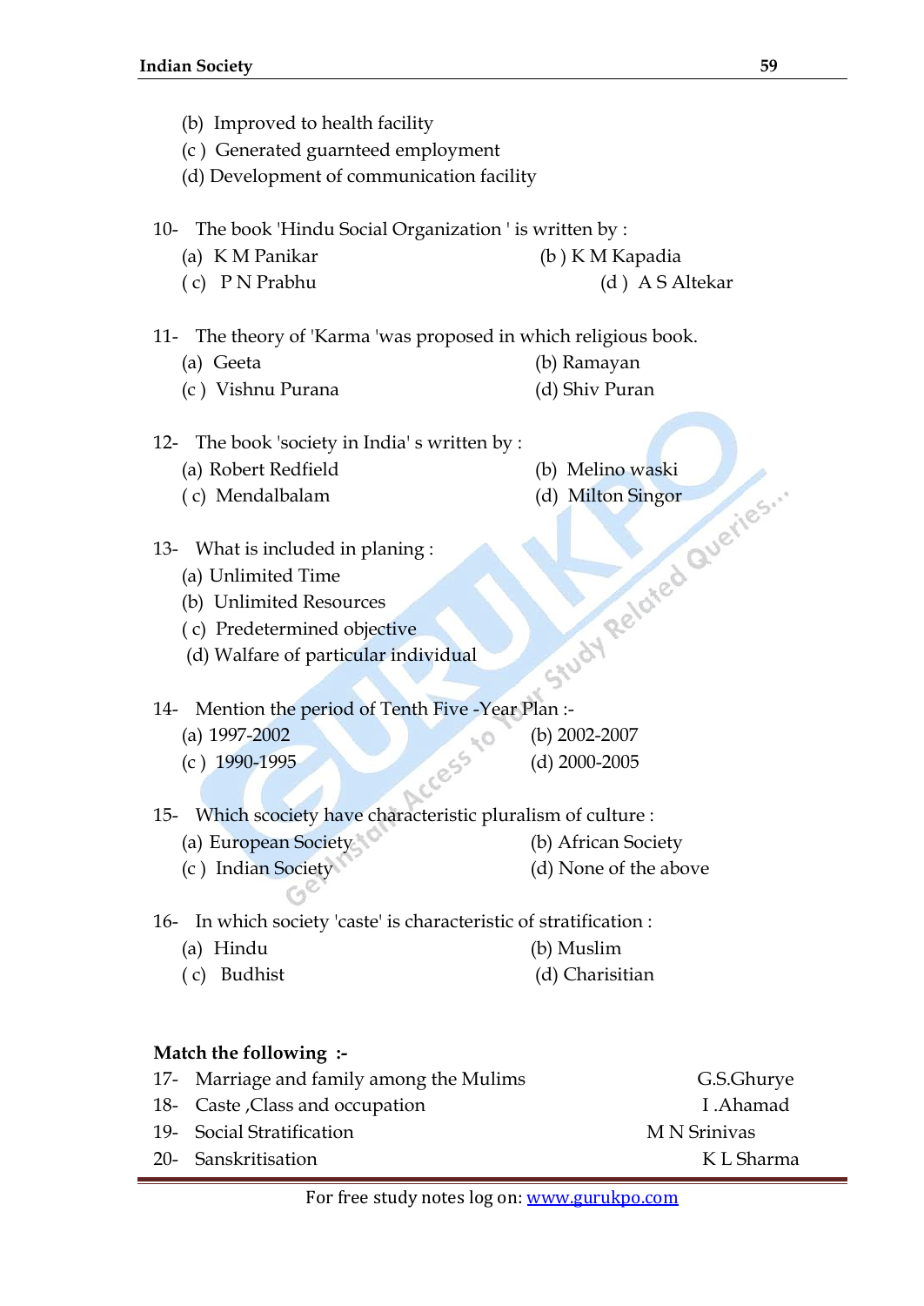(b) Improved to health facility

(c ) Generated guarnteed employment

(d) Development of communication facility

10- The book 'Hindu Social Organization ' is written by :

(a) K M Panikar (b ) K M Kapadia

( c) P N Prabhu (d ) A S Altekar

11- The theory of 'Karma 'was proposed in which religious book.

(a) Geeta (b) Ramayan

(c ) Vishnu Purana (d) Shiv Puran

12- The book 'society in India' s written by :

(a) Robert Redfield (b) Melino waski

( c) Mendalbalam (d) Milton Singor

13- What is included in planing :

(a) Unlimited Time

(b) Unlimited Resources

( c) Predetermined objective

(d) Walfare of particular individual

14- Mention the period of Tenth Five -Year Plan :-

(a) 1997-2002 (b) 2002-2007

(c ) 1990-1995 (d) 2000-2005

15- Which scociety have characteristic pluralism of culture :

(a) European Society (b) African Society

(c ) Indian Society (d) None of the above

16- In which society 'caste' is characteristic of stratification :

(a) Hindu (b) Muslim

( c) Budhist (d) Charisitian

**Match the following :-**

| | | |
|---|---|---|
| 17- | Marriage and family among the Mulims | G.S.Ghurye |
| 18- | Caste ,Class and occupation | I .Ahamad |
| 19- | Social Stratification | M N Srinivas |
| 20- | Sanskritisation | K L Sharma |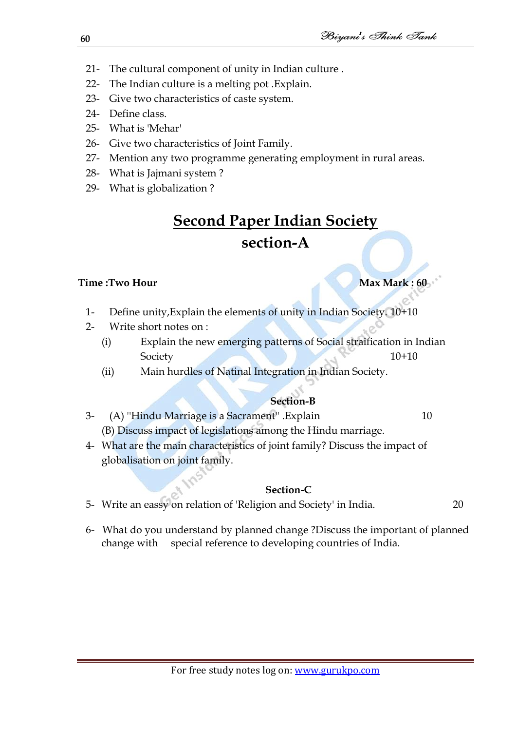21- The cultural component of unity in Indian culture .
22- The Indian culture is a melting pot .Explain.
23- Give two characteristics of caste system.
24- Define class.
25- What is 'Mehar'
26- Give two characteristics of Joint Family.
27- Mention any two programme generating employment in rural areas.
28- What is Jajmani system ?
29- What is globalization ?

# Second Paper Indian Society

## section-A

**Time :Two Hour** **Max Mark : 60**

1- Define unity,Explain the elements of unity in Indian Society. 10+10

2- Write short notes on :

(i) Explain the new emerging patterns of Social straification in Indian Society 10+10

(ii) Main hurdles of Natinal Integration in Indian Society.

### Section-B

3- (A) "Hindu Marriage is a Sacrament" .Explain 10

(B) Discuss impact of legislations among the Hindu marriage.

4- What are the main characteristics of joint family? Discuss the impact of globalisation on joint family.

### Section-C

5- Write an eassy on relation of 'Religion and Society' in India. 20

6- What do you understand by planned change ?Discuss the important of planned change with special reference to developing countries of India.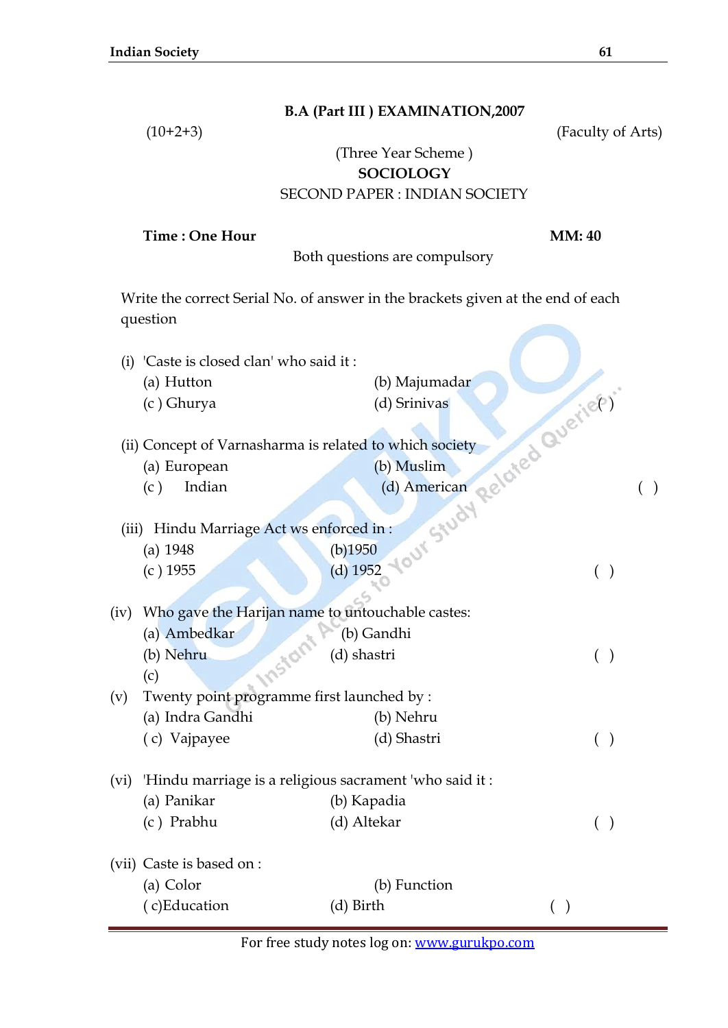**B.A (Part III ) EXAMINATION,2007**

(10+2+3) (Faculty of Arts)

(Three Year Scheme )

**SOCIOLOGY**

SECOND PAPER : INDIAN SOCIETY

**Time : One Hour** **MM: 40**

Both questions are compulsory

Write the correct Serial No. of answer in the brackets given at the end of each question

(i) 'Caste is closed clan' who said it :
(a) Hutton (b) Majumadar
(c ) Ghurya (d) Srinivas ( )

(ii) Concept of Varnasharma is related to which society
(a) European (b) Muslim
(c ) Indian (d) American ( )

(iii) Hindu Marriage Act ws enforced in :
(a) 1948 (b)1950
(c ) 1955 (d) 1952 ( )

(iv) Who gave the Harijan name to untouchable castes:
(a) Ambedkar (b) Gandhi
(b) Nehru (d) shastri ( )
(c)

(v) Twenty point programme first launched by :
(a) Indra Gandhi (b) Nehru
( c) Vajpayee (d) Shastri ( )

(vi) 'Hindu marriage is a religious sacrament 'who said it :
(a) Panikar (b) Kapadia
(c ) Prabhu (d) Altekar ( )

(vii) Caste is based on :
(a) Color (b) Function
( c)Education (d) Birth ( )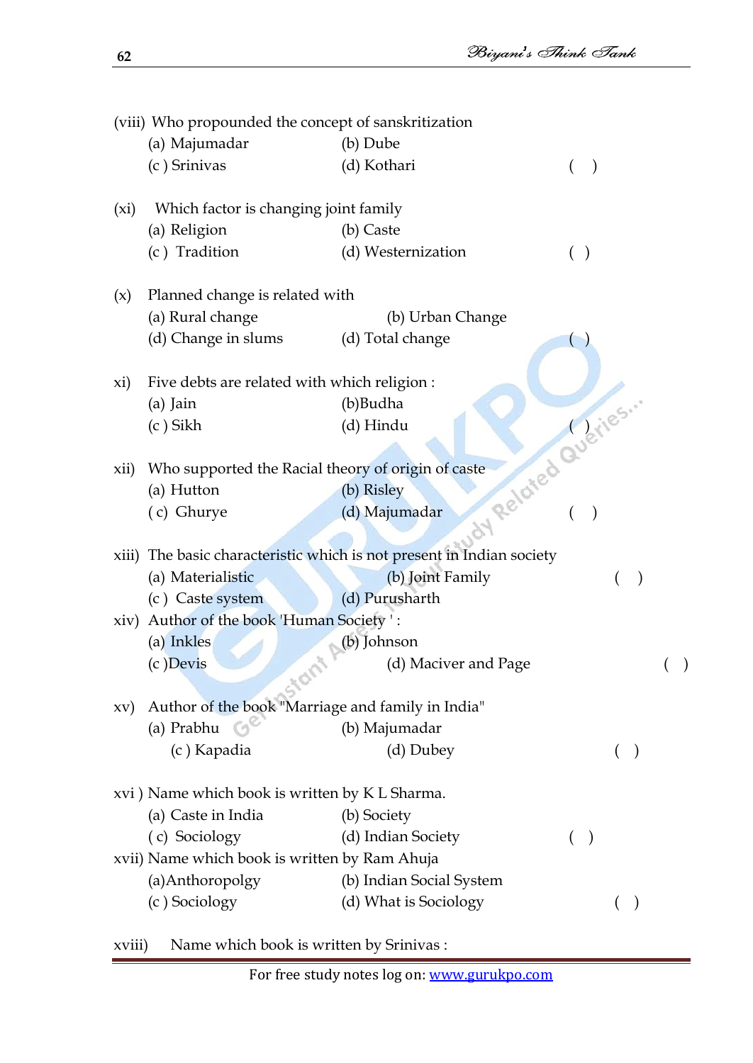(viii) Who propounded the concept of sanskritization
   (a) Majumadar   (b) Dube
   (c ) Srinivas   (d) Kothari   (  )

(xi) Which factor is changing joint family
   (a) Religion   (b) Caste
   (c ) Tradition   (d) Westernization   ( )

(x) Planned change is related with
   (a) Rural change   (b) Urban Change
   (d) Change in slums   (d) Total change   ( )

xi) Five debts are related with which religion :
   (a) Jain   (b)Budha
   (c ) Sikh   (d) Hindu   ( )

xii) Who supported the Racial theory of origin of caste
   (a) Hutton   (b) Risley
   ( c) Ghurye   (d) Majumadar   (  )

xiii) The basic characteristic which is not present in Indian society
   (a) Materialistic   (b) Joint Family   (  )
   (c ) Caste system   (d) Purusharth

xiv) Author of the book 'Human Society ' :
   (a) Inkles   (b) Johnson
   (c )Devis   (d) Maciver and Page   (  )

xv) Author of the book "Marriage and family in India"
   (a) Prabhu   (b) Majumadar
   (c ) Kapadia   (d) Dubey   (  )

xvi ) Name which book is written by K L Sharma.
   (a) Caste in India   (b) Society
   ( c) Sociology   (d) Indian Society   (  )

xvii) Name which book is written by Ram Ahuja
   (a)Anthoropolgy   (b) Indian Social System
   (c ) Sociology   (d) What is Sociology   (  )

xviii) Name which book is written by Srinivas :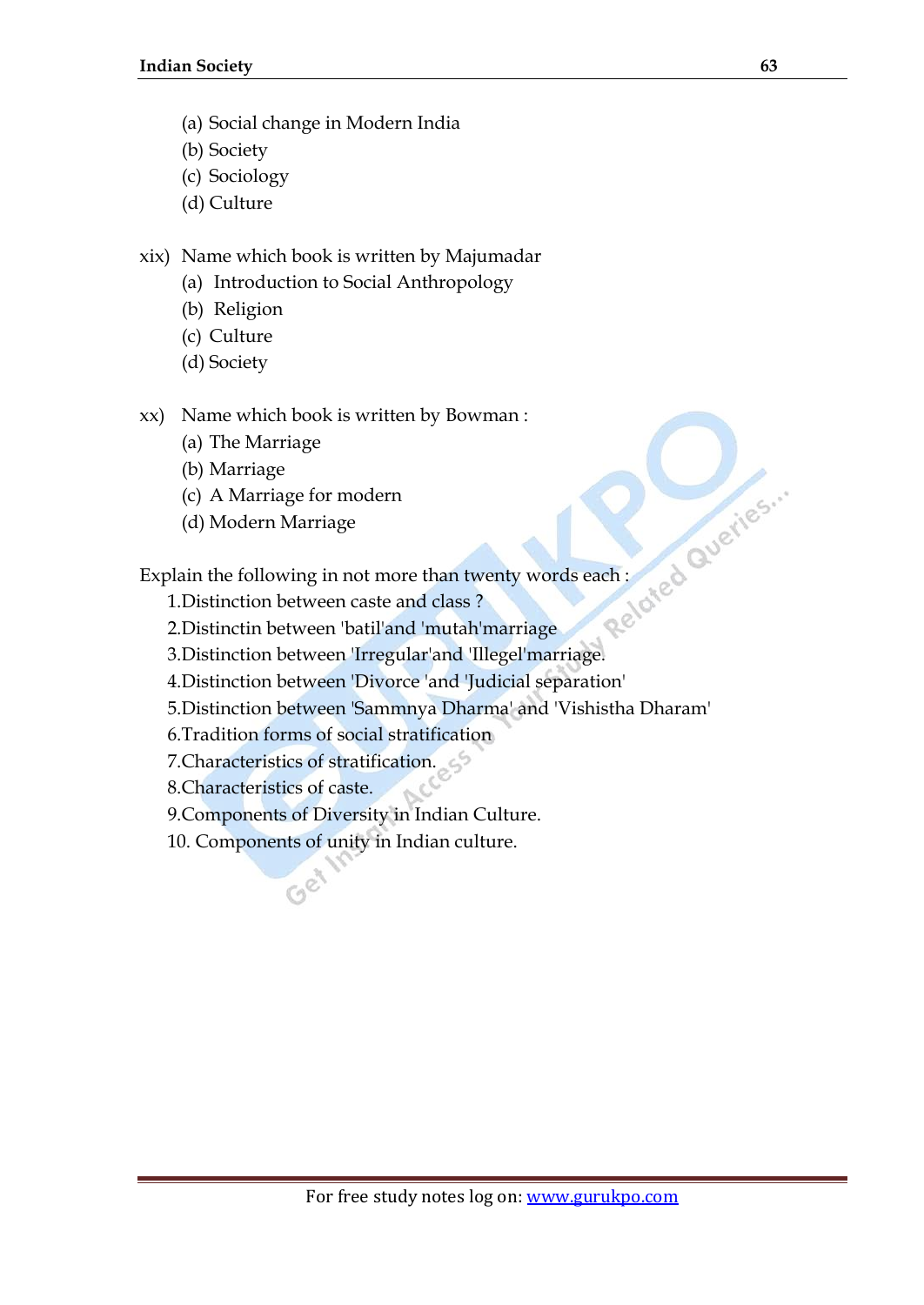(a) Social change in Modern India
(b) Society
(c) Sociology
(d) Culture

xix) Name which book is written by Majumadar
(a) Introduction to Social Anthropology
(b) Religion
(c) Culture
(d) Society

xx) Name which book is written by Bowman :
(a) The Marriage
(b) Marriage
(c) A Marriage for modern
(d) Modern Marriage

Explain the following in not more than twenty words each :

1.Distinction between caste and class ?
2.Distinctin between 'batil'and 'mutah'marriage
3.Distinction between 'Irregular'and 'Illegel'marriage.
4.Distinction between 'Divorce 'and 'Judicial separation'
5.Distinction between 'Sammnya Dharma' and 'Vishistha Dharam'
6.Tradition forms of social stratification
7.Characteristics of stratification.
8.Characteristics of caste.
9.Components of Diversity in Indian Culture.
10. Components of unity in Indian culture.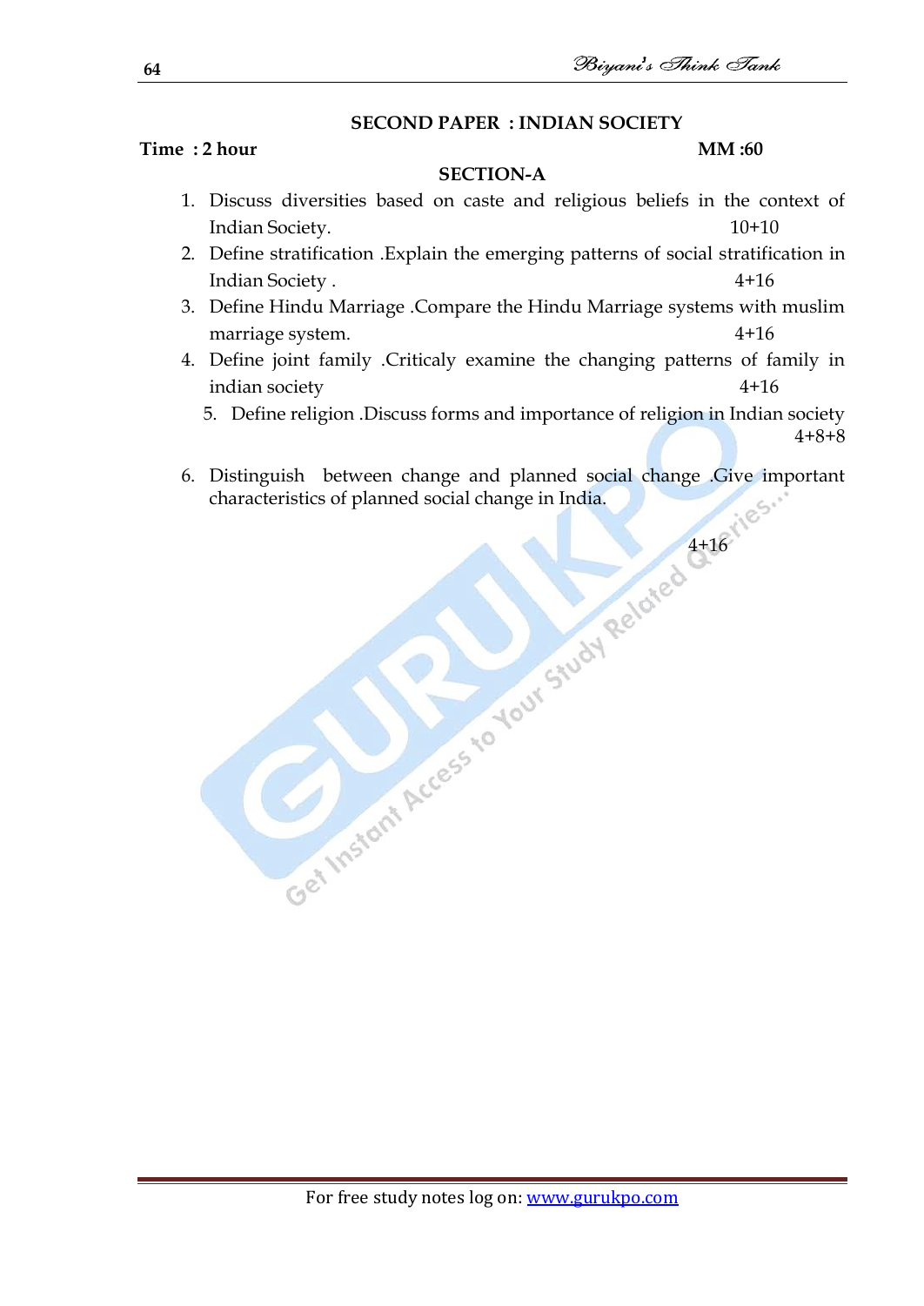## SECOND PAPER : INDIAN SOCIETY

**Time : 2 hour** **MM :60**

### SECTION-A

1. Discuss diversities based on caste and religious beliefs in the context of Indian Society. 10+10
2. Define stratification .Explain the emerging patterns of social stratification in Indian Society . 4+16
3. Define Hindu Marriage .Compare the Hindu Marriage systems with muslim marriage system. 4+16
4. Define joint family .Criticaly examine the changing patterns of family in indian society 4+16
5. Define religion .Discuss forms and importance of religion in Indian society 4+8+8
6. Distinguish between change and planned social change .Give important characteristics of planned social change in India. 4+16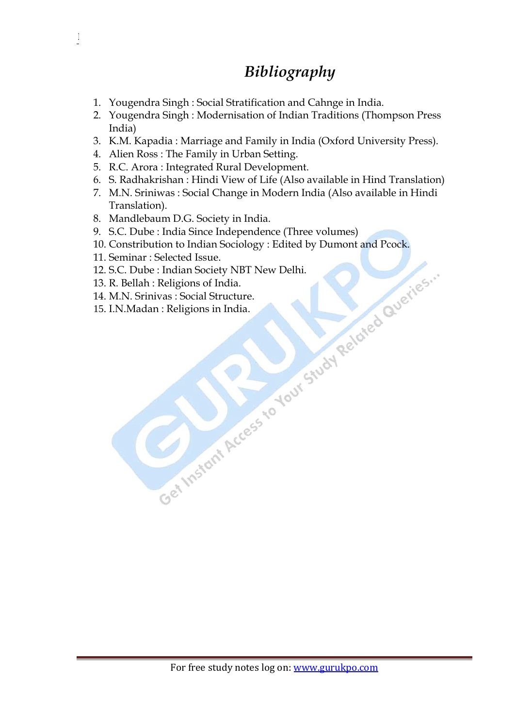# *Bibliography*

1. Yougendra Singh : Social Stratification and Cahnge in India.
2. Yougendra Singh : Modernisation of Indian Traditions (Thompson Press India)
3. K.M. Kapadia : Marriage and Family in India (Oxford University Press).
4. Alien Ross : The Family in Urban Setting.
5. R.C. Arora : Integrated Rural Development.
6. S. Radhakrishan : Hindi View of Life (Also available in Hind Translation)
7. M.N. Sriniwas : Social Change in Modern India (Also available in Hindi Translation).
8. Mandlebaum D.G. Society in India.
9. S.C. Dube : India Since Independence (Three volumes)
10. Constribution to Indian Sociology : Edited by Dumont and Pcock.
11. Seminar : Selected Issue.
12. S.C. Dube : Indian Society NBT New Delhi.
13. R. Bellah : Religions of India.
14. M.N. Srinivas : Social Structure.
15. I.N.Madan : Religions in India.